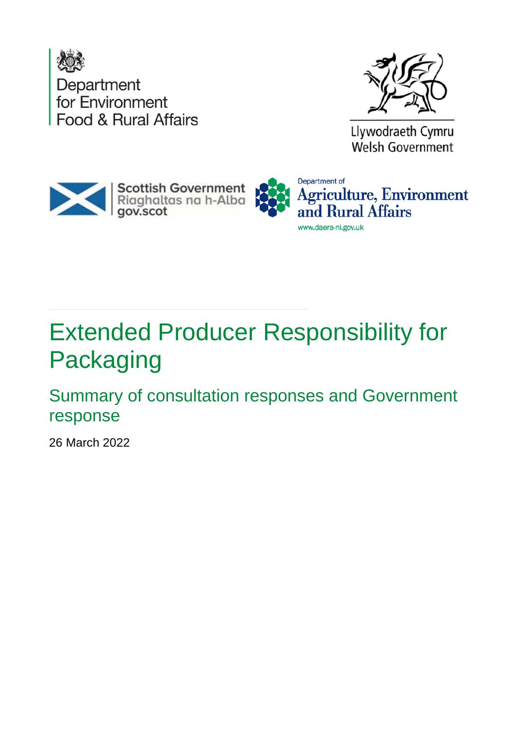Department for Environment Food & Rural Affairs

Llywodraeth Cymru
Welsh Government

Scottish Government
Riaghaltas na h-Alba
gov.scot

Department of
Agriculture, Environment and Rural Affairs
www.daera-ni.gov.uk

# Extended Producer Responsibility for Packaging

## Summary of consultation responses and Government response

26 March 2022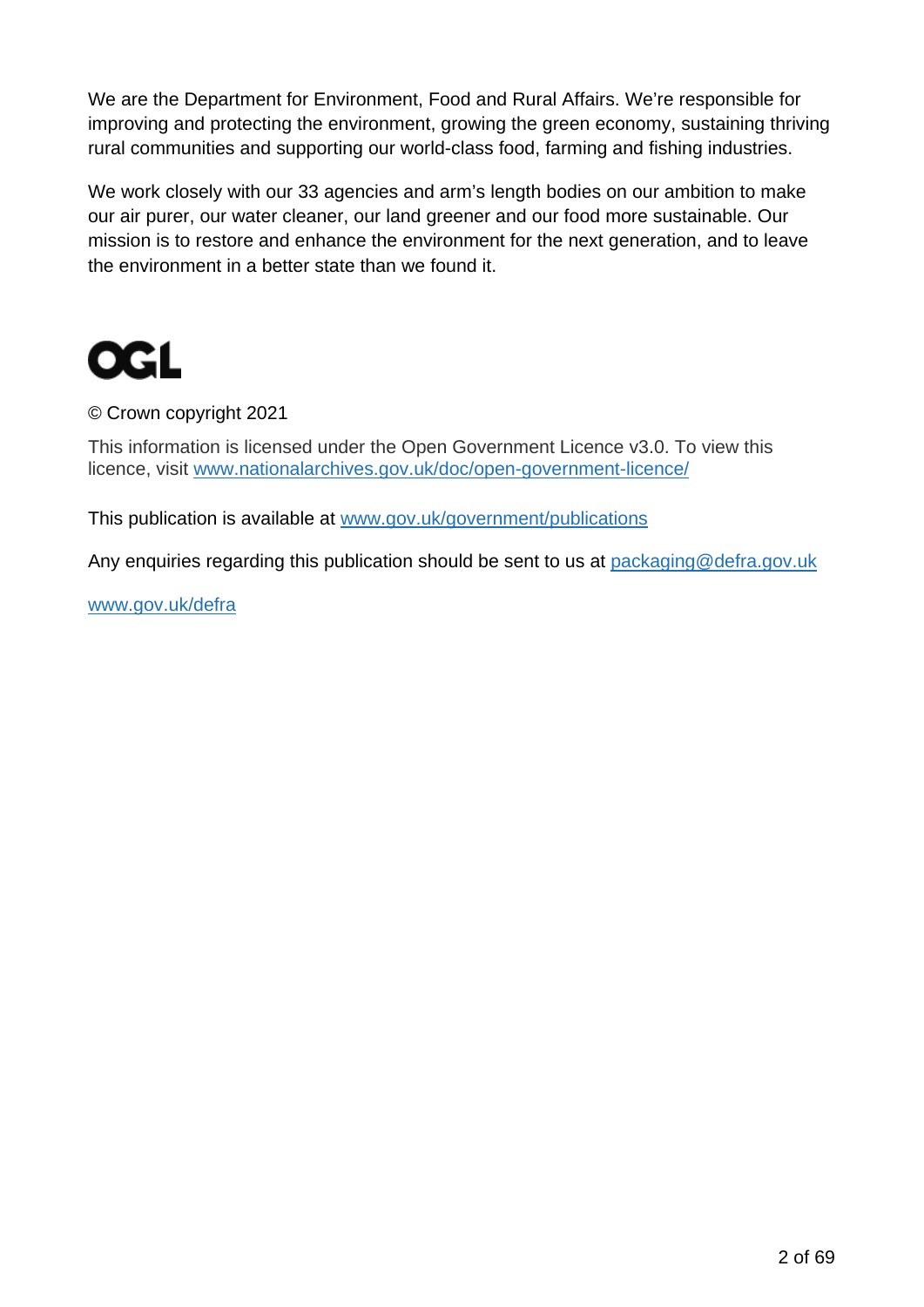We are the Department for Environment, Food and Rural Affairs. We're responsible for improving and protecting the environment, growing the green economy, sustaining thriving rural communities and supporting our world-class food, farming and fishing industries.

We work closely with our 33 agencies and arm's length bodies on our ambition to make our air purer, our water cleaner, our land greener and our food more sustainable. Our mission is to restore and enhance the environment for the next generation, and to leave the environment in a better state than we found it.

OGL

© Crown copyright 2021

This information is licensed under the Open Government Licence v3.0. To view this licence, visit [www.nationalarchives.gov.uk/doc/open-government-licence/](http://www.nationalarchives.gov.uk/doc/open-government-licence/)

This publication is available at [www.gov.uk/government/publications](http://www.gov.uk/government/publications)

Any enquiries regarding this publication should be sent to us at [packaging@defra.gov.uk](mailto:packaging@defra.gov.uk)

[www.gov.uk/defra](http://www.gov.uk/defra)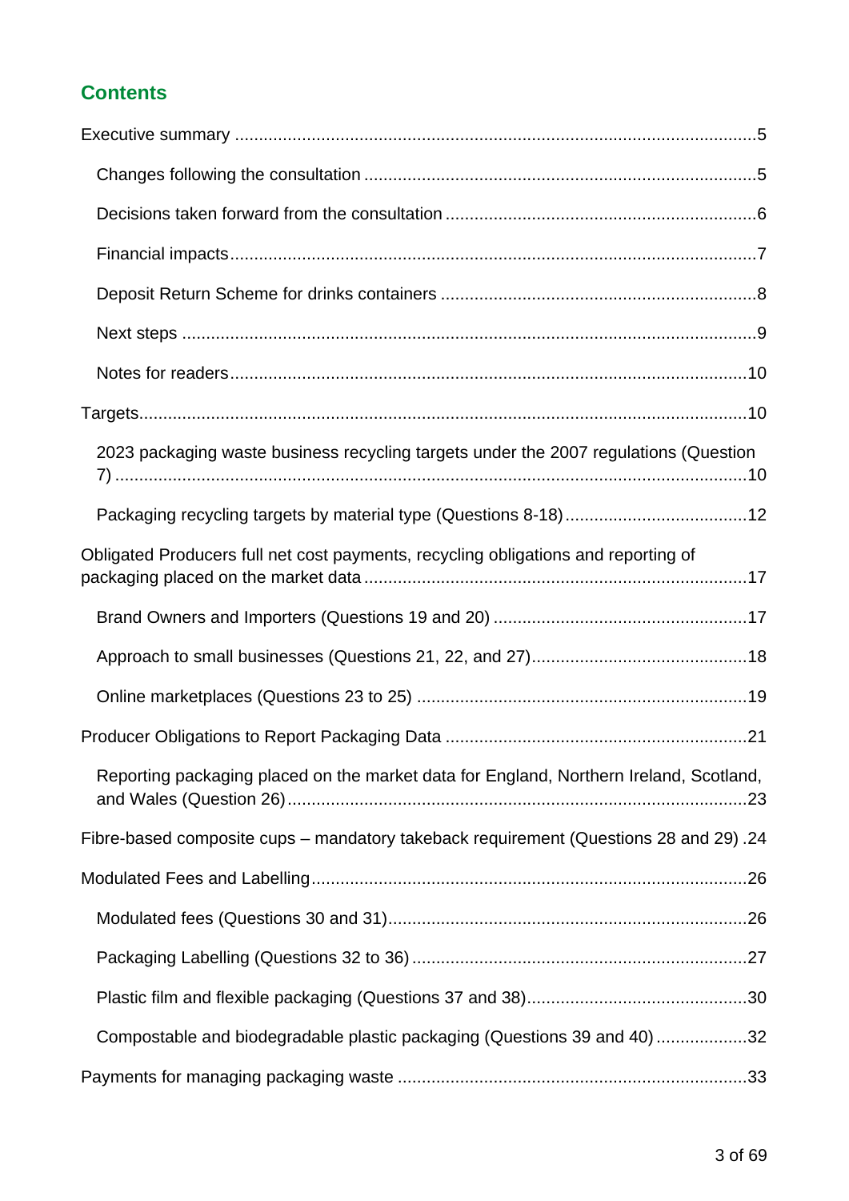## Contents

Executive summary ...5

- Changes following the consultation ...5
- Decisions taken forward from the consultation ...6
- Financial impacts ...7
- Deposit Return Scheme for drinks containers ...8
- Next steps ...9
- Notes for readers ...10

Targets ...10

- 2023 packaging waste business recycling targets under the 2007 regulations (Question 7) ...10
- Packaging recycling targets by material type (Questions 8-18) ...12

Obligated Producers full net cost payments, recycling obligations and reporting of packaging placed on the market data ...17

- Brand Owners and Importers (Questions 19 and 20) ...17
- Approach to small businesses (Questions 21, 22, and 27) ...18
- Online marketplaces (Questions 23 to 25) ...19

Producer Obligations to Report Packaging Data ...21

- Reporting packaging placed on the market data for England, Northern Ireland, Scotland, and Wales (Question 26) ...23

Fibre-based composite cups – mandatory takeback requirement (Questions 28 and 29) .24

Modulated Fees and Labelling ...26

- Modulated fees (Questions 30 and 31) ...26
- Packaging Labelling (Questions 32 to 36) ...27
- Plastic film and flexible packaging (Questions 37 and 38) ...30
- Compostable and biodegradable plastic packaging (Questions 39 and 40) ...32

Payments for managing packaging waste ...33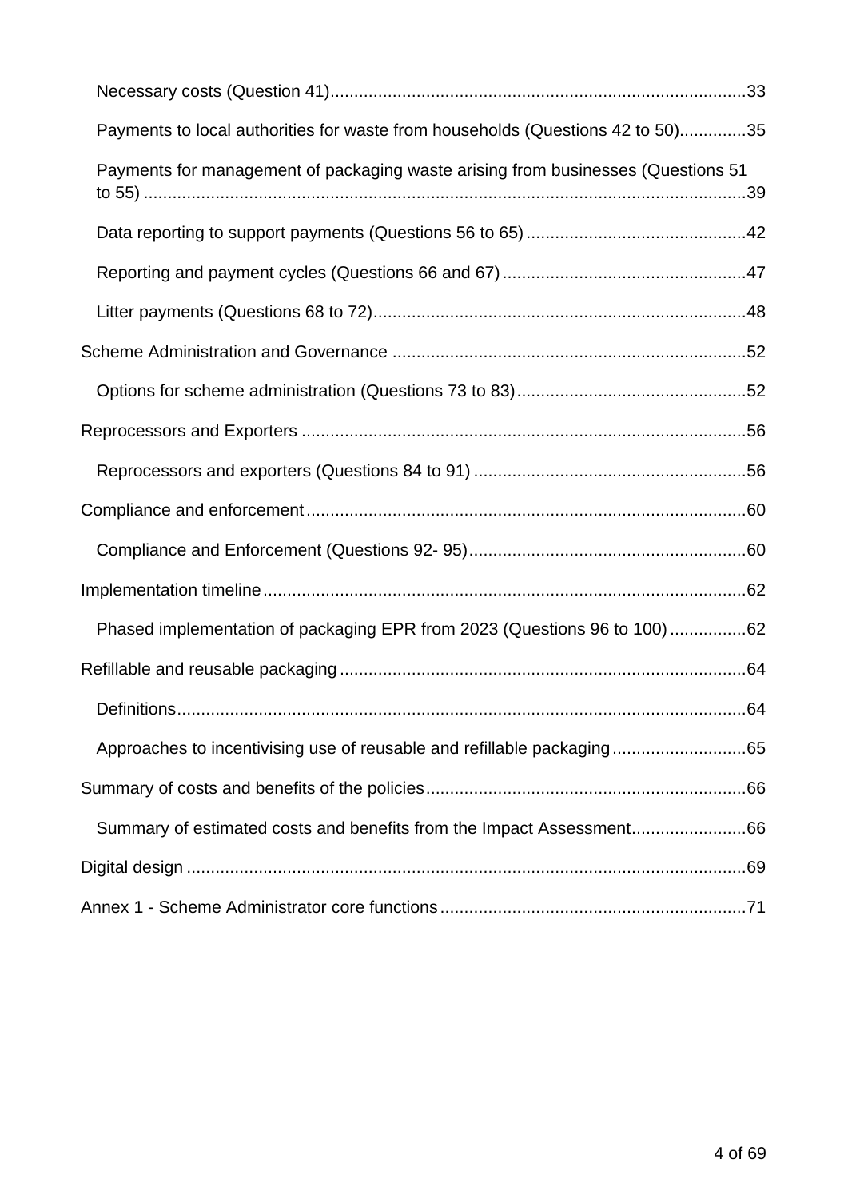- Necessary costs (Question 41)......................................................................................33
- Payments to local authorities for waste from households (Questions 42 to 50)..............35
- Payments for management of packaging waste arising from businesses (Questions 51 to 55) ..............................................................................................................................39
- Data reporting to support payments (Questions 56 to 65) .............................................42
- Reporting and payment cycles (Questions 66 and 67) ..................................................47
- Litter payments (Questions 68 to 72).............................................................................48

Scheme Administration and Governance .........................................................................52

- Options for scheme administration (Questions 73 to 83)................................................52

Reprocessors and Exporters ............................................................................................56

- Reprocessors and exporters (Questions 84 to 91) ........................................................56

Compliance and enforcement...........................................................................................60

- Compliance and Enforcement (Questions 92- 95).........................................................60

Implementation timeline....................................................................................................62

- Phased implementation of packaging EPR from 2023 (Questions 96 to 100) ................62

Refillable and reusable packaging ....................................................................................64

- Definitions......................................................................................................................64
- Approaches to incentivising use of reusable and refillable packaging............................65

Summary of costs and benefits of the policies..................................................................66

- Summary of estimated costs and benefits from the Impact Assessment........................66

Digital design ....................................................................................................................69

Annex 1 - Scheme Administrator core functions...............................................................71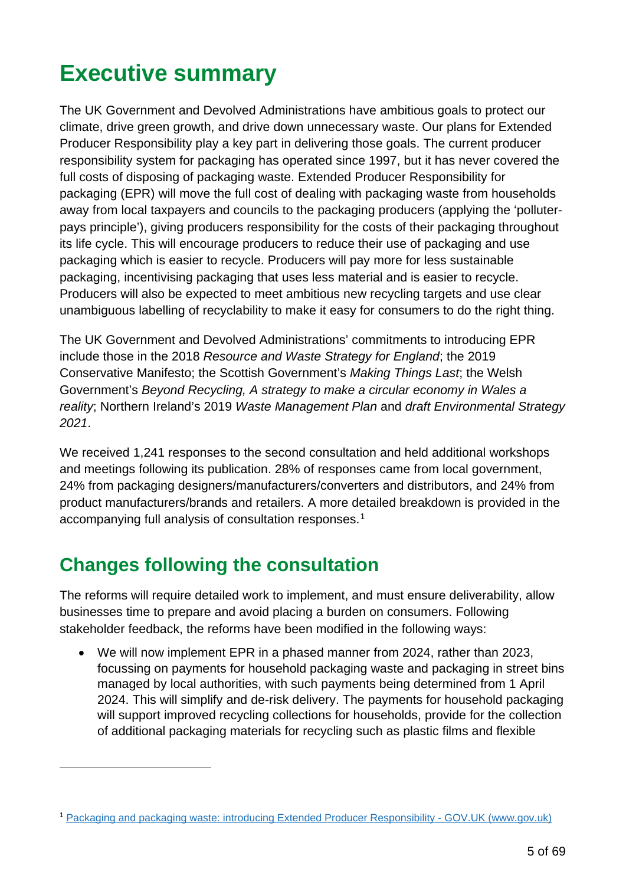# Executive summary

The UK Government and Devolved Administrations have ambitious goals to protect our climate, drive green growth, and drive down unnecessary waste. Our plans for Extended Producer Responsibility play a key part in delivering those goals. The current producer responsibility system for packaging has operated since 1997, but it has never covered the full costs of disposing of packaging waste. Extended Producer Responsibility for packaging (EPR) will move the full cost of dealing with packaging waste from households away from local taxpayers and councils to the packaging producers (applying the 'polluter-pays principle'), giving producers responsibility for the costs of their packaging throughout its life cycle. This will encourage producers to reduce their use of packaging and use packaging which is easier to recycle. Producers will pay more for less sustainable packaging, incentivising packaging that uses less material and is easier to recycle. Producers will also be expected to meet ambitious new recycling targets and use clear unambiguous labelling of recyclability to make it easy for consumers to do the right thing.

The UK Government and Devolved Administrations' commitments to introducing EPR include those in the 2018 *Resource and Waste Strategy for England*; the 2019 Conservative Manifesto; the Scottish Government's *Making Things Last*; the Welsh Government's *Beyond Recycling, A strategy to make a circular economy in Wales a reality*; Northern Ireland's 2019 *Waste Management Plan* and *draft Environmental Strategy 2021*.

We received 1,241 responses to the second consultation and held additional workshops and meetings following its publication. 28% of responses came from local government, 24% from packaging designers/manufacturers/converters and distributors, and 24% from product manufacturers/brands and retailers. A more detailed breakdown is provided in the accompanying full analysis of consultation responses.[1]

## Changes following the consultation

The reforms will require detailed work to implement, and must ensure deliverability, allow businesses time to prepare and avoid placing a burden on consumers. Following stakeholder feedback, the reforms have been modified in the following ways:

- We will now implement EPR in a phased manner from 2024, rather than 2023, focussing on payments for household packaging waste and packaging in street bins managed by local authorities, with such payments being determined from 1 April 2024. This will simplify and de-risk delivery. The payments for household packaging will support improved recycling collections for households, provide for the collection of additional packaging materials for recycling such as plastic films and flexible

[1] Packaging and packaging waste: introducing Extended Producer Responsibility - GOV.UK (www.gov.uk)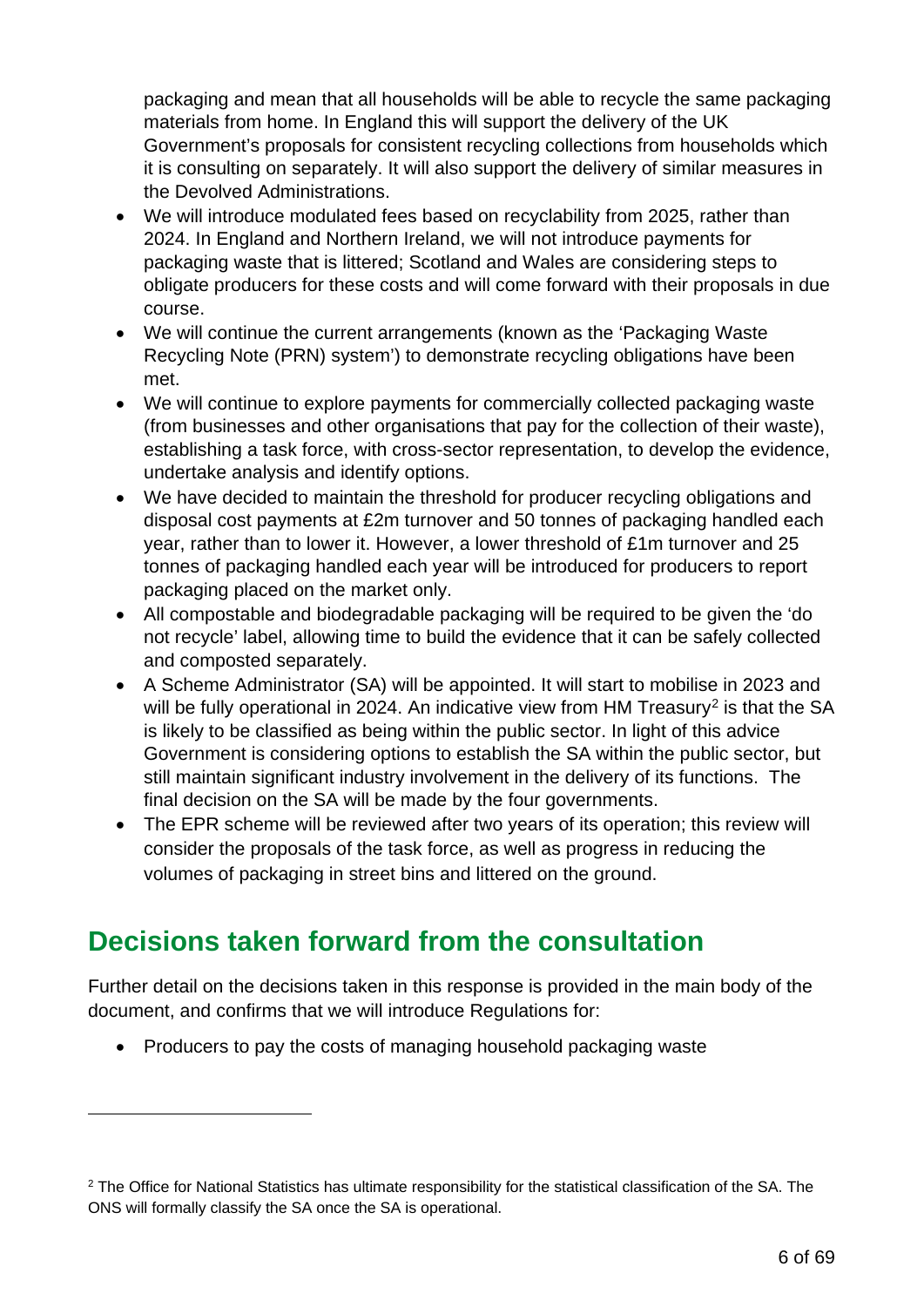packaging and mean that all households will be able to recycle the same packaging materials from home. In England this will support the delivery of the UK Government's proposals for consistent recycling collections from households which it is consulting on separately. It will also support the delivery of similar measures in the Devolved Administrations.

- We will introduce modulated fees based on recyclability from 2025, rather than 2024. In England and Northern Ireland, we will not introduce payments for packaging waste that is littered; Scotland and Wales are considering steps to obligate producers for these costs and will come forward with their proposals in due course.
- We will continue the current arrangements (known as the 'Packaging Waste Recycling Note (PRN) system') to demonstrate recycling obligations have been met.
- We will continue to explore payments for commercially collected packaging waste (from businesses and other organisations that pay for the collection of their waste), establishing a task force, with cross-sector representation, to develop the evidence, undertake analysis and identify options.
- We have decided to maintain the threshold for producer recycling obligations and disposal cost payments at £2m turnover and 50 tonnes of packaging handled each year, rather than to lower it. However, a lower threshold of £1m turnover and 25 tonnes of packaging handled each year will be introduced for producers to report packaging placed on the market only.
- All compostable and biodegradable packaging will be required to be given the 'do not recycle' label, allowing time to build the evidence that it can be safely collected and composted separately.
- A Scheme Administrator (SA) will be appointed. It will start to mobilise in 2023 and will be fully operational in 2024. An indicative view from HM Treasury[2] is that the SA is likely to be classified as being within the public sector. In light of this advice Government is considering options to establish the SA within the public sector, but still maintain significant industry involvement in the delivery of its functions. The final decision on the SA will be made by the four governments.
- The EPR scheme will be reviewed after two years of its operation; this review will consider the proposals of the task force, as well as progress in reducing the volumes of packaging in street bins and littered on the ground.

## Decisions taken forward from the consultation

Further detail on the decisions taken in this response is provided in the main body of the document, and confirms that we will introduce Regulations for:

- Producers to pay the costs of managing household packaging waste

[2] The Office for National Statistics has ultimate responsibility for the statistical classification of the SA. The ONS will formally classify the SA once the SA is operational.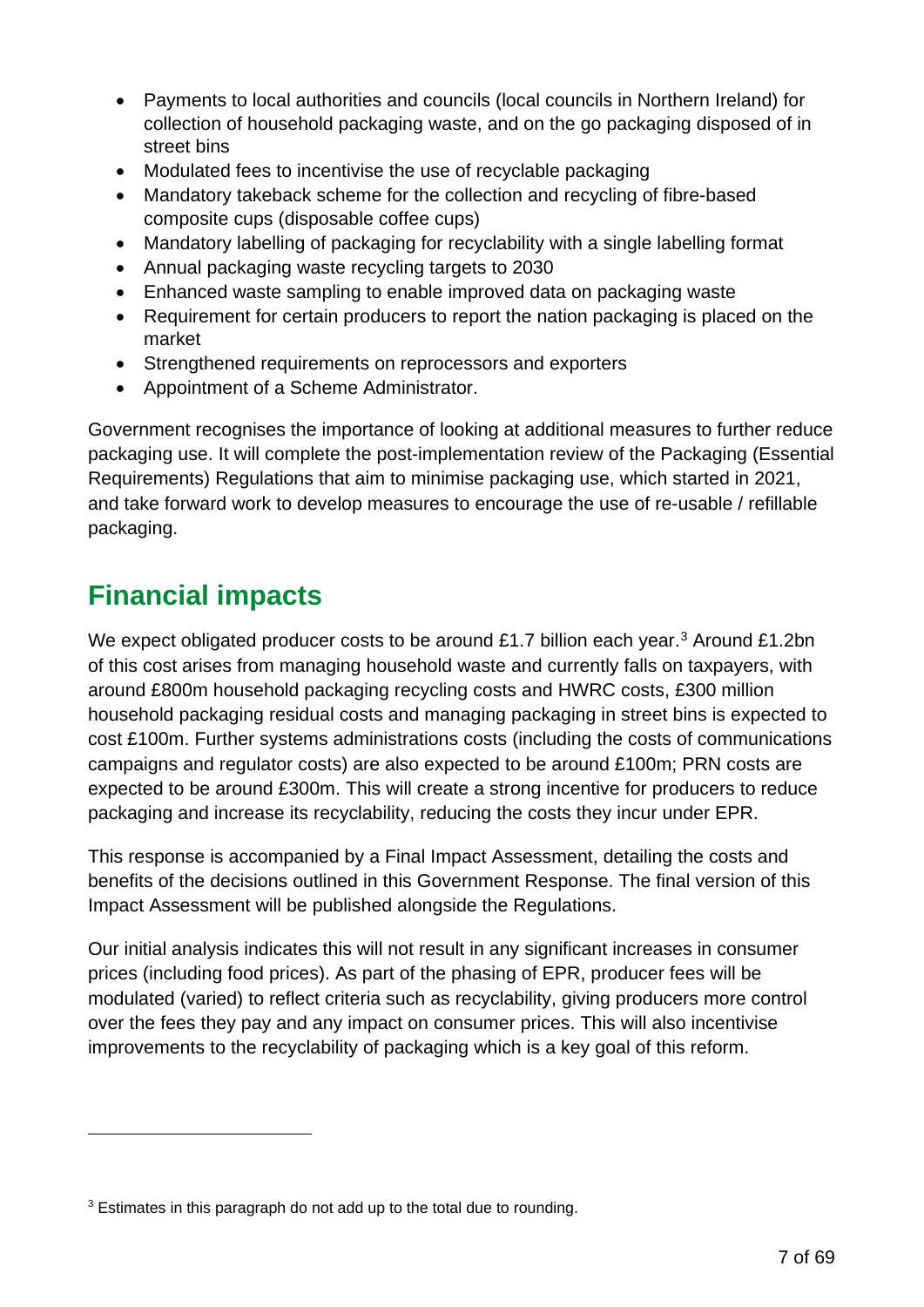- Payments to local authorities and councils (local councils in Northern Ireland) for collection of household packaging waste, and on the go packaging disposed of in street bins
- Modulated fees to incentivise the use of recyclable packaging
- Mandatory takeback scheme for the collection and recycling of fibre-based composite cups (disposable coffee cups)
- Mandatory labelling of packaging for recyclability with a single labelling format
- Annual packaging waste recycling targets to 2030
- Enhanced waste sampling to enable improved data on packaging waste
- Requirement for certain producers to report the nation packaging is placed on the market
- Strengthened requirements on reprocessors and exporters
- Appointment of a Scheme Administrator.

Government recognises the importance of looking at additional measures to further reduce packaging use. It will complete the post-implementation review of the Packaging (Essential Requirements) Regulations that aim to minimise packaging use, which started in 2021, and take forward work to develop measures to encourage the use of re-usable / refillable packaging.

## Financial impacts

We expect obligated producer costs to be around £1.7 billion each year.[3] Around £1.2bn of this cost arises from managing household waste and currently falls on taxpayers, with around £800m household packaging recycling costs and HWRC costs, £300 million household packaging residual costs and managing packaging in street bins is expected to cost £100m. Further systems administrations costs (including the costs of communications campaigns and regulator costs) are also expected to be around £100m; PRN costs are expected to be around £300m. This will create a strong incentive for producers to reduce packaging and increase its recyclability, reducing the costs they incur under EPR.

This response is accompanied by a Final Impact Assessment, detailing the costs and benefits of the decisions outlined in this Government Response. The final version of this Impact Assessment will be published alongside the Regulations.

Our initial analysis indicates this will not result in any significant increases in consumer prices (including food prices). As part of the phasing of EPR, producer fees will be modulated (varied) to reflect criteria such as recyclability, giving producers more control over the fees they pay and any impact on consumer prices. This will also incentivise improvements to the recyclability of packaging which is a key goal of this reform.

---

[3] Estimates in this paragraph do not add up to the total due to rounding.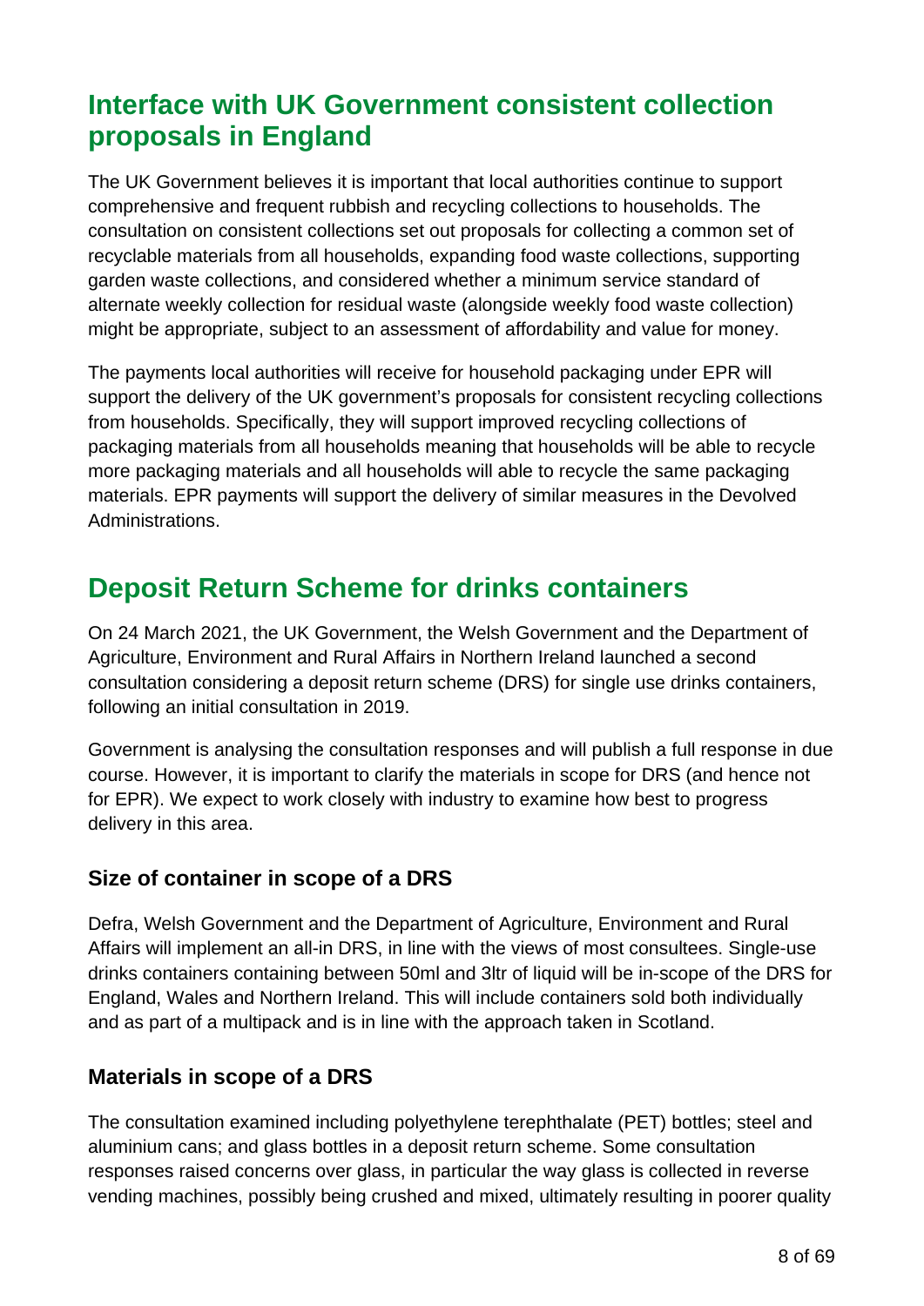## Interface with UK Government consistent collection proposals in England

The UK Government believes it is important that local authorities continue to support comprehensive and frequent rubbish and recycling collections to households. The consultation on consistent collections set out proposals for collecting a common set of recyclable materials from all households, expanding food waste collections, supporting garden waste collections, and considered whether a minimum service standard of alternate weekly collection for residual waste (alongside weekly food waste collection) might be appropriate, subject to an assessment of affordability and value for money.

The payments local authorities will receive for household packaging under EPR will support the delivery of the UK government's proposals for consistent recycling collections from households. Specifically, they will support improved recycling collections of packaging materials from all households meaning that households will be able to recycle more packaging materials and all households will able to recycle the same packaging materials. EPR payments will support the delivery of similar measures in the Devolved Administrations.

## Deposit Return Scheme for drinks containers

On 24 March 2021, the UK Government, the Welsh Government and the Department of Agriculture, Environment and Rural Affairs in Northern Ireland launched a second consultation considering a deposit return scheme (DRS) for single use drinks containers, following an initial consultation in 2019.

Government is analysing the consultation responses and will publish a full response in due course. However, it is important to clarify the materials in scope for DRS (and hence not for EPR). We expect to work closely with industry to examine how best to progress delivery in this area.

### Size of container in scope of a DRS

Defra, Welsh Government and the Department of Agriculture, Environment and Rural Affairs will implement an all-in DRS, in line with the views of most consultees. Single-use drinks containers containing between 50ml and 3ltr of liquid will be in-scope of the DRS for England, Wales and Northern Ireland. This will include containers sold both individually and as part of a multipack and is in line with the approach taken in Scotland.

### Materials in scope of a DRS

The consultation examined including polyethylene terephthalate (PET) bottles; steel and aluminium cans; and glass bottles in a deposit return scheme. Some consultation responses raised concerns over glass, in particular the way glass is collected in reverse vending machines, possibly being crushed and mixed, ultimately resulting in poorer quality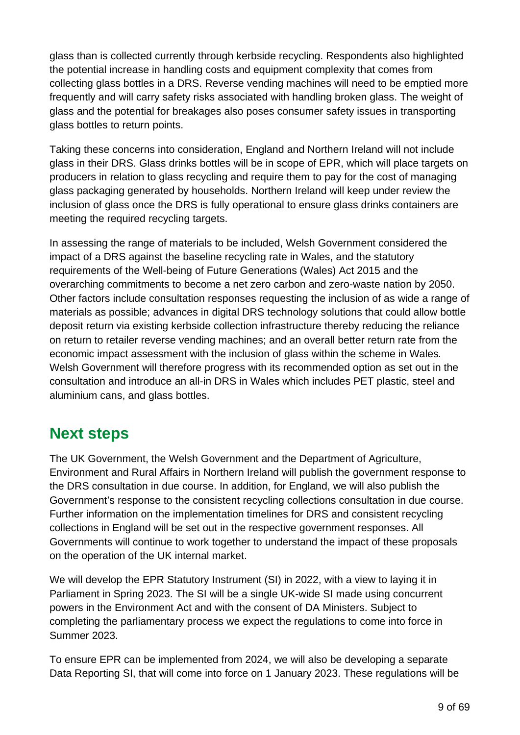glass than is collected currently through kerbside recycling. Respondents also highlighted the potential increase in handling costs and equipment complexity that comes from collecting glass bottles in a DRS. Reverse vending machines will need to be emptied more frequently and will carry safety risks associated with handling broken glass. The weight of glass and the potential for breakages also poses consumer safety issues in transporting glass bottles to return points.

Taking these concerns into consideration, England and Northern Ireland will not include glass in their DRS. Glass drinks bottles will be in scope of EPR, which will place targets on producers in relation to glass recycling and require them to pay for the cost of managing glass packaging generated by households. Northern Ireland will keep under review the inclusion of glass once the DRS is fully operational to ensure glass drinks containers are meeting the required recycling targets.

In assessing the range of materials to be included, Welsh Government considered the impact of a DRS against the baseline recycling rate in Wales, and the statutory requirements of the Well-being of Future Generations (Wales) Act 2015 and the overarching commitments to become a net zero carbon and zero-waste nation by 2050. Other factors include consultation responses requesting the inclusion of as wide a range of materials as possible; advances in digital DRS technology solutions that could allow bottle deposit return via existing kerbside collection infrastructure thereby reducing the reliance on return to retailer reverse vending machines; and an overall better return rate from the economic impact assessment with the inclusion of glass within the scheme in Wales*.* Welsh Government will therefore progress with its recommended option as set out in the consultation and introduce an all-in DRS in Wales which includes PET plastic, steel and aluminium cans, and glass bottles.

## Next steps

The UK Government, the Welsh Government and the Department of Agriculture, Environment and Rural Affairs in Northern Ireland will publish the government response to the DRS consultation in due course. In addition, for England, we will also publish the Government's response to the consistent recycling collections consultation in due course. Further information on the implementation timelines for DRS and consistent recycling collections in England will be set out in the respective government responses. All Governments will continue to work together to understand the impact of these proposals on the operation of the UK internal market.

We will develop the EPR Statutory Instrument (SI) in 2022, with a view to laying it in Parliament in Spring 2023. The SI will be a single UK-wide SI made using concurrent powers in the Environment Act and with the consent of DA Ministers. Subject to completing the parliamentary process we expect the regulations to come into force in Summer 2023.

To ensure EPR can be implemented from 2024, we will also be developing a separate Data Reporting SI, that will come into force on 1 January 2023. These regulations will be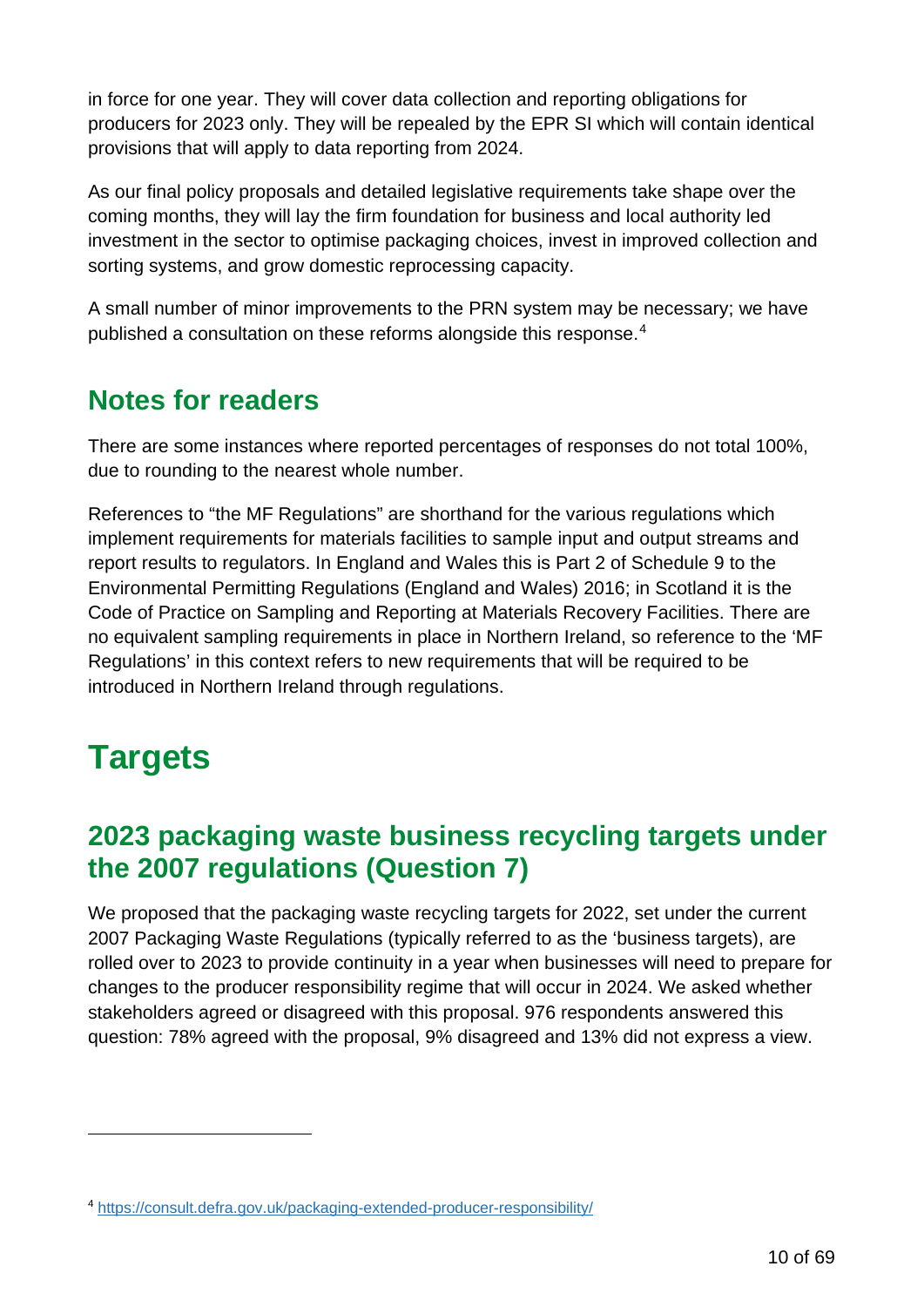in force for one year. They will cover data collection and reporting obligations for producers for 2023 only. They will be repealed by the EPR SI which will contain identical provisions that will apply to data reporting from 2024.

As our final policy proposals and detailed legislative requirements take shape over the coming months, they will lay the firm foundation for business and local authority led investment in the sector to optimise packaging choices, invest in improved collection and sorting systems, and grow domestic reprocessing capacity.

A small number of minor improvements to the PRN system may be necessary; we have published a consultation on these reforms alongside this response.[4]

## Notes for readers

There are some instances where reported percentages of responses do not total 100%, due to rounding to the nearest whole number.

References to "the MF Regulations" are shorthand for the various regulations which implement requirements for materials facilities to sample input and output streams and report results to regulators. In England and Wales this is Part 2 of Schedule 9 to the Environmental Permitting Regulations (England and Wales) 2016; in Scotland it is the Code of Practice on Sampling and Reporting at Materials Recovery Facilities. There are no equivalent sampling requirements in place in Northern Ireland, so reference to the 'MF Regulations' in this context refers to new requirements that will be required to be introduced in Northern Ireland through regulations.

# Targets

## 2023 packaging waste business recycling targets under the 2007 regulations (Question 7)

We proposed that the packaging waste recycling targets for 2022, set under the current 2007 Packaging Waste Regulations (typically referred to as the 'business targets), are rolled over to 2023 to provide continuity in a year when businesses will need to prepare for changes to the producer responsibility regime that will occur in 2024. We asked whether stakeholders agreed or disagreed with this proposal. 976 respondents answered this question: 78% agreed with the proposal, 9% disagreed and 13% did not express a view.

---

[4] https://consult.defra.gov.uk/packaging-extended-producer-responsibility/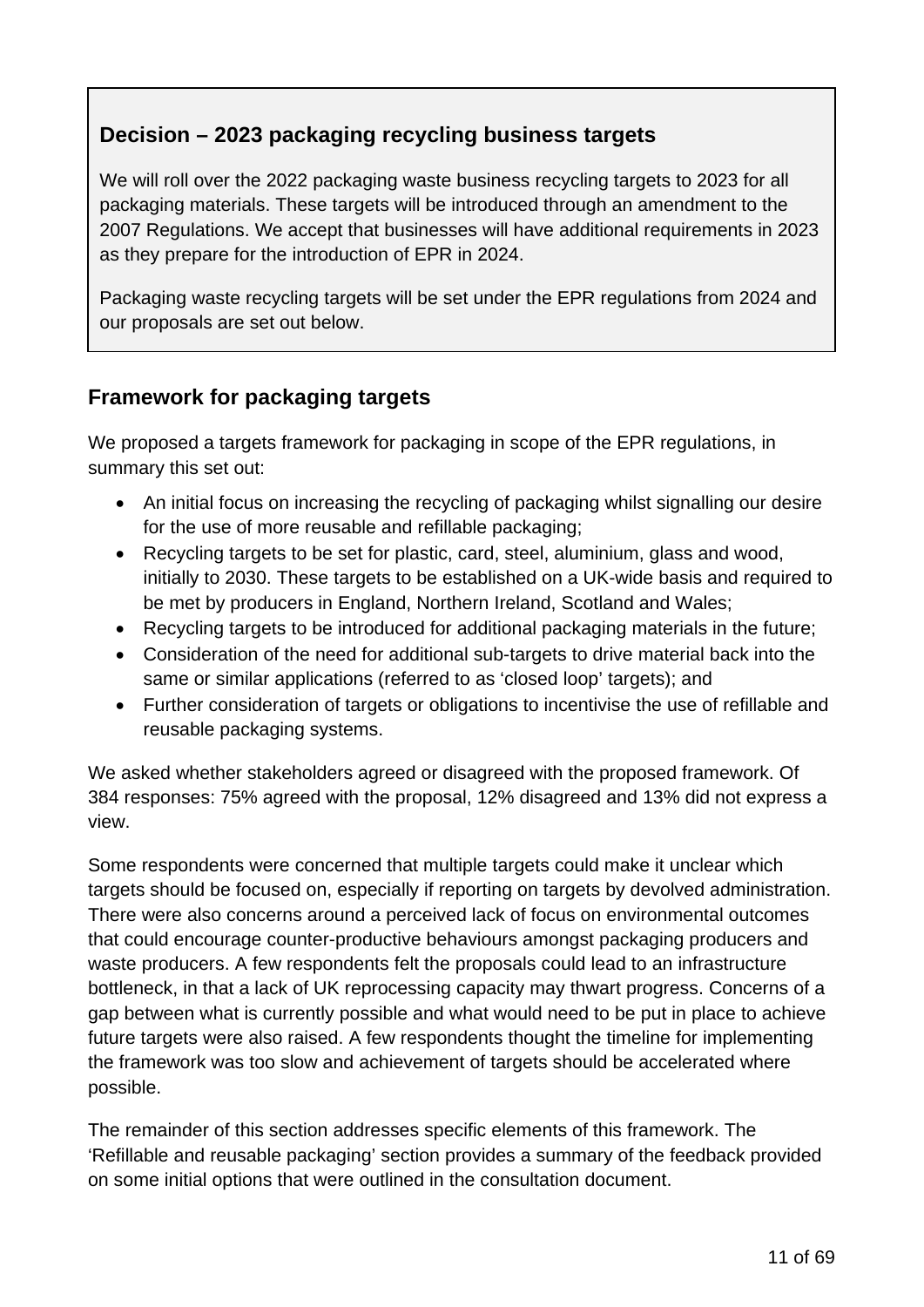### Decision – 2023 packaging recycling business targets

We will roll over the 2022 packaging waste business recycling targets to 2023 for all packaging materials. These targets will be introduced through an amendment to the 2007 Regulations. We accept that businesses will have additional requirements in 2023 as they prepare for the introduction of EPR in 2024.

Packaging waste recycling targets will be set under the EPR regulations from 2024 and our proposals are set out below.

## Framework for packaging targets

We proposed a targets framework for packaging in scope of the EPR regulations, in summary this set out:

- An initial focus on increasing the recycling of packaging whilst signalling our desire for the use of more reusable and refillable packaging;
- Recycling targets to be set for plastic, card, steel, aluminium, glass and wood, initially to 2030. These targets to be established on a UK-wide basis and required to be met by producers in England, Northern Ireland, Scotland and Wales;
- Recycling targets to be introduced for additional packaging materials in the future;
- Consideration of the need for additional sub-targets to drive material back into the same or similar applications (referred to as 'closed loop' targets); and
- Further consideration of targets or obligations to incentivise the use of refillable and reusable packaging systems.

We asked whether stakeholders agreed or disagreed with the proposed framework. Of 384 responses: 75% agreed with the proposal, 12% disagreed and 13% did not express a view.

Some respondents were concerned that multiple targets could make it unclear which targets should be focused on, especially if reporting on targets by devolved administration. There were also concerns around a perceived lack of focus on environmental outcomes that could encourage counter-productive behaviours amongst packaging producers and waste producers. A few respondents felt the proposals could lead to an infrastructure bottleneck, in that a lack of UK reprocessing capacity may thwart progress. Concerns of a gap between what is currently possible and what would need to be put in place to achieve future targets were also raised. A few respondents thought the timeline for implementing the framework was too slow and achievement of targets should be accelerated where possible.

The remainder of this section addresses specific elements of this framework. The 'Refillable and reusable packaging' section provides a summary of the feedback provided on some initial options that were outlined in the consultation document.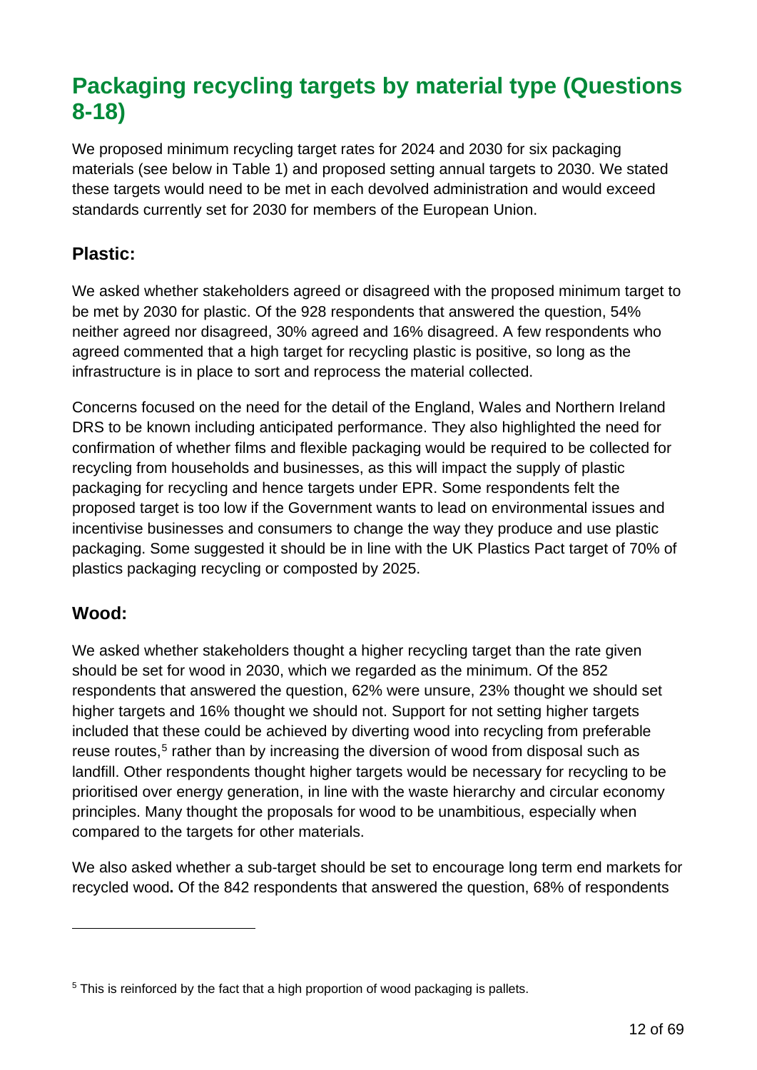## Packaging recycling targets by material type (Questions 8-18)

We proposed minimum recycling target rates for 2024 and 2030 for six packaging materials (see below in Table 1) and proposed setting annual targets to 2030. We stated these targets would need to be met in each devolved administration and would exceed standards currently set for 2030 for members of the European Union.

### Plastic:

We asked whether stakeholders agreed or disagreed with the proposed minimum target to be met by 2030 for plastic. Of the 928 respondents that answered the question, 54% neither agreed nor disagreed, 30% agreed and 16% disagreed. A few respondents who agreed commented that a high target for recycling plastic is positive, so long as the infrastructure is in place to sort and reprocess the material collected.

Concerns focused on the need for the detail of the England, Wales and Northern Ireland DRS to be known including anticipated performance. They also highlighted the need for confirmation of whether films and flexible packaging would be required to be collected for recycling from households and businesses, as this will impact the supply of plastic packaging for recycling and hence targets under EPR. Some respondents felt the proposed target is too low if the Government wants to lead on environmental issues and incentivise businesses and consumers to change the way they produce and use plastic packaging. Some suggested it should be in line with the UK Plastics Pact target of 70% of plastics packaging recycling or composted by 2025.

### Wood:

We asked whether stakeholders thought a higher recycling target than the rate given should be set for wood in 2030, which we regarded as the minimum. Of the 852 respondents that answered the question, 62% were unsure, 23% thought we should set higher targets and 16% thought we should not. Support for not setting higher targets included that these could be achieved by diverting wood into recycling from preferable reuse routes,[5] rather than by increasing the diversion of wood from disposal such as landfill. Other respondents thought higher targets would be necessary for recycling to be prioritised over energy generation, in line with the waste hierarchy and circular economy principles. Many thought the proposals for wood to be unambitious, especially when compared to the targets for other materials.

We also asked whether a sub-target should be set to encourage long term end markets for recycled wood**.** Of the 842 respondents that answered the question, 68% of respondents

---

[5] This is reinforced by the fact that a high proportion of wood packaging is pallets.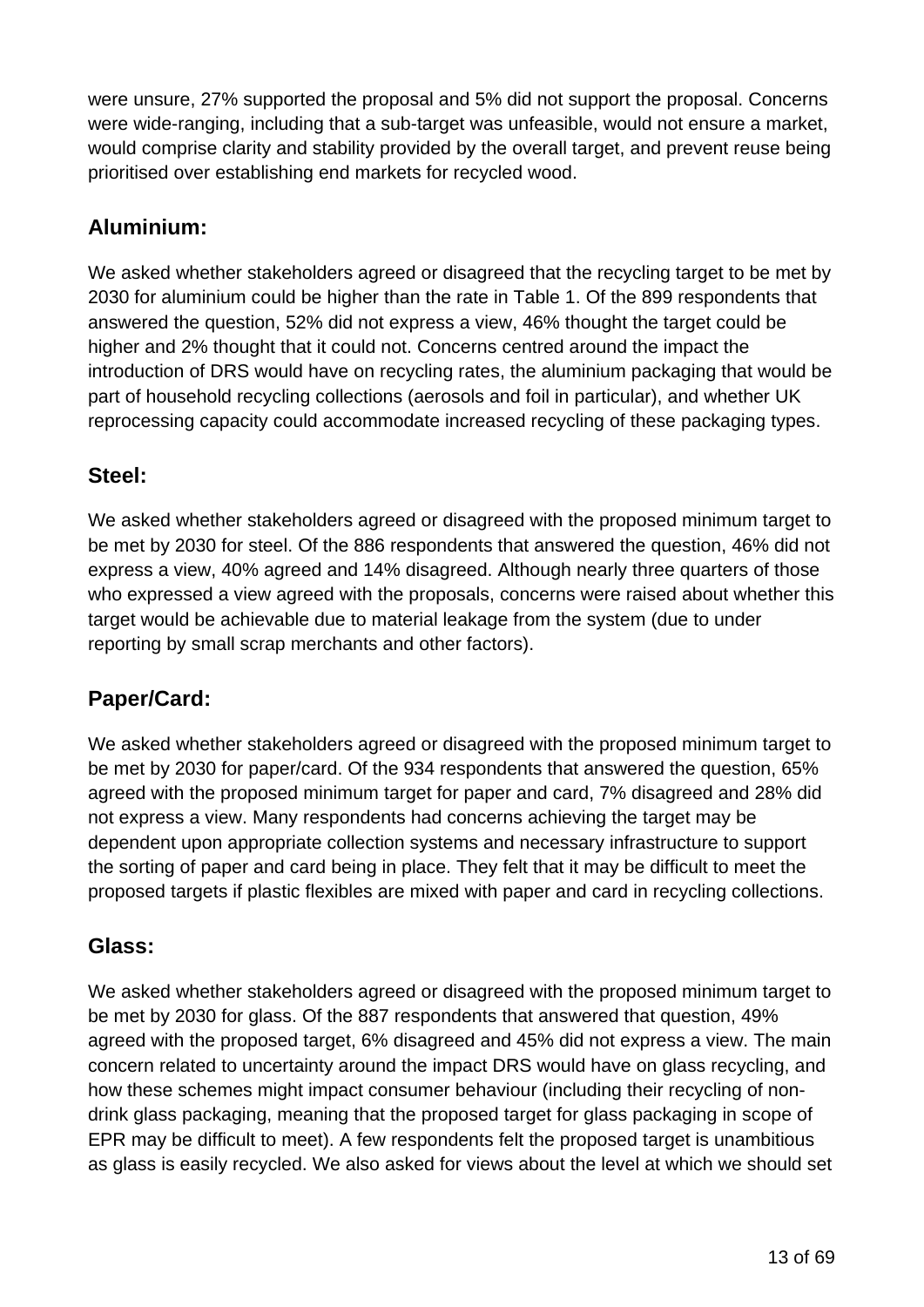were unsure, 27% supported the proposal and 5% did not support the proposal. Concerns were wide-ranging, including that a sub-target was unfeasible, would not ensure a market, would comprise clarity and stability provided by the overall target, and prevent reuse being prioritised over establishing end markets for recycled wood.

## Aluminium:

We asked whether stakeholders agreed or disagreed that the recycling target to be met by 2030 for aluminium could be higher than the rate in Table 1. Of the 899 respondents that answered the question, 52% did not express a view, 46% thought the target could be higher and 2% thought that it could not. Concerns centred around the impact the introduction of DRS would have on recycling rates, the aluminium packaging that would be part of household recycling collections (aerosols and foil in particular), and whether UK reprocessing capacity could accommodate increased recycling of these packaging types.

## Steel:

We asked whether stakeholders agreed or disagreed with the proposed minimum target to be met by 2030 for steel. Of the 886 respondents that answered the question, 46% did not express a view, 40% agreed and 14% disagreed. Although nearly three quarters of those who expressed a view agreed with the proposals, concerns were raised about whether this target would be achievable due to material leakage from the system (due to under reporting by small scrap merchants and other factors).

## Paper/Card:

We asked whether stakeholders agreed or disagreed with the proposed minimum target to be met by 2030 for paper/card. Of the 934 respondents that answered the question, 65% agreed with the proposed minimum target for paper and card, 7% disagreed and 28% did not express a view. Many respondents had concerns achieving the target may be dependent upon appropriate collection systems and necessary infrastructure to support the sorting of paper and card being in place. They felt that it may be difficult to meet the proposed targets if plastic flexibles are mixed with paper and card in recycling collections.

## Glass:

We asked whether stakeholders agreed or disagreed with the proposed minimum target to be met by 2030 for glass. Of the 887 respondents that answered that question, 49% agreed with the proposed target, 6% disagreed and 45% did not express a view. The main concern related to uncertainty around the impact DRS would have on glass recycling, and how these schemes might impact consumer behaviour (including their recycling of non-drink glass packaging, meaning that the proposed target for glass packaging in scope of EPR may be difficult to meet). A few respondents felt the proposed target is unambitious as glass is easily recycled. We also asked for views about the level at which we should set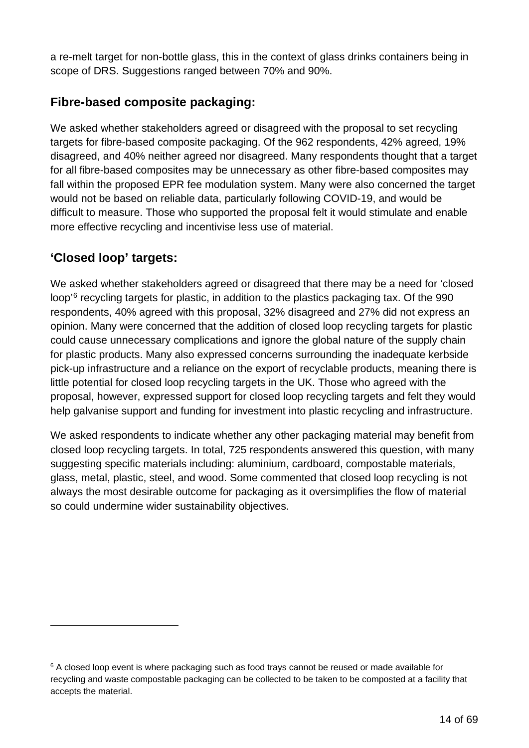a re-melt target for non-bottle glass, this in the context of glass drinks containers being in scope of DRS. Suggestions ranged between 70% and 90%.

### Fibre-based composite packaging:

We asked whether stakeholders agreed or disagreed with the proposal to set recycling targets for fibre-based composite packaging. Of the 962 respondents, 42% agreed, 19% disagreed, and 40% neither agreed nor disagreed. Many respondents thought that a target for all fibre-based composites may be unnecessary as other fibre-based composites may fall within the proposed EPR fee modulation system. Many were also concerned the target would not be based on reliable data, particularly following COVID-19, and would be difficult to measure. Those who supported the proposal felt it would stimulate and enable more effective recycling and incentivise less use of material.

### 'Closed loop' targets:

We asked whether stakeholders agreed or disagreed that there may be a need for 'closed loop'[6] recycling targets for plastic, in addition to the plastics packaging tax. Of the 990 respondents, 40% agreed with this proposal, 32% disagreed and 27% did not express an opinion. Many were concerned that the addition of closed loop recycling targets for plastic could cause unnecessary complications and ignore the global nature of the supply chain for plastic products. Many also expressed concerns surrounding the inadequate kerbside pick-up infrastructure and a reliance on the export of recyclable products, meaning there is little potential for closed loop recycling targets in the UK. Those who agreed with the proposal, however, expressed support for closed loop recycling targets and felt they would help galvanise support and funding for investment into plastic recycling and infrastructure.

We asked respondents to indicate whether any other packaging material may benefit from closed loop recycling targets. In total, 725 respondents answered this question, with many suggesting specific materials including: aluminium, cardboard, compostable materials, glass, metal, plastic, steel, and wood. Some commented that closed loop recycling is not always the most desirable outcome for packaging as it oversimplifies the flow of material so could undermine wider sustainability objectives.

---

[6] A closed loop event is where packaging such as food trays cannot be reused or made available for recycling and waste compostable packaging can be collected to be taken to be composted at a facility that accepts the material.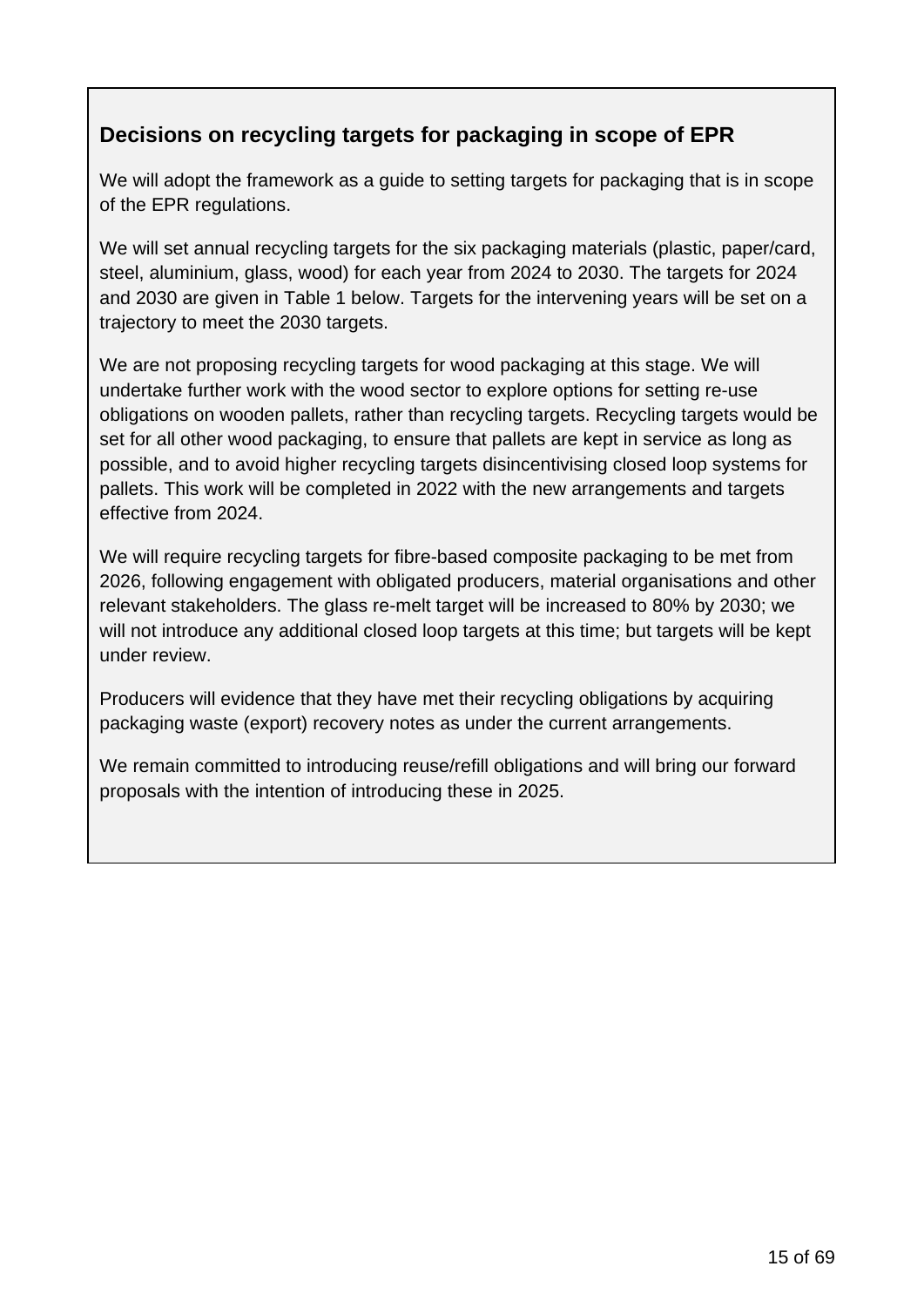### Decisions on recycling targets for packaging in scope of EPR

We will adopt the framework as a guide to setting targets for packaging that is in scope of the EPR regulations.

We will set annual recycling targets for the six packaging materials (plastic, paper/card, steel, aluminium, glass, wood) for each year from 2024 to 2030. The targets for 2024 and 2030 are given in Table 1 below. Targets for the intervening years will be set on a trajectory to meet the 2030 targets.

We are not proposing recycling targets for wood packaging at this stage. We will undertake further work with the wood sector to explore options for setting re-use obligations on wooden pallets, rather than recycling targets. Recycling targets would be set for all other wood packaging, to ensure that pallets are kept in service as long as possible, and to avoid higher recycling targets disincentivising closed loop systems for pallets. This work will be completed in 2022 with the new arrangements and targets effective from 2024.

We will require recycling targets for fibre-based composite packaging to be met from 2026, following engagement with obligated producers, material organisations and other relevant stakeholders. The glass re-melt target will be increased to 80% by 2030; we will not introduce any additional closed loop targets at this time; but targets will be kept under review.

Producers will evidence that they have met their recycling obligations by acquiring packaging waste (export) recovery notes as under the current arrangements.

We remain committed to introducing reuse/refill obligations and will bring our forward proposals with the intention of introducing these in 2025.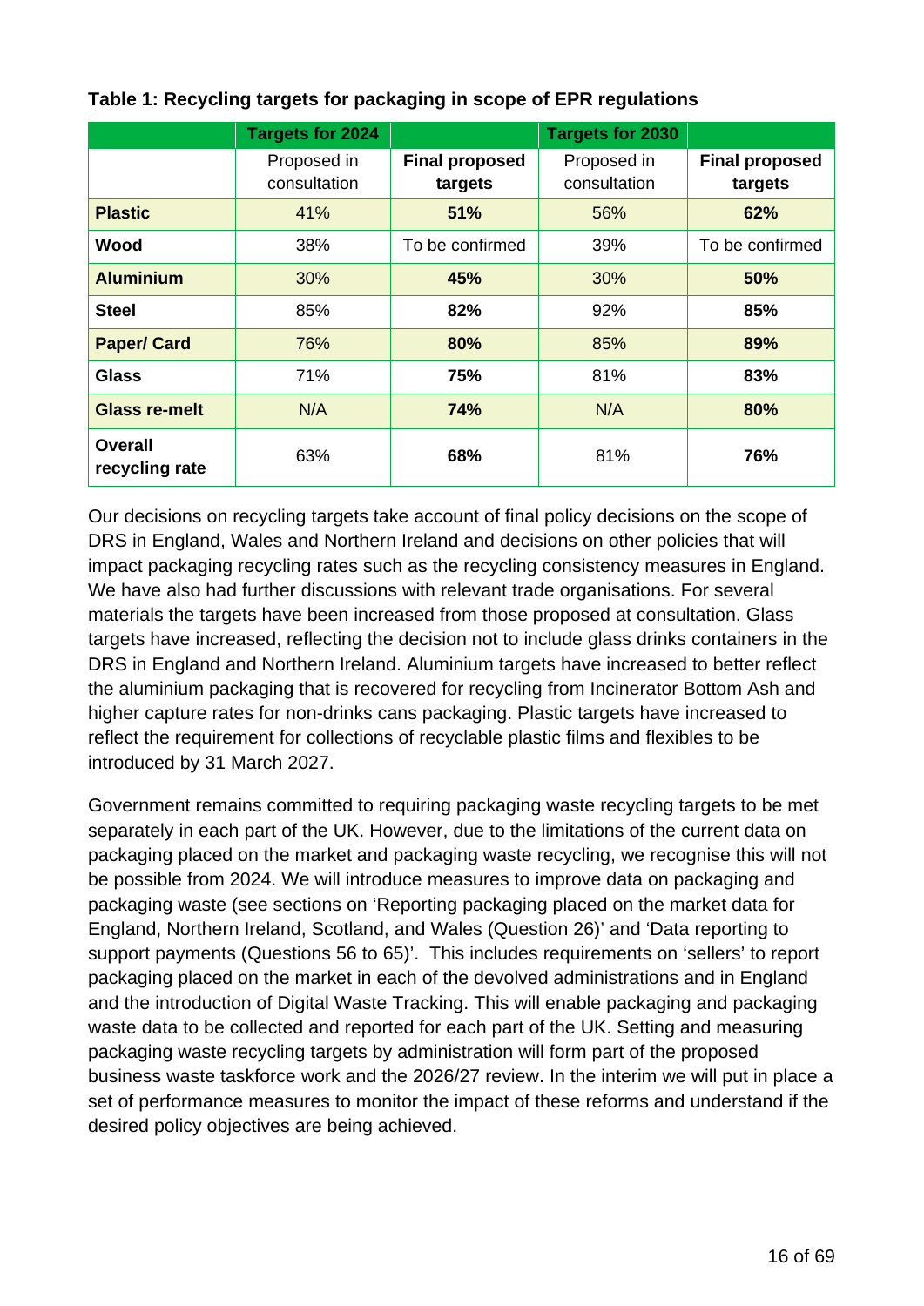**Table 1: Recycling targets for packaging in scope of EPR regulations**

| | Targets for 2024 | | Targets for 2030 | |
|---|---|---|---|---|
| | Proposed in consultation | **Final proposed targets** | Proposed in consultation | **Final proposed targets** |
| **Plastic** | 41% | **51%** | 56% | **62%** |
| **Wood** | 38% | To be confirmed | 39% | To be confirmed |
| **Aluminium** | 30% | **45%** | 30% | **50%** |
| **Steel** | 85% | **82%** | 92% | **85%** |
| **Paper/ Card** | 76% | **80%** | 85% | **89%** |
| **Glass** | 71% | **75%** | 81% | **83%** |
| **Glass re-melt** | N/A | **74%** | N/A | **80%** |
| **Overall recycling rate** | 63% | **68%** | 81% | **76%** |

Our decisions on recycling targets take account of final policy decisions on the scope of DRS in England, Wales and Northern Ireland and decisions on other policies that will impact packaging recycling rates such as the recycling consistency measures in England. We have also had further discussions with relevant trade organisations. For several materials the targets have been increased from those proposed at consultation. Glass targets have increased, reflecting the decision not to include glass drinks containers in the DRS in England and Northern Ireland. Aluminium targets have increased to better reflect the aluminium packaging that is recovered for recycling from Incinerator Bottom Ash and higher capture rates for non-drinks cans packaging. Plastic targets have increased to reflect the requirement for collections of recyclable plastic films and flexibles to be introduced by 31 March 2027.

Government remains committed to requiring packaging waste recycling targets to be met separately in each part of the UK. However, due to the limitations of the current data on packaging placed on the market and packaging waste recycling, we recognise this will not be possible from 2024. We will introduce measures to improve data on packaging and packaging waste (see sections on 'Reporting packaging placed on the market data for England, Northern Ireland, Scotland, and Wales (Question 26)' and 'Data reporting to support payments (Questions 56 to 65)'. This includes requirements on 'sellers' to report packaging placed on the market in each of the devolved administrations and in England and the introduction of Digital Waste Tracking. This will enable packaging and packaging waste data to be collected and reported for each part of the UK. Setting and measuring packaging waste recycling targets by administration will form part of the proposed business waste taskforce work and the 2026/27 review. In the interim we will put in place a set of performance measures to monitor the impact of these reforms and understand if the desired policy objectives are being achieved.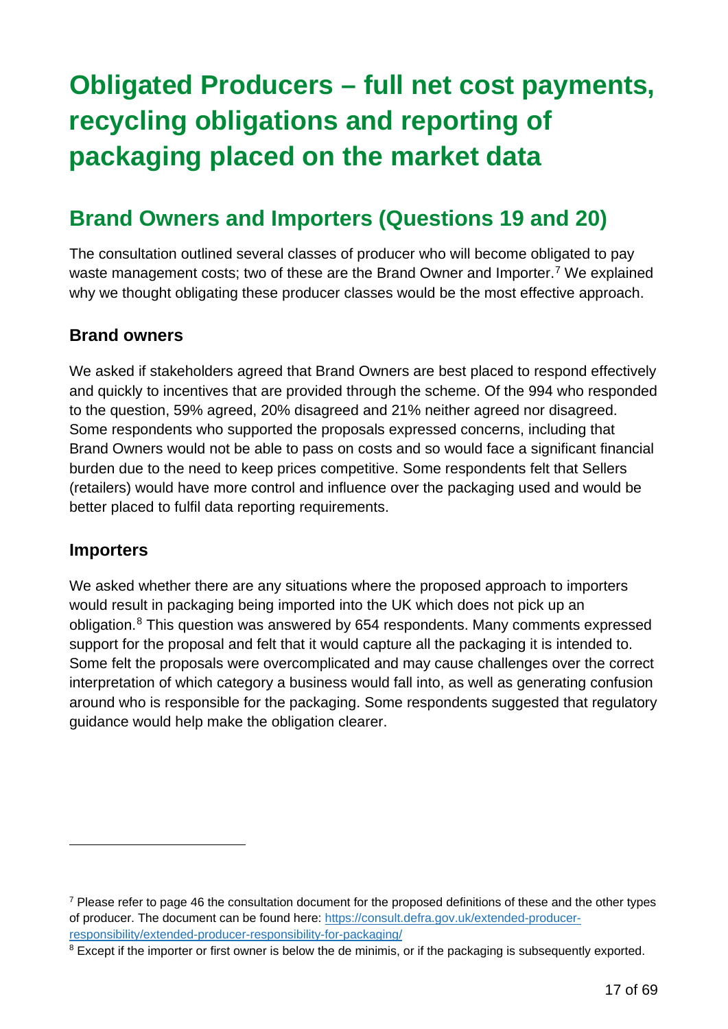# Obligated Producers – full net cost payments, recycling obligations and reporting of packaging placed on the market data

## Brand Owners and Importers (Questions 19 and 20)

The consultation outlined several classes of producer who will become obligated to pay waste management costs; two of these are the Brand Owner and Importer.[7] We explained why we thought obligating these producer classes would be the most effective approach.

### Brand owners

We asked if stakeholders agreed that Brand Owners are best placed to respond effectively and quickly to incentives that are provided through the scheme. Of the 994 who responded to the question, 59% agreed, 20% disagreed and 21% neither agreed nor disagreed. Some respondents who supported the proposals expressed concerns, including that Brand Owners would not be able to pass on costs and so would face a significant financial burden due to the need to keep prices competitive. Some respondents felt that Sellers (retailers) would have more control and influence over the packaging used and would be better placed to fulfil data reporting requirements.

### Importers

We asked whether there are any situations where the proposed approach to importers would result in packaging being imported into the UK which does not pick up an obligation.[8] This question was answered by 654 respondents. Many comments expressed support for the proposal and felt that it would capture all the packaging it is intended to. Some felt the proposals were overcomplicated and may cause challenges over the correct interpretation of which category a business would fall into, as well as generating confusion around who is responsible for the packaging. Some respondents suggested that regulatory guidance would help make the obligation clearer.

---

[7] Please refer to page 46 the consultation document for the proposed definitions of these and the other types of producer. The document can be found here: https://consult.defra.gov.uk/extended-producer-responsibility/extended-producer-responsibility-for-packaging/

[8] Except if the importer or first owner is below the de minimis, or if the packaging is subsequently exported.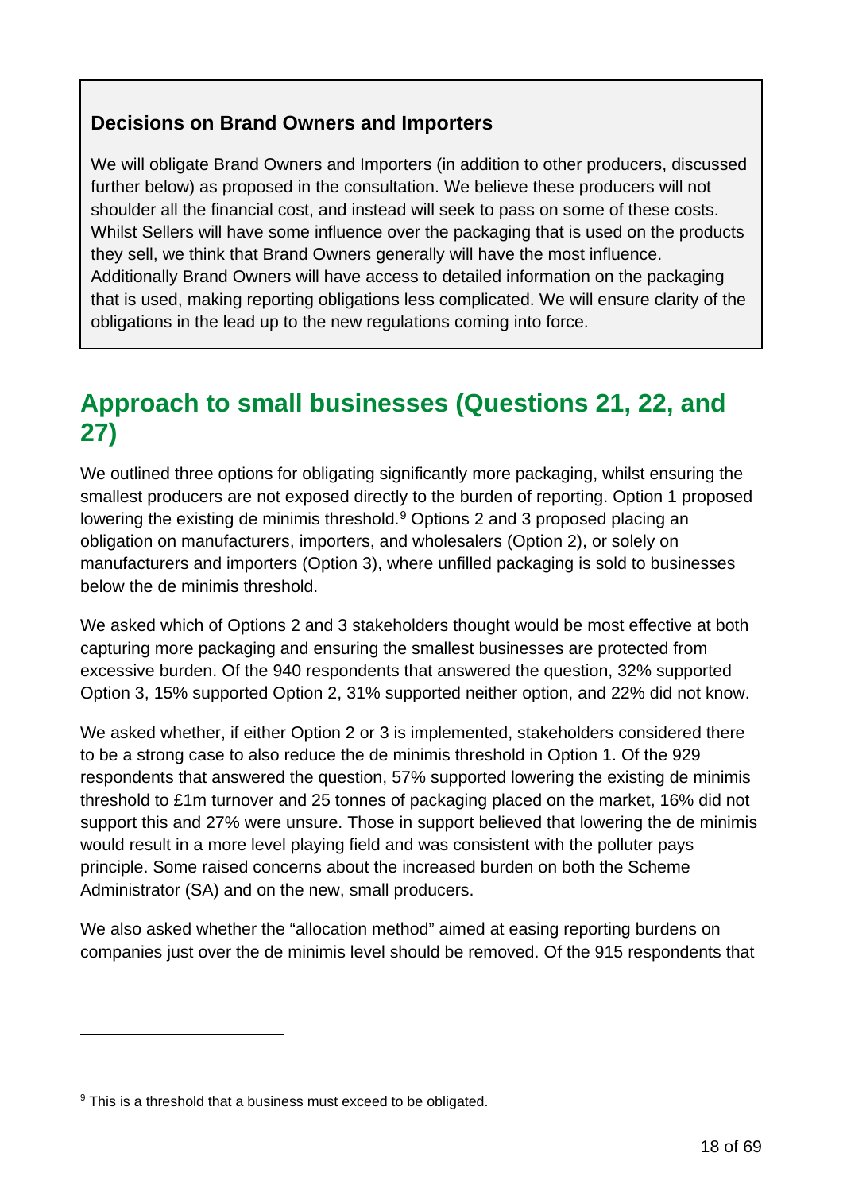### Decisions on Brand Owners and Importers

We will obligate Brand Owners and Importers (in addition to other producers, discussed further below) as proposed in the consultation. We believe these producers will not shoulder all the financial cost, and instead will seek to pass on some of these costs. Whilst Sellers will have some influence over the packaging that is used on the products they sell, we think that Brand Owners generally will have the most influence. Additionally Brand Owners will have access to detailed information on the packaging that is used, making reporting obligations less complicated. We will ensure clarity of the obligations in the lead up to the new regulations coming into force.

## Approach to small businesses (Questions 21, 22, and 27)

We outlined three options for obligating significantly more packaging, whilst ensuring the smallest producers are not exposed directly to the burden of reporting. Option 1 proposed lowering the existing de minimis threshold.[9] Options 2 and 3 proposed placing an obligation on manufacturers, importers, and wholesalers (Option 2), or solely on manufacturers and importers (Option 3), where unfilled packaging is sold to businesses below the de minimis threshold.

We asked which of Options 2 and 3 stakeholders thought would be most effective at both capturing more packaging and ensuring the smallest businesses are protected from excessive burden. Of the 940 respondents that answered the question, 32% supported Option 3, 15% supported Option 2, 31% supported neither option, and 22% did not know.

We asked whether, if either Option 2 or 3 is implemented, stakeholders considered there to be a strong case to also reduce the de minimis threshold in Option 1. Of the 929 respondents that answered the question, 57% supported lowering the existing de minimis threshold to £1m turnover and 25 tonnes of packaging placed on the market, 16% did not support this and 27% were unsure. Those in support believed that lowering the de minimis would result in a more level playing field and was consistent with the polluter pays principle. Some raised concerns about the increased burden on both the Scheme Administrator (SA) and on the new, small producers.

We also asked whether the “allocation method” aimed at easing reporting burdens on companies just over the de minimis level should be removed. Of the 915 respondents that

---

[9] This is a threshold that a business must exceed to be obligated.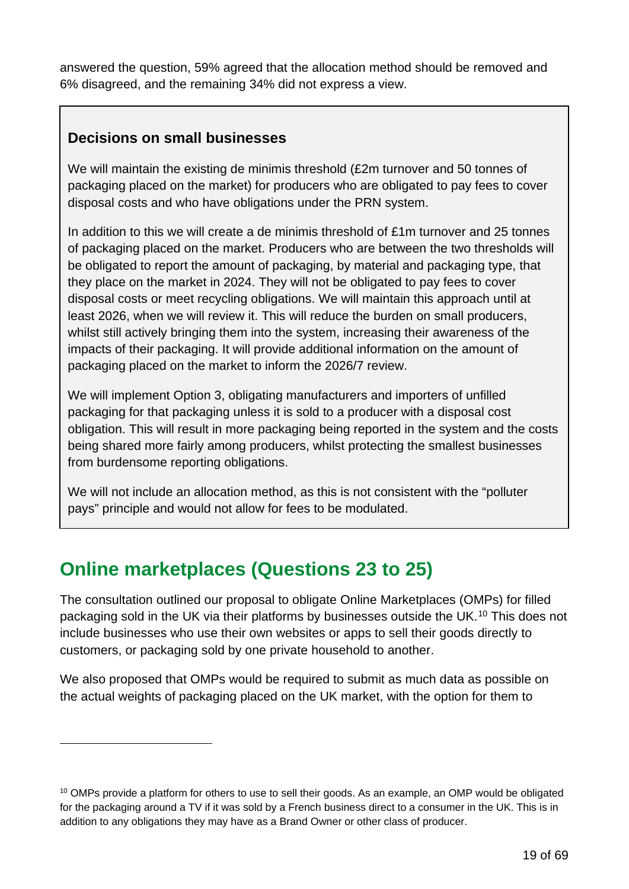answered the question, 59% agreed that the allocation method should be removed and 6% disagreed, and the remaining 34% did not express a view.

> **Decisions on small businesses**
>
> We will maintain the existing de minimis threshold (£2m turnover and 50 tonnes of packaging placed on the market) for producers who are obligated to pay fees to cover disposal costs and who have obligations under the PRN system.
>
> In addition to this we will create a de minimis threshold of £1m turnover and 25 tonnes of packaging placed on the market. Producers who are between the two thresholds will be obligated to report the amount of packaging, by material and packaging type, that they place on the market in 2024. They will not be obligated to pay fees to cover disposal costs or meet recycling obligations. We will maintain this approach until at least 2026, when we will review it. This will reduce the burden on small producers, whilst still actively bringing them into the system, increasing their awareness of the impacts of their packaging. It will provide additional information on the amount of packaging placed on the market to inform the 2026/7 review.
>
> We will implement Option 3, obligating manufacturers and importers of unfilled packaging for that packaging unless it is sold to a producer with a disposal cost obligation. This will result in more packaging being reported in the system and the costs being shared more fairly among producers, whilst protecting the smallest businesses from burdensome reporting obligations.
>
> We will not include an allocation method, as this is not consistent with the "polluter pays" principle and would not allow for fees to be modulated.

## Online marketplaces (Questions 23 to 25)

The consultation outlined our proposal to obligate Online Marketplaces (OMPs) for filled packaging sold in the UK via their platforms by businesses outside the UK.[10] This does not include businesses who use their own websites or apps to sell their goods directly to customers, or packaging sold by one private household to another.

We also proposed that OMPs would be required to submit as much data as possible on the actual weights of packaging placed on the UK market, with the option for them to

[10] OMPs provide a platform for others to use to sell their goods. As an example, an OMP would be obligated for the packaging around a TV if it was sold by a French business direct to a consumer in the UK. This is in addition to any obligations they may have as a Brand Owner or other class of producer.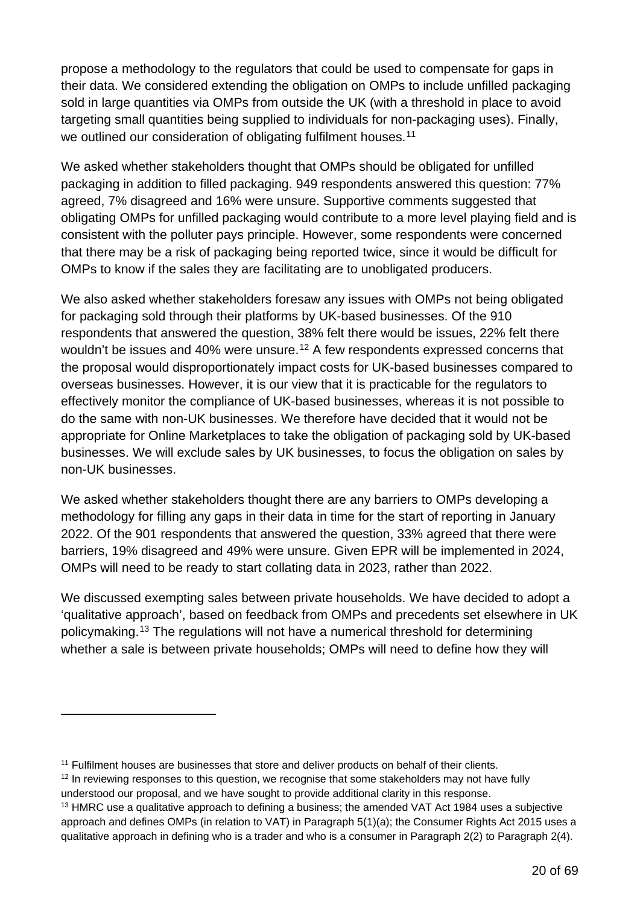propose a methodology to the regulators that could be used to compensate for gaps in their data. We considered extending the obligation on OMPs to include unfilled packaging sold in large quantities via OMPs from outside the UK (with a threshold in place to avoid targeting small quantities being supplied to individuals for non-packaging uses). Finally, we outlined our consideration of obligating fulfilment houses.[11]

We asked whether stakeholders thought that OMPs should be obligated for unfilled packaging in addition to filled packaging. 949 respondents answered this question: 77% agreed, 7% disagreed and 16% were unsure. Supportive comments suggested that obligating OMPs for unfilled packaging would contribute to a more level playing field and is consistent with the polluter pays principle. However, some respondents were concerned that there may be a risk of packaging being reported twice, since it would be difficult for OMPs to know if the sales they are facilitating are to unobligated producers.

We also asked whether stakeholders foresaw any issues with OMPs not being obligated for packaging sold through their platforms by UK-based businesses. Of the 910 respondents that answered the question, 38% felt there would be issues, 22% felt there wouldn't be issues and 40% were unsure.[12] A few respondents expressed concerns that the proposal would disproportionately impact costs for UK-based businesses compared to overseas businesses. However, it is our view that it is practicable for the regulators to effectively monitor the compliance of UK-based businesses, whereas it is not possible to do the same with non-UK businesses. We therefore have decided that it would not be appropriate for Online Marketplaces to take the obligation of packaging sold by UK-based businesses. We will exclude sales by UK businesses, to focus the obligation on sales by non-UK businesses.

We asked whether stakeholders thought there are any barriers to OMPs developing a methodology for filling any gaps in their data in time for the start of reporting in January 2022. Of the 901 respondents that answered the question, 33% agreed that there were barriers, 19% disagreed and 49% were unsure. Given EPR will be implemented in 2024, OMPs will need to be ready to start collating data in 2023, rather than 2022.

We discussed exempting sales between private households. We have decided to adopt a 'qualitative approach', based on feedback from OMPs and precedents set elsewhere in UK policymaking.[13] The regulations will not have a numerical threshold for determining whether a sale is between private households; OMPs will need to define how they will

---

[11] Fulfilment houses are businesses that store and deliver products on behalf of their clients.

[12] In reviewing responses to this question, we recognise that some stakeholders may not have fully understood our proposal, and we have sought to provide additional clarity in this response.

[13] HMRC use a qualitative approach to defining a business; the amended VAT Act 1984 uses a subjective approach and defines OMPs (in relation to VAT) in Paragraph 5(1)(a); the Consumer Rights Act 2015 uses a qualitative approach in defining who is a trader and who is a consumer in Paragraph 2(2) to Paragraph 2(4).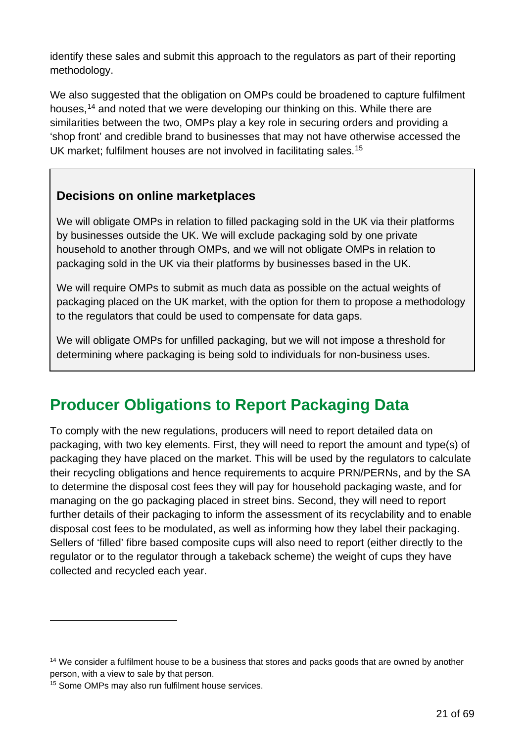identify these sales and submit this approach to the regulators as part of their reporting methodology.

We also suggested that the obligation on OMPs could be broadened to capture fulfilment houses,[14] and noted that we were developing our thinking on this. While there are similarities between the two, OMPs play a key role in securing orders and providing a 'shop front' and credible brand to businesses that may not have otherwise accessed the UK market; fulfilment houses are not involved in facilitating sales.[15]

> **Decisions on online marketplaces**
>
> We will obligate OMPs in relation to filled packaging sold in the UK via their platforms by businesses outside the UK. We will exclude packaging sold by one private household to another through OMPs, and we will not obligate OMPs in relation to packaging sold in the UK via their platforms by businesses based in the UK.
>
> We will require OMPs to submit as much data as possible on the actual weights of packaging placed on the UK market, with the option for them to propose a methodology to the regulators that could be used to compensate for data gaps.
>
> We will obligate OMPs for unfilled packaging, but we will not impose a threshold for determining where packaging is being sold to individuals for non-business uses.

## Producer Obligations to Report Packaging Data

To comply with the new regulations, producers will need to report detailed data on packaging, with two key elements. First, they will need to report the amount and type(s) of packaging they have placed on the market. This will be used by the regulators to calculate their recycling obligations and hence requirements to acquire PRN/PERNs, and by the SA to determine the disposal cost fees they will pay for household packaging waste, and for managing on the go packaging placed in street bins. Second, they will need to report further details of their packaging to inform the assessment of its recyclability and to enable disposal cost fees to be modulated, as well as informing how they label their packaging. Sellers of 'filled' fibre based composite cups will also need to report (either directly to the regulator or to the regulator through a takeback scheme) the weight of cups they have collected and recycled each year.

---

[14] We consider a fulfilment house to be a business that stores and packs goods that are owned by another person, with a view to sale by that person.

[15] Some OMPs may also run fulfilment house services.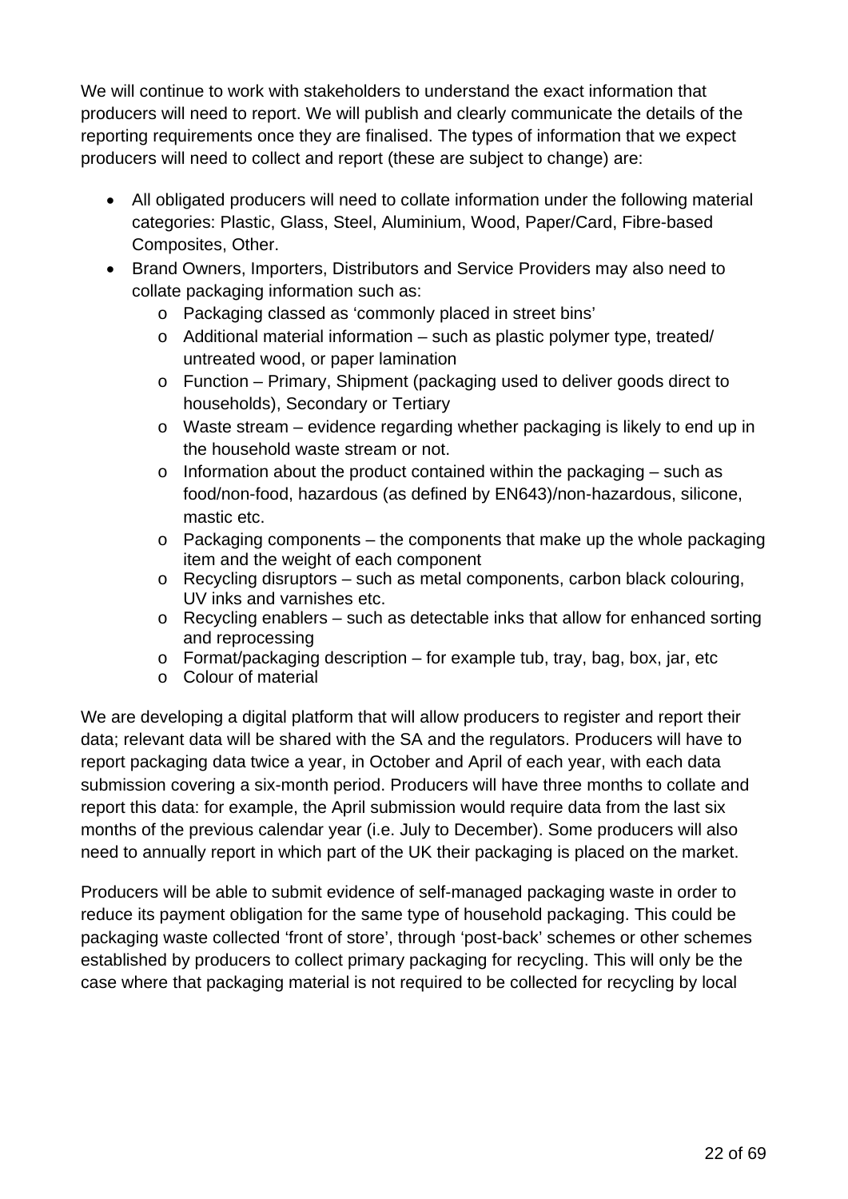We will continue to work with stakeholders to understand the exact information that producers will need to report. We will publish and clearly communicate the details of the reporting requirements once they are finalised. The types of information that we expect producers will need to collect and report (these are subject to change) are:

- All obligated producers will need to collate information under the following material categories: Plastic, Glass, Steel, Aluminium, Wood, Paper/Card, Fibre-based Composites, Other.
- Brand Owners, Importers, Distributors and Service Providers may also need to collate packaging information such as:
  - Packaging classed as 'commonly placed in street bins'
  - Additional material information – such as plastic polymer type, treated/ untreated wood, or paper lamination
  - Function – Primary, Shipment (packaging used to deliver goods direct to households), Secondary or Tertiary
  - Waste stream – evidence regarding whether packaging is likely to end up in the household waste stream or not.
  - Information about the product contained within the packaging – such as food/non-food, hazardous (as defined by EN643)/non-hazardous, silicone, mastic etc.
  - Packaging components – the components that make up the whole packaging item and the weight of each component
  - Recycling disruptors – such as metal components, carbon black colouring, UV inks and varnishes etc.
  - Recycling enablers – such as detectable inks that allow for enhanced sorting and reprocessing
  - Format/packaging description – for example tub, tray, bag, box, jar, etc
  - Colour of material

We are developing a digital platform that will allow producers to register and report their data; relevant data will be shared with the SA and the regulators. Producers will have to report packaging data twice a year, in October and April of each year, with each data submission covering a six-month period. Producers will have three months to collate and report this data: for example, the April submission would require data from the last six months of the previous calendar year (i.e. July to December). Some producers will also need to annually report in which part of the UK their packaging is placed on the market.

Producers will be able to submit evidence of self-managed packaging waste in order to reduce its payment obligation for the same type of household packaging. This could be packaging waste collected 'front of store', through 'post-back' schemes or other schemes established by producers to collect primary packaging for recycling. This will only be the case where that packaging material is not required to be collected for recycling by local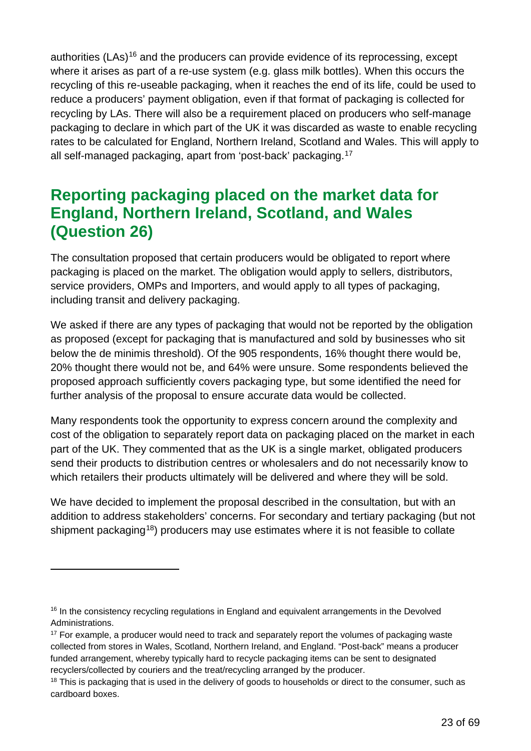authorities (LAs)[16] and the producers can provide evidence of its reprocessing, except where it arises as part of a re-use system (e.g. glass milk bottles). When this occurs the recycling of this re-useable packaging, when it reaches the end of its life, could be used to reduce a producers' payment obligation, even if that format of packaging is collected for recycling by LAs. There will also be a requirement placed on producers who self-manage packaging to declare in which part of the UK it was discarded as waste to enable recycling rates to be calculated for England, Northern Ireland, Scotland and Wales. This will apply to all self-managed packaging, apart from 'post-back' packaging.[17]

## Reporting packaging placed on the market data for England, Northern Ireland, Scotland, and Wales (Question 26)

The consultation proposed that certain producers would be obligated to report where packaging is placed on the market. The obligation would apply to sellers, distributors, service providers, OMPs and Importers, and would apply to all types of packaging, including transit and delivery packaging.

We asked if there are any types of packaging that would not be reported by the obligation as proposed (except for packaging that is manufactured and sold by businesses who sit below the de minimis threshold). Of the 905 respondents, 16% thought there would be, 20% thought there would not be, and 64% were unsure. Some respondents believed the proposed approach sufficiently covers packaging type, but some identified the need for further analysis of the proposal to ensure accurate data would be collected.

Many respondents took the opportunity to express concern around the complexity and cost of the obligation to separately report data on packaging placed on the market in each part of the UK. They commented that as the UK is a single market, obligated producers send their products to distribution centres or wholesalers and do not necessarily know to which retailers their products ultimately will be delivered and where they will be sold.

We have decided to implement the proposal described in the consultation, but with an addition to address stakeholders' concerns. For secondary and tertiary packaging (but not shipment packaging[18]) producers may use estimates where it is not feasible to collate

---

[16] In the consistency recycling regulations in England and equivalent arrangements in the Devolved Administrations.

[17] For example, a producer would need to track and separately report the volumes of packaging waste collected from stores in Wales, Scotland, Northern Ireland, and England. "Post-back" means a producer funded arrangement, whereby typically hard to recycle packaging items can be sent to designated recyclers/collected by couriers and the treat/recycling arranged by the producer.

[18] This is packaging that is used in the delivery of goods to households or direct to the consumer, such as cardboard boxes.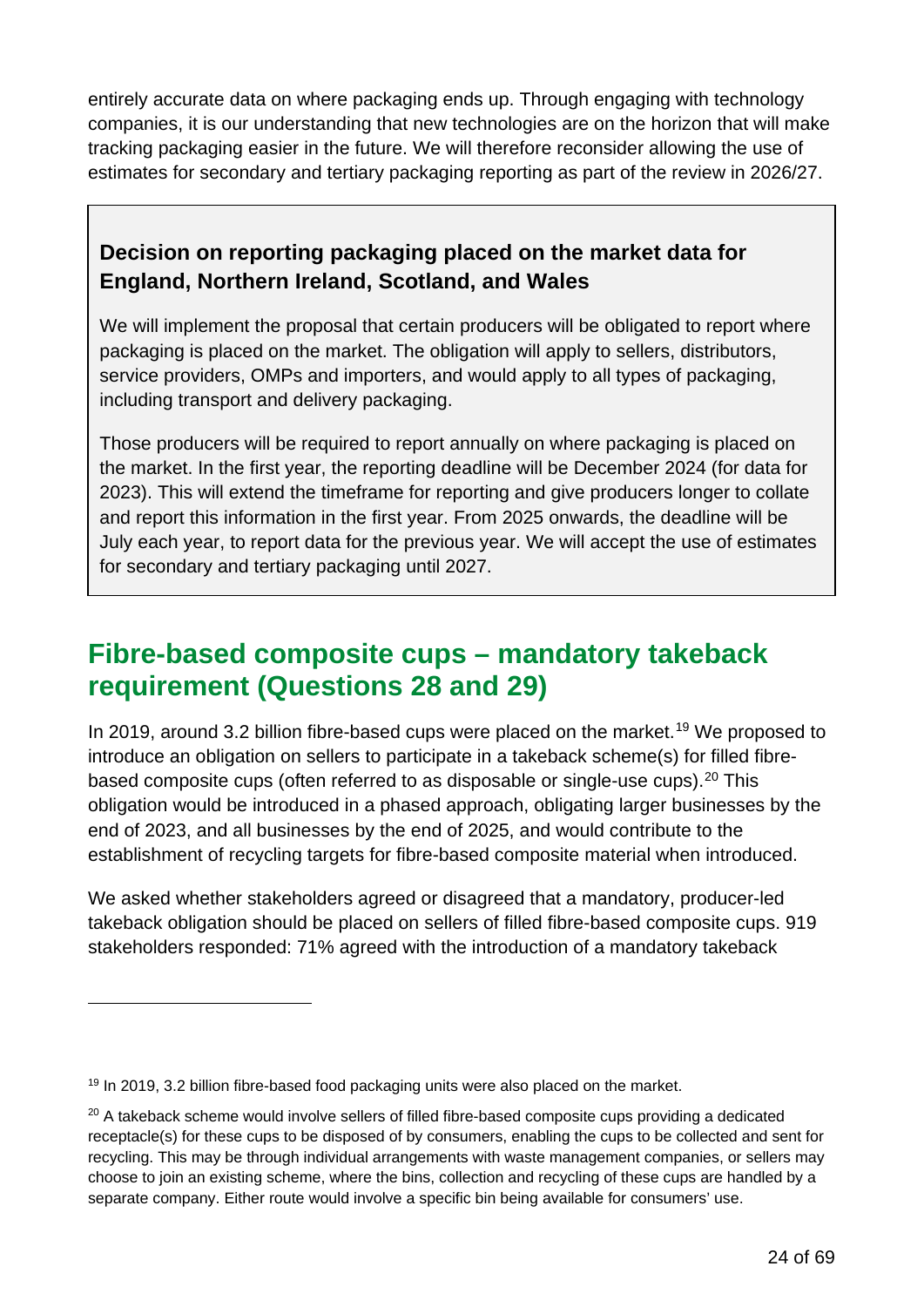entirely accurate data on where packaging ends up. Through engaging with technology companies, it is our understanding that new technologies are on the horizon that will make tracking packaging easier in the future. We will therefore reconsider allowing the use of estimates for secondary and tertiary packaging reporting as part of the review in 2026/27.

> **Decision on reporting packaging placed on the market data for England, Northern Ireland, Scotland, and Wales**
>
> We will implement the proposal that certain producers will be obligated to report where packaging is placed on the market. The obligation will apply to sellers, distributors, service providers, OMPs and importers, and would apply to all types of packaging, including transport and delivery packaging.
>
> Those producers will be required to report annually on where packaging is placed on the market. In the first year, the reporting deadline will be December 2024 (for data for 2023). This will extend the timeframe for reporting and give producers longer to collate and report this information in the first year. From 2025 onwards, the deadline will be July each year, to report data for the previous year. We will accept the use of estimates for secondary and tertiary packaging until 2027.

## Fibre-based composite cups – mandatory takeback requirement (Questions 28 and 29)

In 2019, around 3.2 billion fibre-based cups were placed on the market.[19] We proposed to introduce an obligation on sellers to participate in a takeback scheme(s) for filled fibre-based composite cups (often referred to as disposable or single-use cups).[20] This obligation would be introduced in a phased approach, obligating larger businesses by the end of 2023, and all businesses by the end of 2025, and would contribute to the establishment of recycling targets for fibre-based composite material when introduced.

We asked whether stakeholders agreed or disagreed that a mandatory, producer-led takeback obligation should be placed on sellers of filled fibre-based composite cups. 919 stakeholders responded: 71% agreed with the introduction of a mandatory takeback

---

[19] In 2019, 3.2 billion fibre-based food packaging units were also placed on the market.

[20] A takeback scheme would involve sellers of filled fibre-based composite cups providing a dedicated receptacle(s) for these cups to be disposed of by consumers, enabling the cups to be collected and sent for recycling. This may be through individual arrangements with waste management companies, or sellers may choose to join an existing scheme, where the bins, collection and recycling of these cups are handled by a separate company. Either route would involve a specific bin being available for consumers' use.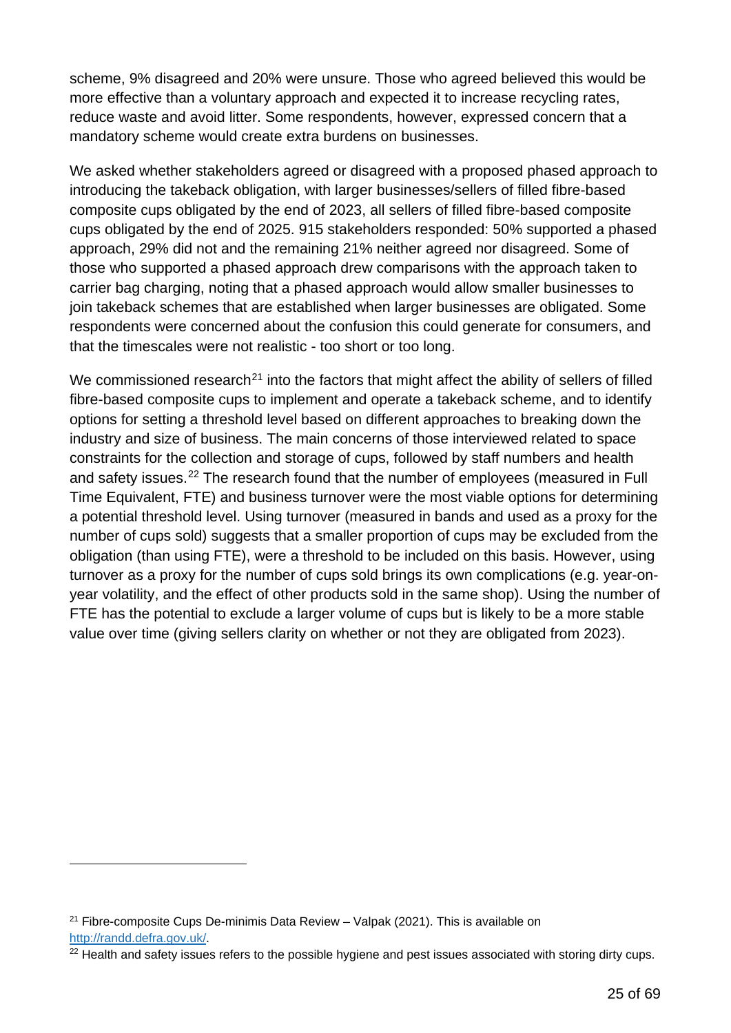scheme, 9% disagreed and 20% were unsure. Those who agreed believed this would be more effective than a voluntary approach and expected it to increase recycling rates, reduce waste and avoid litter. Some respondents, however, expressed concern that a mandatory scheme would create extra burdens on businesses.

We asked whether stakeholders agreed or disagreed with a proposed phased approach to introducing the takeback obligation, with larger businesses/sellers of filled fibre-based composite cups obligated by the end of 2023, all sellers of filled fibre-based composite cups obligated by the end of 2025. 915 stakeholders responded: 50% supported a phased approach, 29% did not and the remaining 21% neither agreed nor disagreed. Some of those who supported a phased approach drew comparisons with the approach taken to carrier bag charging, noting that a phased approach would allow smaller businesses to join takeback schemes that are established when larger businesses are obligated. Some respondents were concerned about the confusion this could generate for consumers, and that the timescales were not realistic - too short or too long.

We commissioned research[21] into the factors that might affect the ability of sellers of filled fibre-based composite cups to implement and operate a takeback scheme, and to identify options for setting a threshold level based on different approaches to breaking down the industry and size of business. The main concerns of those interviewed related to space constraints for the collection and storage of cups, followed by staff numbers and health and safety issues.[22] The research found that the number of employees (measured in Full Time Equivalent, FTE) and business turnover were the most viable options for determining a potential threshold level. Using turnover (measured in bands and used as a proxy for the number of cups sold) suggests that a smaller proportion of cups may be excluded from the obligation (than using FTE), were a threshold to be included on this basis. However, using turnover as a proxy for the number of cups sold brings its own complications (e.g. year-on-year volatility, and the effect of other products sold in the same shop). Using the number of FTE has the potential to exclude a larger volume of cups but is likely to be a more stable value over time (giving sellers clarity on whether or not they are obligated from 2023).

---

[21] Fibre-composite Cups De-minimis Data Review – Valpak (2021). This is available on http://randd.defra.gov.uk/.

[22] Health and safety issues refers to the possible hygiene and pest issues associated with storing dirty cups.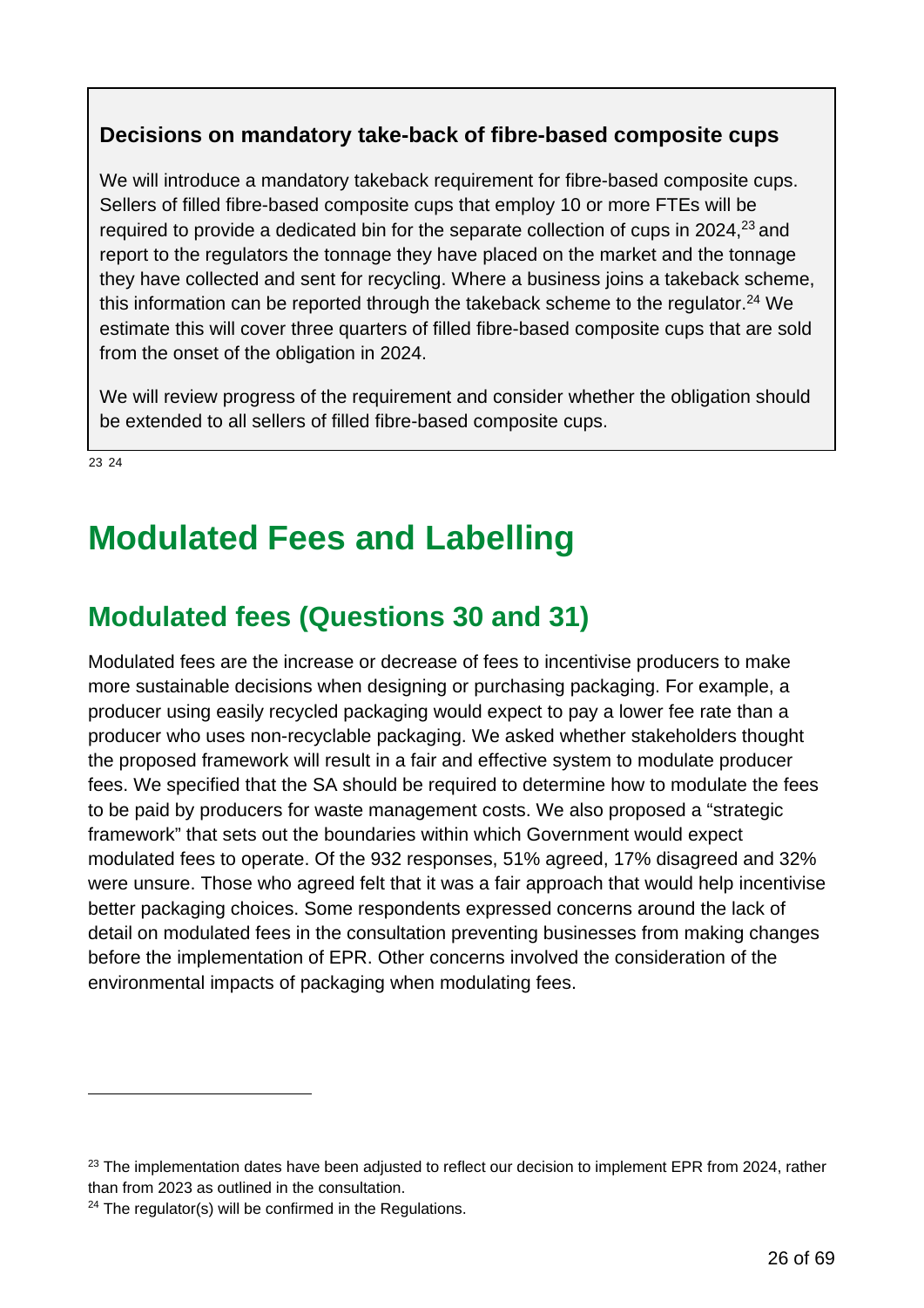**Decisions on mandatory take-back of fibre-based composite cups**

We will introduce a mandatory takeback requirement for fibre-based composite cups. Sellers of filled fibre-based composite cups that employ 10 or more FTEs will be required to provide a dedicated bin for the separate collection of cups in 2024,[23] and report to the regulators the tonnage they have placed on the market and the tonnage they have collected and sent for recycling. Where a business joins a takeback scheme, this information can be reported through the takeback scheme to the regulator.[24] We estimate this will cover three quarters of filled fibre-based composite cups that are sold from the onset of the obligation in 2024.

We will review progress of the requirement and consider whether the obligation should be extended to all sellers of filled fibre-based composite cups.

# Modulated Fees and Labelling

## Modulated fees (Questions 30 and 31)

Modulated fees are the increase or decrease of fees to incentivise producers to make more sustainable decisions when designing or purchasing packaging. For example, a producer using easily recycled packaging would expect to pay a lower fee rate than a producer who uses non-recyclable packaging. We asked whether stakeholders thought the proposed framework will result in a fair and effective system to modulate producer fees. We specified that the SA should be required to determine how to modulate the fees to be paid by producers for waste management costs. We also proposed a "strategic framework" that sets out the boundaries within which Government would expect modulated fees to operate. Of the 932 responses, 51% agreed, 17% disagreed and 32% were unsure. Those who agreed felt that it was a fair approach that would help incentivise better packaging choices. Some respondents expressed concerns around the lack of detail on modulated fees in the consultation preventing businesses from making changes before the implementation of EPR. Other concerns involved the consideration of the environmental impacts of packaging when modulating fees.

[23] The implementation dates have been adjusted to reflect our decision to implement EPR from 2024, rather than from 2023 as outlined in the consultation.

[24] The regulator(s) will be confirmed in the Regulations.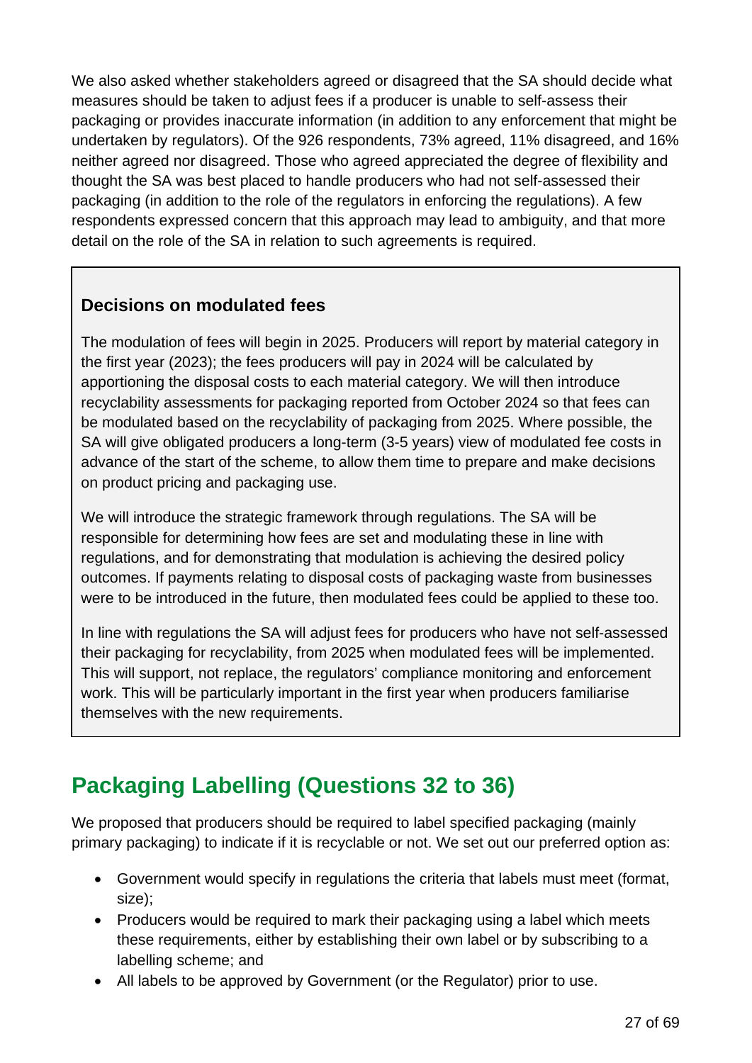We also asked whether stakeholders agreed or disagreed that the SA should decide what measures should be taken to adjust fees if a producer is unable to self-assess their packaging or provides inaccurate information (in addition to any enforcement that might be undertaken by regulators). Of the 926 respondents, 73% agreed, 11% disagreed, and 16% neither agreed nor disagreed. Those who agreed appreciated the degree of flexibility and thought the SA was best placed to handle producers who had not self-assessed their packaging (in addition to the role of the regulators in enforcing the regulations). A few respondents expressed concern that this approach may lead to ambiguity, and that more detail on the role of the SA in relation to such agreements is required.

> **Decisions on modulated fees**
>
> The modulation of fees will begin in 2025. Producers will report by material category in the first year (2023); the fees producers will pay in 2024 will be calculated by apportioning the disposal costs to each material category. We will then introduce recyclability assessments for packaging reported from October 2024 so that fees can be modulated based on the recyclability of packaging from 2025. Where possible, the SA will give obligated producers a long-term (3-5 years) view of modulated fee costs in advance of the start of the scheme, to allow them time to prepare and make decisions on product pricing and packaging use.
>
> We will introduce the strategic framework through regulations. The SA will be responsible for determining how fees are set and modulating these in line with regulations, and for demonstrating that modulation is achieving the desired policy outcomes. If payments relating to disposal costs of packaging waste from businesses were to be introduced in the future, then modulated fees could be applied to these too.
>
> In line with regulations the SA will adjust fees for producers who have not self-assessed their packaging for recyclability, from 2025 when modulated fees will be implemented. This will support, not replace, the regulators' compliance monitoring and enforcement work. This will be particularly important in the first year when producers familiarise themselves with the new requirements.

## Packaging Labelling (Questions 32 to 36)

We proposed that producers should be required to label specified packaging (mainly primary packaging) to indicate if it is recyclable or not. We set out our preferred option as:

- Government would specify in regulations the criteria that labels must meet (format, size);
- Producers would be required to mark their packaging using a label which meets these requirements, either by establishing their own label or by subscribing to a labelling scheme; and
- All labels to be approved by Government (or the Regulator) prior to use.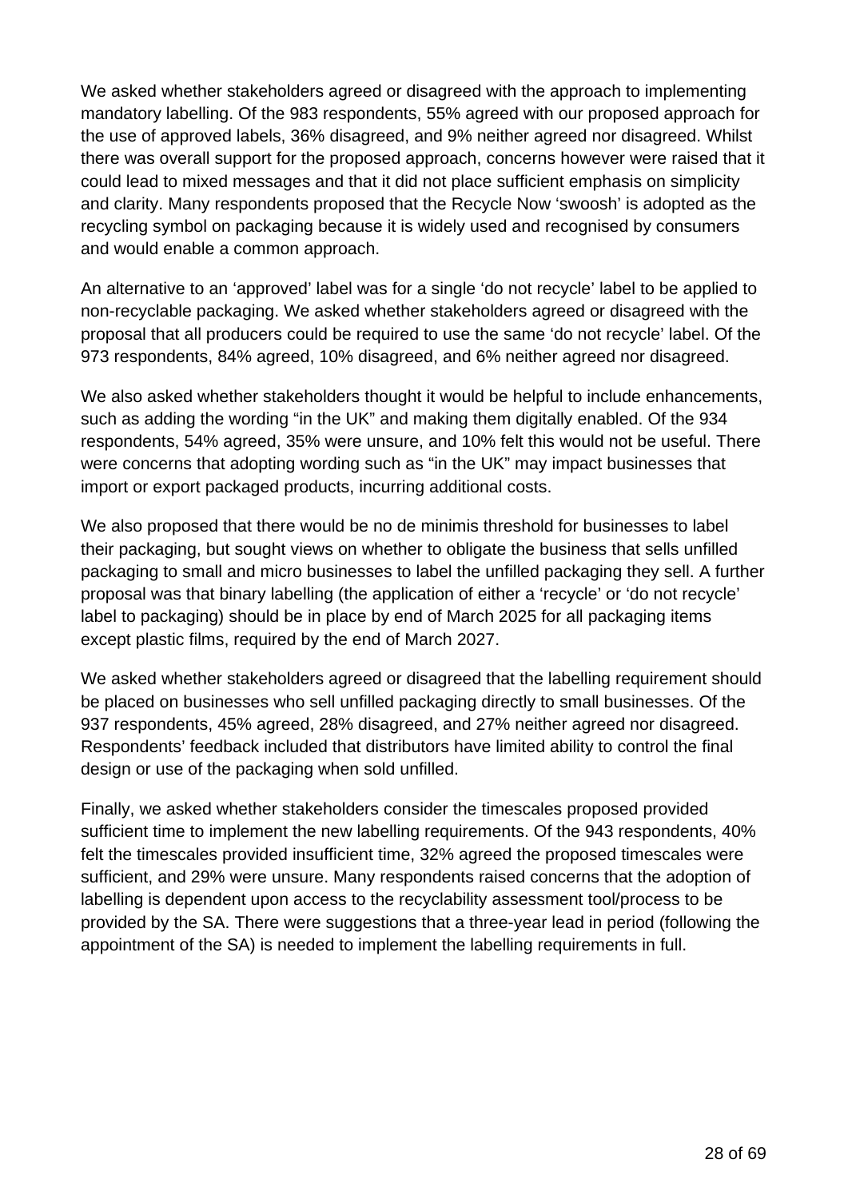We asked whether stakeholders agreed or disagreed with the approach to implementing mandatory labelling. Of the 983 respondents, 55% agreed with our proposed approach for the use of approved labels, 36% disagreed, and 9% neither agreed nor disagreed. Whilst there was overall support for the proposed approach, concerns however were raised that it could lead to mixed messages and that it did not place sufficient emphasis on simplicity and clarity. Many respondents proposed that the Recycle Now 'swoosh' is adopted as the recycling symbol on packaging because it is widely used and recognised by consumers and would enable a common approach.

An alternative to an 'approved' label was for a single 'do not recycle' label to be applied to non-recyclable packaging. We asked whether stakeholders agreed or disagreed with the proposal that all producers could be required to use the same 'do not recycle' label. Of the 973 respondents, 84% agreed, 10% disagreed, and 6% neither agreed nor disagreed.

We also asked whether stakeholders thought it would be helpful to include enhancements, such as adding the wording "in the UK" and making them digitally enabled. Of the 934 respondents, 54% agreed, 35% were unsure, and 10% felt this would not be useful. There were concerns that adopting wording such as "in the UK" may impact businesses that import or export packaged products, incurring additional costs.

We also proposed that there would be no de minimis threshold for businesses to label their packaging, but sought views on whether to obligate the business that sells unfilled packaging to small and micro businesses to label the unfilled packaging they sell. A further proposal was that binary labelling (the application of either a 'recycle' or 'do not recycle' label to packaging) should be in place by end of March 2025 for all packaging items except plastic films, required by the end of March 2027.

We asked whether stakeholders agreed or disagreed that the labelling requirement should be placed on businesses who sell unfilled packaging directly to small businesses. Of the 937 respondents, 45% agreed, 28% disagreed, and 27% neither agreed nor disagreed. Respondents' feedback included that distributors have limited ability to control the final design or use of the packaging when sold unfilled.

Finally, we asked whether stakeholders consider the timescales proposed provided sufficient time to implement the new labelling requirements. Of the 943 respondents, 40% felt the timescales provided insufficient time, 32% agreed the proposed timescales were sufficient, and 29% were unsure. Many respondents raised concerns that the adoption of labelling is dependent upon access to the recyclability assessment tool/process to be provided by the SA. There were suggestions that a three-year lead in period (following the appointment of the SA) is needed to implement the labelling requirements in full.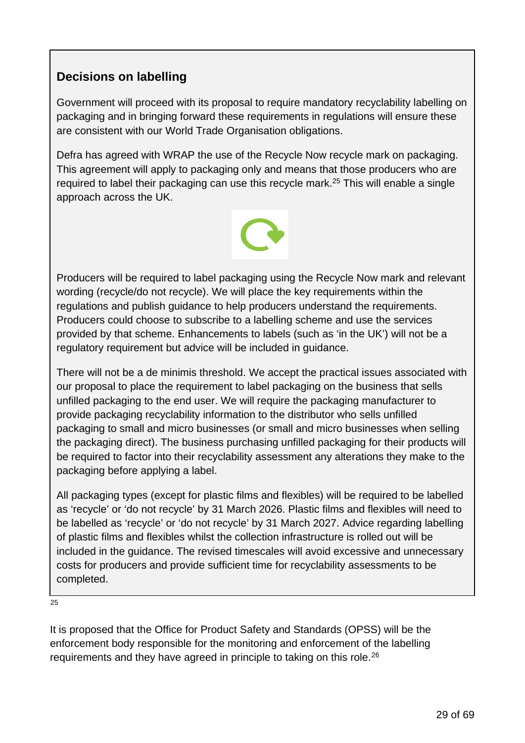## Decisions on labelling

Government will proceed with its proposal to require mandatory recyclability labelling on packaging and in bringing forward these requirements in regulations will ensure these are consistent with our World Trade Organisation obligations.

Defra has agreed with WRAP the use of the Recycle Now recycle mark on packaging. This agreement will apply to packaging only and means that those producers who are required to label their packaging can use this recycle mark.[25] This will enable a single approach across the UK.

Producers will be required to label packaging using the Recycle Now mark and relevant wording (recycle/do not recycle). We will place the key requirements within the regulations and publish guidance to help producers understand the requirements. Producers could choose to subscribe to a labelling scheme and use the services provided by that scheme. Enhancements to labels (such as 'in the UK') will not be a regulatory requirement but advice will be included in guidance.

There will not be a de minimis threshold. We accept the practical issues associated with our proposal to place the requirement to label packaging on the business that sells unfilled packaging to the end user. We will require the packaging manufacturer to provide packaging recyclability information to the distributor who sells unfilled packaging to small and micro businesses (or small and micro businesses when selling the packaging direct). The business purchasing unfilled packaging for their products will be required to factor into their recyclability assessment any alterations they make to the packaging before applying a label.

All packaging types (except for plastic films and flexibles) will be required to be labelled as 'recycle' or 'do not recycle' by 31 March 2026. Plastic films and flexibles will need to be labelled as 'recycle' or 'do not recycle' by 31 March 2027. Advice regarding labelling of plastic films and flexibles whilst the collection infrastructure is rolled out will be included in the guidance. The revised timescales will avoid excessive and unnecessary costs for producers and provide sufficient time for recyclability assessments to be completed.

25

It is proposed that the Office for Product Safety and Standards (OPSS) will be the enforcement body responsible for the monitoring and enforcement of the labelling requirements and they have agreed in principle to taking on this role.[26]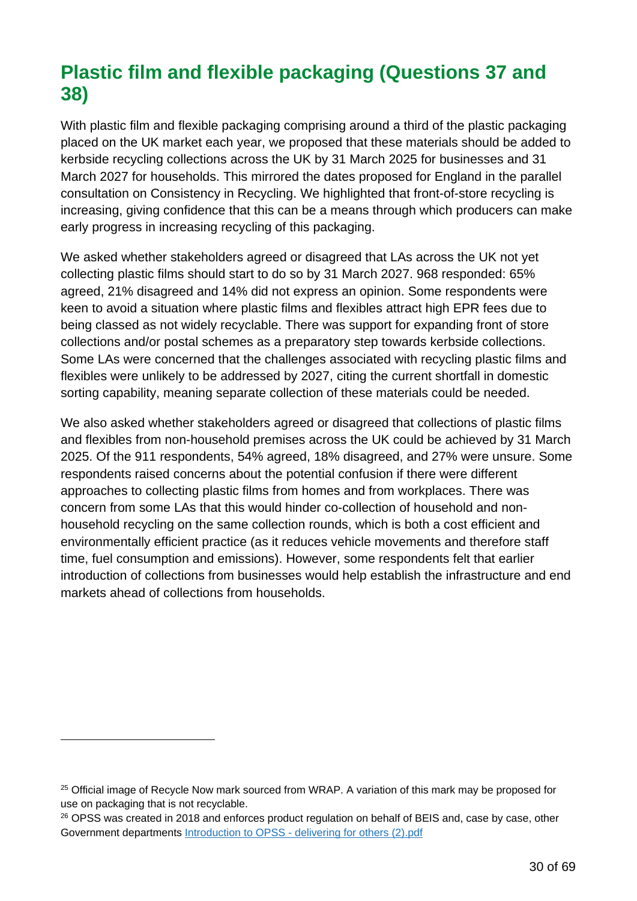## Plastic film and flexible packaging (Questions 37 and 38)

With plastic film and flexible packaging comprising around a third of the plastic packaging placed on the UK market each year, we proposed that these materials should be added to kerbside recycling collections across the UK by 31 March 2025 for businesses and 31 March 2027 for households. This mirrored the dates proposed for England in the parallel consultation on Consistency in Recycling. We highlighted that front-of-store recycling is increasing, giving confidence that this can be a means through which producers can make early progress in increasing recycling of this packaging.

We asked whether stakeholders agreed or disagreed that LAs across the UK not yet collecting plastic films should start to do so by 31 March 2027. 968 responded: 65% agreed, 21% disagreed and 14% did not express an opinion. Some respondents were keen to avoid a situation where plastic films and flexibles attract high EPR fees due to being classed as not widely recyclable. There was support for expanding front of store collections and/or postal schemes as a preparatory step towards kerbside collections. Some LAs were concerned that the challenges associated with recycling plastic films and flexibles were unlikely to be addressed by 2027, citing the current shortfall in domestic sorting capability, meaning separate collection of these materials could be needed.

We also asked whether stakeholders agreed or disagreed that collections of plastic films and flexibles from non-household premises across the UK could be achieved by 31 March 2025. Of the 911 respondents, 54% agreed, 18% disagreed, and 27% were unsure. Some respondents raised concerns about the potential confusion if there were different approaches to collecting plastic films from homes and from workplaces. There was concern from some LAs that this would hinder co-collection of household and non-household recycling on the same collection rounds, which is both a cost efficient and environmentally efficient practice (as it reduces vehicle movements and therefore staff time, fuel consumption and emissions). However, some respondents felt that earlier introduction of collections from businesses would help establish the infrastructure and end markets ahead of collections from households.

---

[25] Official image of Recycle Now mark sourced from WRAP. A variation of this mark may be proposed for use on packaging that is not recyclable.

[26] OPSS was created in 2018 and enforces product regulation on behalf of BEIS and, case by case, other Government departments [Introduction to OPSS - delivering for others (2).pdf]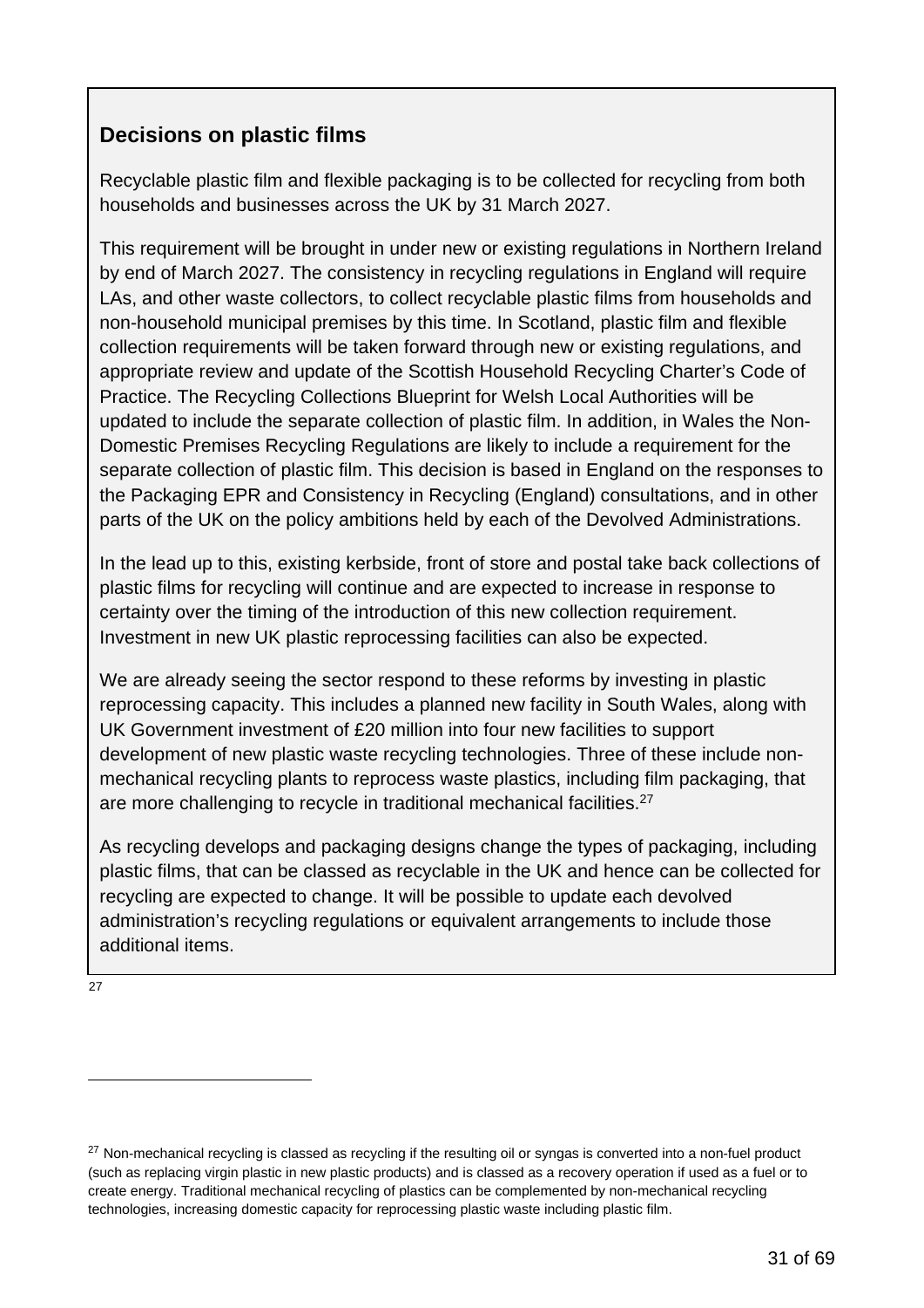## Decisions on plastic films

Recyclable plastic film and flexible packaging is to be collected for recycling from both households and businesses across the UK by 31 March 2027.

This requirement will be brought in under new or existing regulations in Northern Ireland by end of March 2027. The consistency in recycling regulations in England will require LAs, and other waste collectors, to collect recyclable plastic films from households and non-household municipal premises by this time. In Scotland, plastic film and flexible collection requirements will be taken forward through new or existing regulations, and appropriate review and update of the Scottish Household Recycling Charter's Code of Practice. The Recycling Collections Blueprint for Welsh Local Authorities will be updated to include the separate collection of plastic film. In addition, in Wales the Non-Domestic Premises Recycling Regulations are likely to include a requirement for the separate collection of plastic film. This decision is based in England on the responses to the Packaging EPR and Consistency in Recycling (England) consultations, and in other parts of the UK on the policy ambitions held by each of the Devolved Administrations.

In the lead up to this, existing kerbside, front of store and postal take back collections of plastic films for recycling will continue and are expected to increase in response to certainty over the timing of the introduction of this new collection requirement. Investment in new UK plastic reprocessing facilities can also be expected.

We are already seeing the sector respond to these reforms by investing in plastic reprocessing capacity. This includes a planned new facility in South Wales, along with UK Government investment of £20 million into four new facilities to support development of new plastic waste recycling technologies. Three of these include non-mechanical recycling plants to reprocess waste plastics, including film packaging, that are more challenging to recycle in traditional mechanical facilities.[27]

As recycling develops and packaging designs change the types of packaging, including plastic films, that can be classed as recyclable in the UK and hence can be collected for recycling are expected to change. It will be possible to update each devolved administration's recycling regulations or equivalent arrangements to include those additional items.

[27] Non-mechanical recycling is classed as recycling if the resulting oil or syngas is converted into a non-fuel product (such as replacing virgin plastic in new plastic products) and is classed as a recovery operation if used as a fuel or to create energy. Traditional mechanical recycling of plastics can be complemented by non-mechanical recycling technologies, increasing domestic capacity for reprocessing plastic waste including plastic film.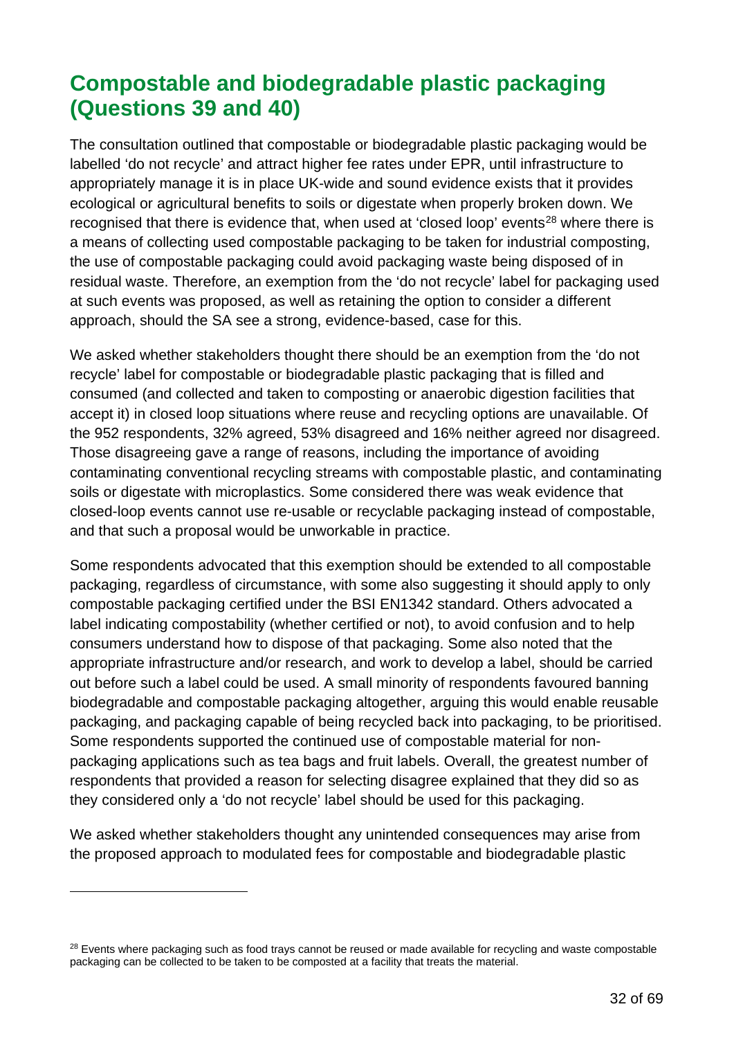## Compostable and biodegradable plastic packaging (Questions 39 and 40)

The consultation outlined that compostable or biodegradable plastic packaging would be labelled 'do not recycle' and attract higher fee rates under EPR, until infrastructure to appropriately manage it is in place UK-wide and sound evidence exists that it provides ecological or agricultural benefits to soils or digestate when properly broken down. We recognised that there is evidence that, when used at 'closed loop' events[28] where there is a means of collecting used compostable packaging to be taken for industrial composting, the use of compostable packaging could avoid packaging waste being disposed of in residual waste. Therefore, an exemption from the 'do not recycle' label for packaging used at such events was proposed, as well as retaining the option to consider a different approach, should the SA see a strong, evidence-based, case for this.

We asked whether stakeholders thought there should be an exemption from the 'do not recycle' label for compostable or biodegradable plastic packaging that is filled and consumed (and collected and taken to composting or anaerobic digestion facilities that accept it) in closed loop situations where reuse and recycling options are unavailable. Of the 952 respondents, 32% agreed, 53% disagreed and 16% neither agreed nor disagreed. Those disagreeing gave a range of reasons, including the importance of avoiding contaminating conventional recycling streams with compostable plastic, and contaminating soils or digestate with microplastics. Some considered there was weak evidence that closed-loop events cannot use re-usable or recyclable packaging instead of compostable, and that such a proposal would be unworkable in practice.

Some respondents advocated that this exemption should be extended to all compostable packaging, regardless of circumstance, with some also suggesting it should apply to only compostable packaging certified under the BSI EN1342 standard. Others advocated a label indicating compostability (whether certified or not), to avoid confusion and to help consumers understand how to dispose of that packaging. Some also noted that the appropriate infrastructure and/or research, and work to develop a label, should be carried out before such a label could be used. A small minority of respondents favoured banning biodegradable and compostable packaging altogether, arguing this would enable reusable packaging, and packaging capable of being recycled back into packaging, to be prioritised. Some respondents supported the continued use of compostable material for non-packaging applications such as tea bags and fruit labels. Overall, the greatest number of respondents that provided a reason for selecting disagree explained that they did so as they considered only a 'do not recycle' label should be used for this packaging.

We asked whether stakeholders thought any unintended consequences may arise from the proposed approach to modulated fees for compostable and biodegradable plastic

---

[28] Events where packaging such as food trays cannot be reused or made available for recycling and waste compostable packaging can be collected to be taken to be composted at a facility that treats the material.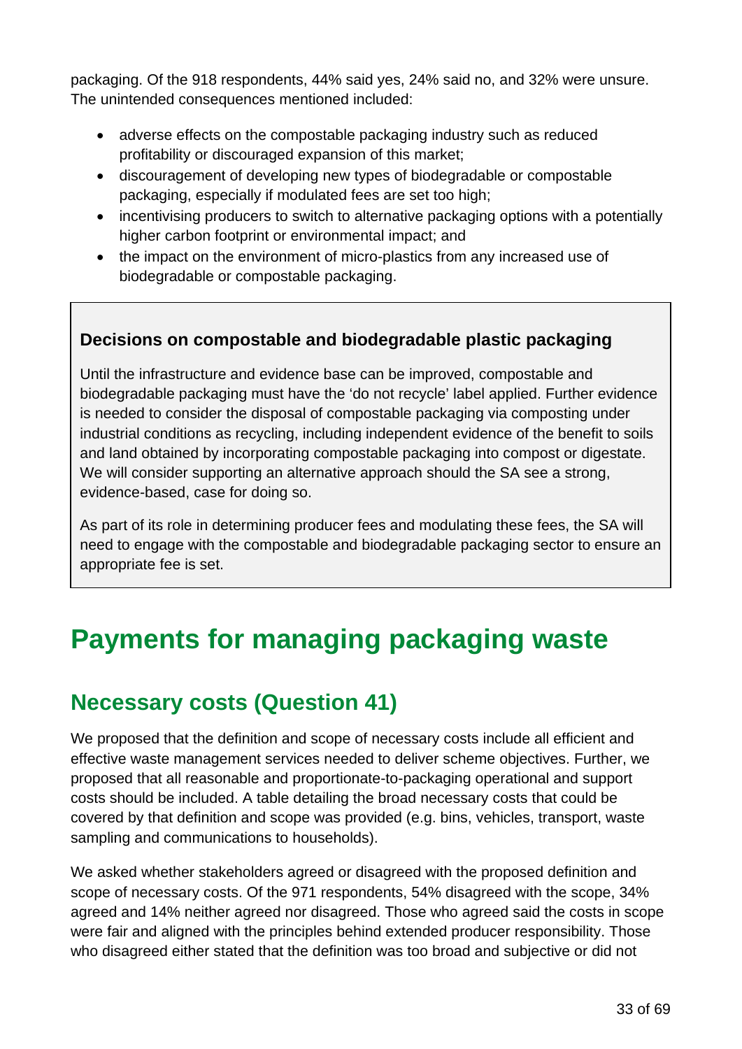packaging. Of the 918 respondents, 44% said yes, 24% said no, and 32% were unsure. The unintended consequences mentioned included:

- adverse effects on the compostable packaging industry such as reduced profitability or discouraged expansion of this market;
- discouragement of developing new types of biodegradable or compostable packaging, especially if modulated fees are set too high;
- incentivising producers to switch to alternative packaging options with a potentially higher carbon footprint or environmental impact; and
- the impact on the environment of micro-plastics from any increased use of biodegradable or compostable packaging.

**Decisions on compostable and biodegradable plastic packaging**

Until the infrastructure and evidence base can be improved, compostable and biodegradable packaging must have the 'do not recycle' label applied. Further evidence is needed to consider the disposal of compostable packaging via composting under industrial conditions as recycling, including independent evidence of the benefit to soils and land obtained by incorporating compostable packaging into compost or digestate. We will consider supporting an alternative approach should the SA see a strong, evidence-based, case for doing so.

As part of its role in determining producer fees and modulating these fees, the SA will need to engage with the compostable and biodegradable packaging sector to ensure an appropriate fee is set.

# Payments for managing packaging waste

## Necessary costs (Question 41)

We proposed that the definition and scope of necessary costs include all efficient and effective waste management services needed to deliver scheme objectives. Further, we proposed that all reasonable and proportionate-to-packaging operational and support costs should be included. A table detailing the broad necessary costs that could be covered by that definition and scope was provided (e.g. bins, vehicles, transport, waste sampling and communications to households).

We asked whether stakeholders agreed or disagreed with the proposed definition and scope of necessary costs. Of the 971 respondents, 54% disagreed with the scope, 34% agreed and 14% neither agreed nor disagreed. Those who agreed said the costs in scope were fair and aligned with the principles behind extended producer responsibility. Those who disagreed either stated that the definition was too broad and subjective or did not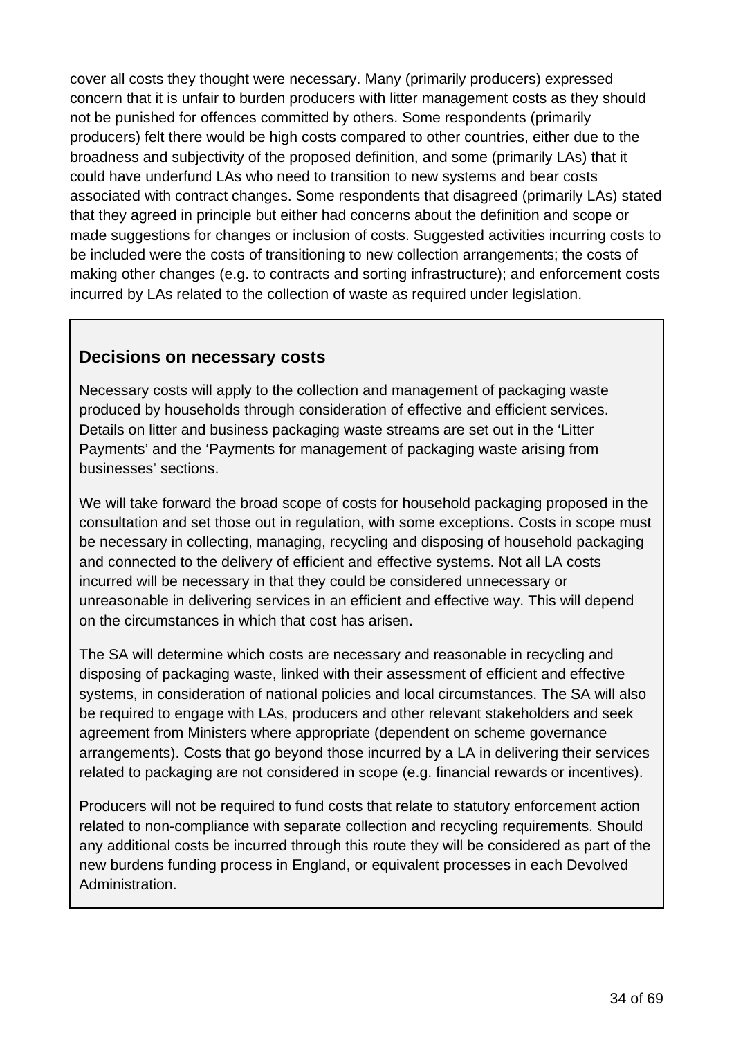cover all costs they thought were necessary. Many (primarily producers) expressed concern that it is unfair to burden producers with litter management costs as they should not be punished for offences committed by others. Some respondents (primarily producers) felt there would be high costs compared to other countries, either due to the broadness and subjectivity of the proposed definition, and some (primarily LAs) that it could have underfund LAs who need to transition to new systems and bear costs associated with contract changes. Some respondents that disagreed (primarily LAs) stated that they agreed in principle but either had concerns about the definition and scope or made suggestions for changes or inclusion of costs. Suggested activities incurring costs to be included were the costs of transitioning to new collection arrangements; the costs of making other changes (e.g. to contracts and sorting infrastructure); and enforcement costs incurred by LAs related to the collection of waste as required under legislation.

### Decisions on necessary costs

Necessary costs will apply to the collection and management of packaging waste produced by households through consideration of effective and efficient services. Details on litter and business packaging waste streams are set out in the 'Litter Payments' and the 'Payments for management of packaging waste arising from businesses' sections.

We will take forward the broad scope of costs for household packaging proposed in the consultation and set those out in regulation, with some exceptions. Costs in scope must be necessary in collecting, managing, recycling and disposing of household packaging and connected to the delivery of efficient and effective systems. Not all LA costs incurred will be necessary in that they could be considered unnecessary or unreasonable in delivering services in an efficient and effective way. This will depend on the circumstances in which that cost has arisen.

The SA will determine which costs are necessary and reasonable in recycling and disposing of packaging waste, linked with their assessment of efficient and effective systems, in consideration of national policies and local circumstances. The SA will also be required to engage with LAs, producers and other relevant stakeholders and seek agreement from Ministers where appropriate (dependent on scheme governance arrangements). Costs that go beyond those incurred by a LA in delivering their services related to packaging are not considered in scope (e.g. financial rewards or incentives).

Producers will not be required to fund costs that relate to statutory enforcement action related to non-compliance with separate collection and recycling requirements. Should any additional costs be incurred through this route they will be considered as part of the new burdens funding process in England, or equivalent processes in each Devolved Administration.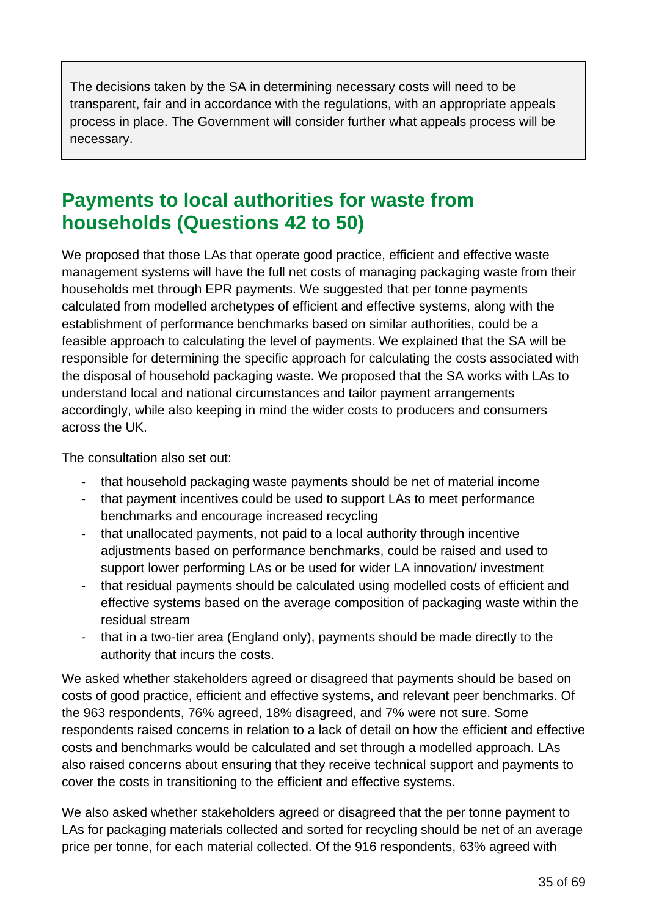> The decisions taken by the SA in determining necessary costs will need to be transparent, fair and in accordance with the regulations, with an appropriate appeals process in place. The Government will consider further what appeals process will be necessary.

## Payments to local authorities for waste from households (Questions 42 to 50)

We proposed that those LAs that operate good practice, efficient and effective waste management systems will have the full net costs of managing packaging waste from their households met through EPR payments. We suggested that per tonne payments calculated from modelled archetypes of efficient and effective systems, along with the establishment of performance benchmarks based on similar authorities, could be a feasible approach to calculating the level of payments. We explained that the SA will be responsible for determining the specific approach for calculating the costs associated with the disposal of household packaging waste. We proposed that the SA works with LAs to understand local and national circumstances and tailor payment arrangements accordingly, while also keeping in mind the wider costs to producers and consumers across the UK.

The consultation also set out:

- that household packaging waste payments should be net of material income
- that payment incentives could be used to support LAs to meet performance benchmarks and encourage increased recycling
- that unallocated payments, not paid to a local authority through incentive adjustments based on performance benchmarks, could be raised and used to support lower performing LAs or be used for wider LA innovation/ investment
- that residual payments should be calculated using modelled costs of efficient and effective systems based on the average composition of packaging waste within the residual stream
- that in a two-tier area (England only), payments should be made directly to the authority that incurs the costs.

We asked whether stakeholders agreed or disagreed that payments should be based on costs of good practice, efficient and effective systems, and relevant peer benchmarks. Of the 963 respondents, 76% agreed, 18% disagreed, and 7% were not sure. Some respondents raised concerns in relation to a lack of detail on how the efficient and effective costs and benchmarks would be calculated and set through a modelled approach. LAs also raised concerns about ensuring that they receive technical support and payments to cover the costs in transitioning to the efficient and effective systems.

We also asked whether stakeholders agreed or disagreed that the per tonne payment to LAs for packaging materials collected and sorted for recycling should be net of an average price per tonne, for each material collected. Of the 916 respondents, 63% agreed with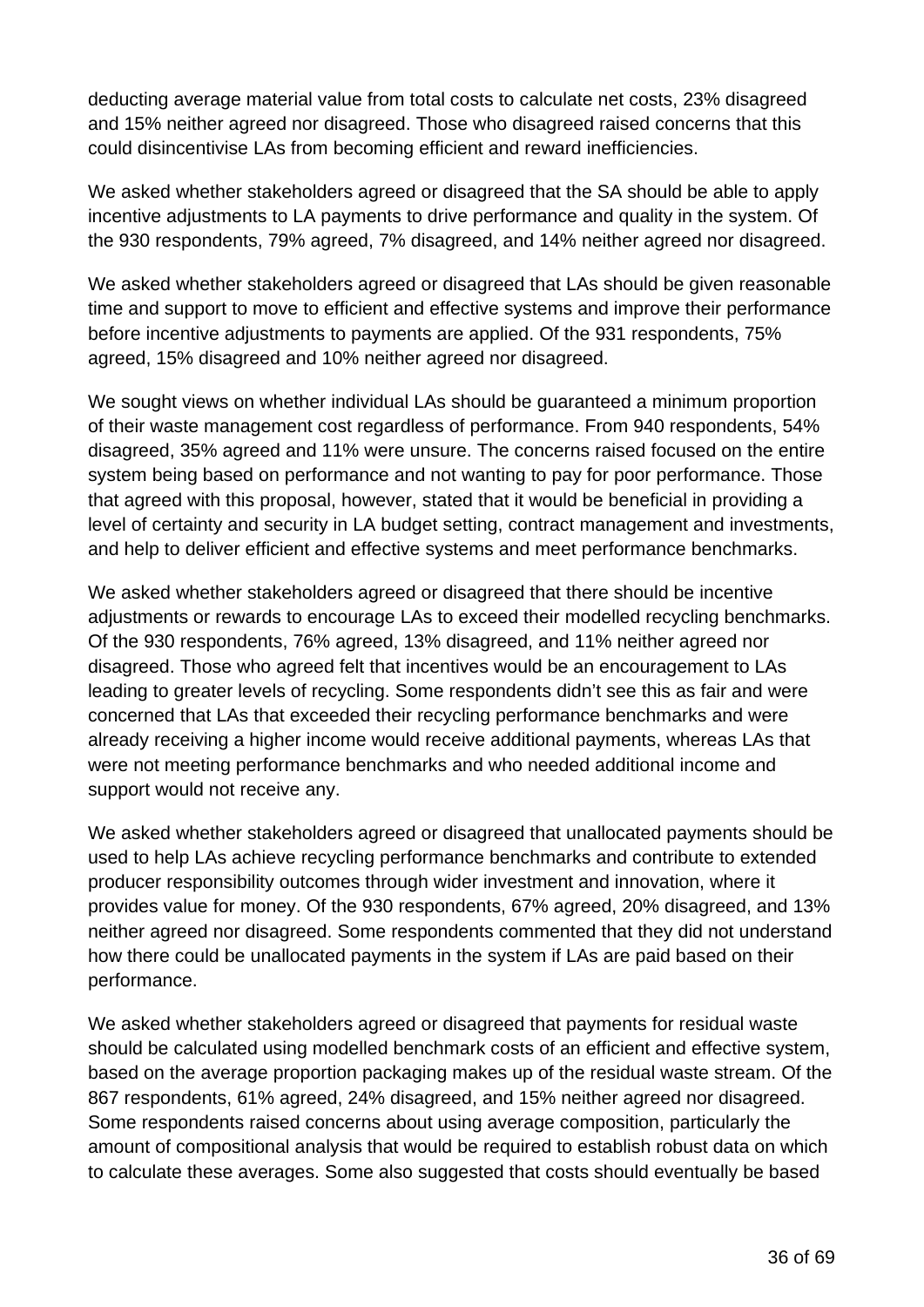deducting average material value from total costs to calculate net costs, 23% disagreed and 15% neither agreed nor disagreed. Those who disagreed raised concerns that this could disincentivise LAs from becoming efficient and reward inefficiencies.

We asked whether stakeholders agreed or disagreed that the SA should be able to apply incentive adjustments to LA payments to drive performance and quality in the system. Of the 930 respondents, 79% agreed, 7% disagreed, and 14% neither agreed nor disagreed.

We asked whether stakeholders agreed or disagreed that LAs should be given reasonable time and support to move to efficient and effective systems and improve their performance before incentive adjustments to payments are applied. Of the 931 respondents, 75% agreed, 15% disagreed and 10% neither agreed nor disagreed.

We sought views on whether individual LAs should be guaranteed a minimum proportion of their waste management cost regardless of performance. From 940 respondents, 54% disagreed, 35% agreed and 11% were unsure. The concerns raised focused on the entire system being based on performance and not wanting to pay for poor performance. Those that agreed with this proposal, however, stated that it would be beneficial in providing a level of certainty and security in LA budget setting, contract management and investments, and help to deliver efficient and effective systems and meet performance benchmarks.

We asked whether stakeholders agreed or disagreed that there should be incentive adjustments or rewards to encourage LAs to exceed their modelled recycling benchmarks. Of the 930 respondents, 76% agreed, 13% disagreed, and 11% neither agreed nor disagreed. Those who agreed felt that incentives would be an encouragement to LAs leading to greater levels of recycling. Some respondents didn't see this as fair and were concerned that LAs that exceeded their recycling performance benchmarks and were already receiving a higher income would receive additional payments, whereas LAs that were not meeting performance benchmarks and who needed additional income and support would not receive any.

We asked whether stakeholders agreed or disagreed that unallocated payments should be used to help LAs achieve recycling performance benchmarks and contribute to extended producer responsibility outcomes through wider investment and innovation, where it provides value for money. Of the 930 respondents, 67% agreed, 20% disagreed, and 13% neither agreed nor disagreed. Some respondents commented that they did not understand how there could be unallocated payments in the system if LAs are paid based on their performance.

We asked whether stakeholders agreed or disagreed that payments for residual waste should be calculated using modelled benchmark costs of an efficient and effective system, based on the average proportion packaging makes up of the residual waste stream. Of the 867 respondents, 61% agreed, 24% disagreed, and 15% neither agreed nor disagreed. Some respondents raised concerns about using average composition, particularly the amount of compositional analysis that would be required to establish robust data on which to calculate these averages. Some also suggested that costs should eventually be based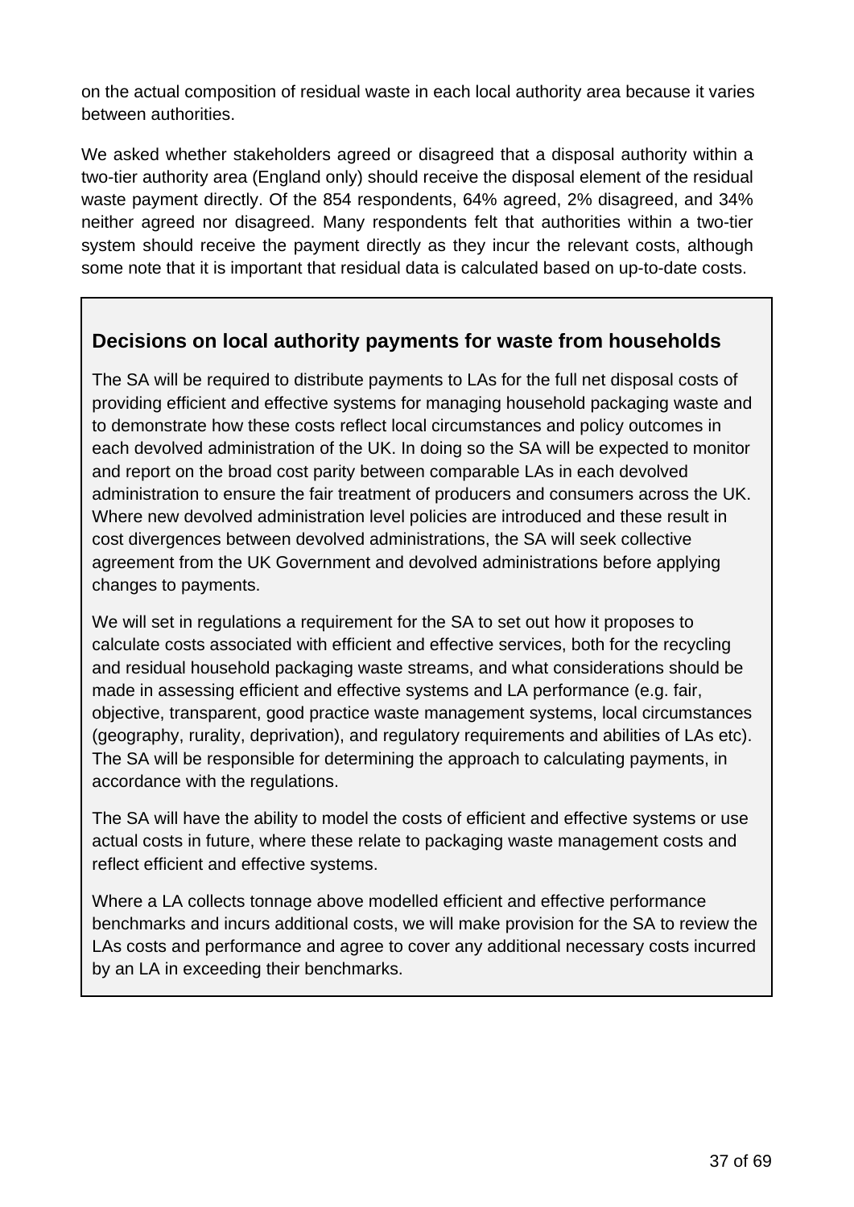on the actual composition of residual waste in each local authority area because it varies between authorities.

We asked whether stakeholders agreed or disagreed that a disposal authority within a two-tier authority area (England only) should receive the disposal element of the residual waste payment directly. Of the 854 respondents, 64% agreed, 2% disagreed, and 34% neither agreed nor disagreed. Many respondents felt that authorities within a two-tier system should receive the payment directly as they incur the relevant costs, although some note that it is important that residual data is calculated based on up-to-date costs.

### Decisions on local authority payments for waste from households

The SA will be required to distribute payments to LAs for the full net disposal costs of providing efficient and effective systems for managing household packaging waste and to demonstrate how these costs reflect local circumstances and policy outcomes in each devolved administration of the UK. In doing so the SA will be expected to monitor and report on the broad cost parity between comparable LAs in each devolved administration to ensure the fair treatment of producers and consumers across the UK. Where new devolved administration level policies are introduced and these result in cost divergences between devolved administrations, the SA will seek collective agreement from the UK Government and devolved administrations before applying changes to payments.

We will set in regulations a requirement for the SA to set out how it proposes to calculate costs associated with efficient and effective services, both for the recycling and residual household packaging waste streams, and what considerations should be made in assessing efficient and effective systems and LA performance (e.g. fair, objective, transparent, good practice waste management systems, local circumstances (geography, rurality, deprivation), and regulatory requirements and abilities of LAs etc). The SA will be responsible for determining the approach to calculating payments, in accordance with the regulations.

The SA will have the ability to model the costs of efficient and effective systems or use actual costs in future, where these relate to packaging waste management costs and reflect efficient and effective systems.

Where a LA collects tonnage above modelled efficient and effective performance benchmarks and incurs additional costs, we will make provision for the SA to review the LAs costs and performance and agree to cover any additional necessary costs incurred by an LA in exceeding their benchmarks.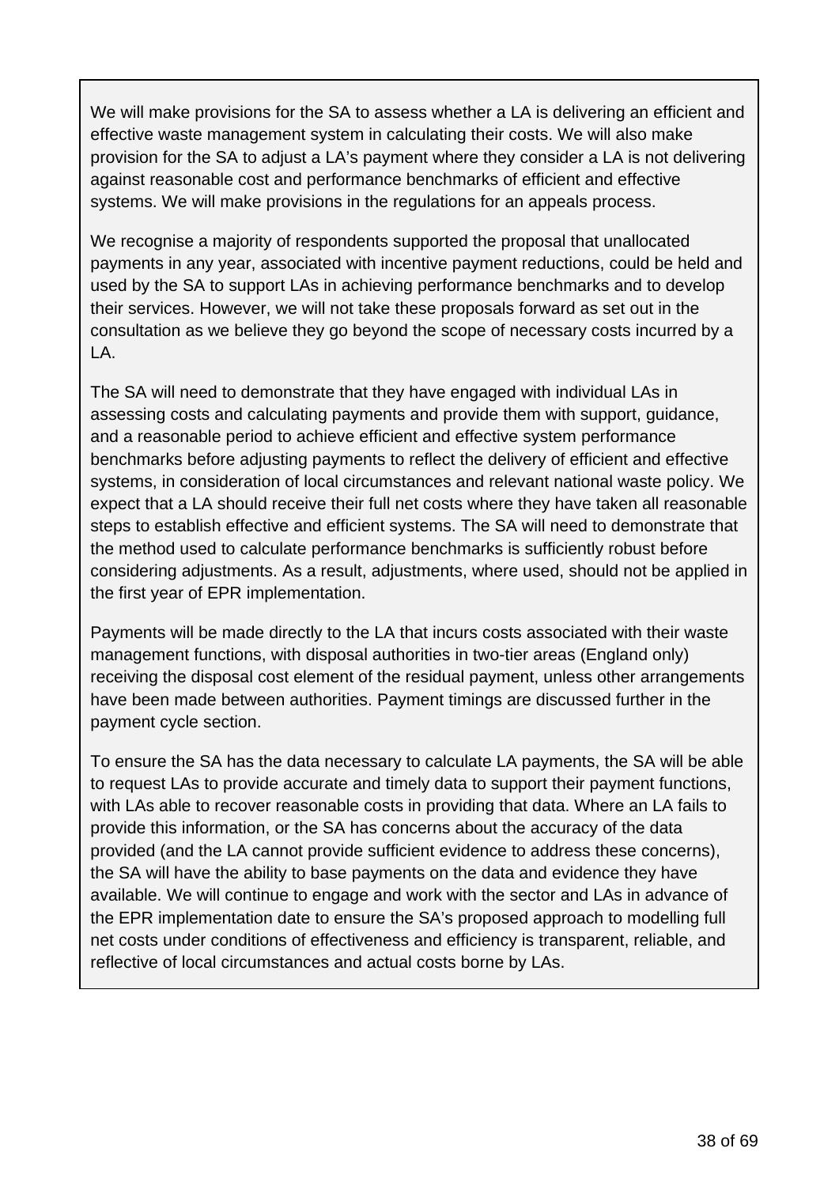We will make provisions for the SA to assess whether a LA is delivering an efficient and effective waste management system in calculating their costs. We will also make provision for the SA to adjust a LA's payment where they consider a LA is not delivering against reasonable cost and performance benchmarks of efficient and effective systems. We will make provisions in the regulations for an appeals process.

We recognise a majority of respondents supported the proposal that unallocated payments in any year, associated with incentive payment reductions, could be held and used by the SA to support LAs in achieving performance benchmarks and to develop their services. However, we will not take these proposals forward as set out in the consultation as we believe they go beyond the scope of necessary costs incurred by a LA.

The SA will need to demonstrate that they have engaged with individual LAs in assessing costs and calculating payments and provide them with support, guidance, and a reasonable period to achieve efficient and effective system performance benchmarks before adjusting payments to reflect the delivery of efficient and effective systems, in consideration of local circumstances and relevant national waste policy. We expect that a LA should receive their full net costs where they have taken all reasonable steps to establish effective and efficient systems. The SA will need to demonstrate that the method used to calculate performance benchmarks is sufficiently robust before considering adjustments. As a result, adjustments, where used, should not be applied in the first year of EPR implementation.

Payments will be made directly to the LA that incurs costs associated with their waste management functions, with disposal authorities in two-tier areas (England only) receiving the disposal cost element of the residual payment, unless other arrangements have been made between authorities. Payment timings are discussed further in the payment cycle section.

To ensure the SA has the data necessary to calculate LA payments, the SA will be able to request LAs to provide accurate and timely data to support their payment functions, with LAs able to recover reasonable costs in providing that data. Where an LA fails to provide this information, or the SA has concerns about the accuracy of the data provided (and the LA cannot provide sufficient evidence to address these concerns), the SA will have the ability to base payments on the data and evidence they have available. We will continue to engage and work with the sector and LAs in advance of the EPR implementation date to ensure the SA's proposed approach to modelling full net costs under conditions of effectiveness and efficiency is transparent, reliable, and reflective of local circumstances and actual costs borne by LAs.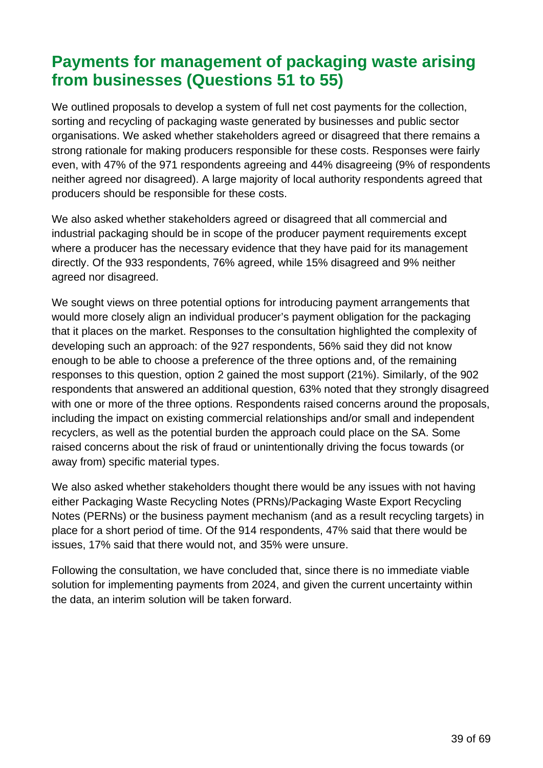## Payments for management of packaging waste arising from businesses (Questions 51 to 55)

We outlined proposals to develop a system of full net cost payments for the collection, sorting and recycling of packaging waste generated by businesses and public sector organisations. We asked whether stakeholders agreed or disagreed that there remains a strong rationale for making producers responsible for these costs. Responses were fairly even, with 47% of the 971 respondents agreeing and 44% disagreeing (9% of respondents neither agreed nor disagreed). A large majority of local authority respondents agreed that producers should be responsible for these costs.

We also asked whether stakeholders agreed or disagreed that all commercial and industrial packaging should be in scope of the producer payment requirements except where a producer has the necessary evidence that they have paid for its management directly. Of the 933 respondents, 76% agreed, while 15% disagreed and 9% neither agreed nor disagreed.

We sought views on three potential options for introducing payment arrangements that would more closely align an individual producer's payment obligation for the packaging that it places on the market. Responses to the consultation highlighted the complexity of developing such an approach: of the 927 respondents, 56% said they did not know enough to be able to choose a preference of the three options and, of the remaining responses to this question, option 2 gained the most support (21%). Similarly, of the 902 respondents that answered an additional question, 63% noted that they strongly disagreed with one or more of the three options. Respondents raised concerns around the proposals, including the impact on existing commercial relationships and/or small and independent recyclers, as well as the potential burden the approach could place on the SA. Some raised concerns about the risk of fraud or unintentionally driving the focus towards (or away from) specific material types.

We also asked whether stakeholders thought there would be any issues with not having either Packaging Waste Recycling Notes (PRNs)/Packaging Waste Export Recycling Notes (PERNs) or the business payment mechanism (and as a result recycling targets) in place for a short period of time. Of the 914 respondents, 47% said that there would be issues, 17% said that there would not, and 35% were unsure.

Following the consultation, we have concluded that, since there is no immediate viable solution for implementing payments from 2024, and given the current uncertainty within the data, an interim solution will be taken forward.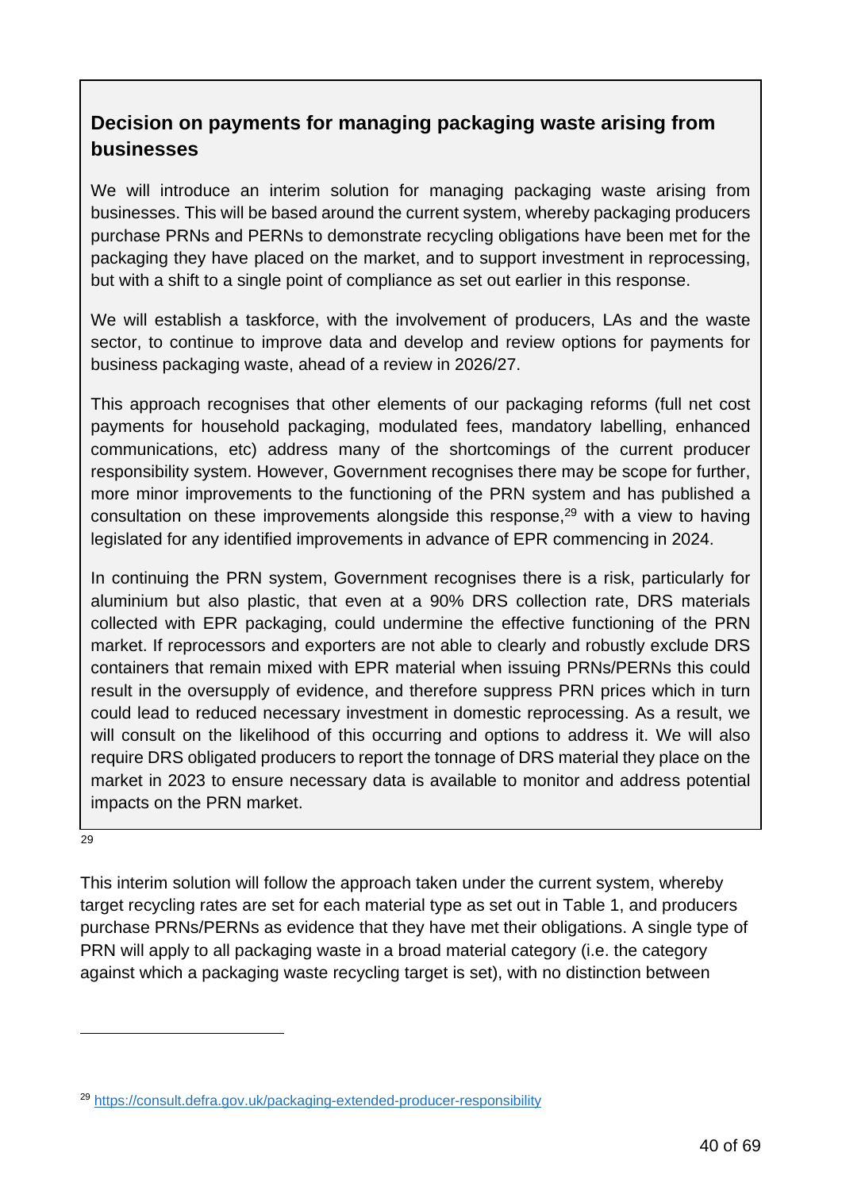## Decision on payments for managing packaging waste arising from businesses

We will introduce an interim solution for managing packaging waste arising from businesses. This will be based around the current system, whereby packaging producers purchase PRNs and PERNs to demonstrate recycling obligations have been met for the packaging they have placed on the market, and to support investment in reprocessing, but with a shift to a single point of compliance as set out earlier in this response.

We will establish a taskforce, with the involvement of producers, LAs and the waste sector, to continue to improve data and develop and review options for payments for business packaging waste, ahead of a review in 2026/27.

This approach recognises that other elements of our packaging reforms (full net cost payments for household packaging, modulated fees, mandatory labelling, enhanced communications, etc) address many of the shortcomings of the current producer responsibility system. However, Government recognises there may be scope for further, more minor improvements to the functioning of the PRN system and has published a consultation on these improvements alongside this response,[29] with a view to having legislated for any identified improvements in advance of EPR commencing in 2024.

In continuing the PRN system, Government recognises there is a risk, particularly for aluminium but also plastic, that even at a 90% DRS collection rate, DRS materials collected with EPR packaging, could undermine the effective functioning of the PRN market. If reprocessors and exporters are not able to clearly and robustly exclude DRS containers that remain mixed with EPR material when issuing PRNs/PERNs this could result in the oversupply of evidence, and therefore suppress PRN prices which in turn could lead to reduced necessary investment in domestic reprocessing. As a result, we will consult on the likelihood of this occurring and options to address it. We will also require DRS obligated producers to report the tonnage of DRS material they place on the market in 2023 to ensure necessary data is available to monitor and address potential impacts on the PRN market.

This interim solution will follow the approach taken under the current system, whereby target recycling rates are set for each material type as set out in Table 1, and producers purchase PRNs/PERNs as evidence that they have met their obligations. A single type of PRN will apply to all packaging waste in a broad material category (i.e. the category against which a packaging waste recycling target is set), with no distinction between

[29] https://consult.defra.gov.uk/packaging-extended-producer-responsibility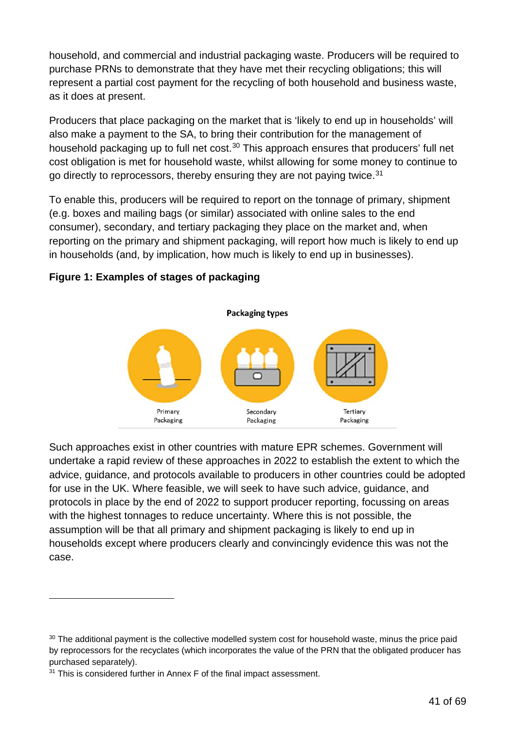household, and commercial and industrial packaging waste. Producers will be required to purchase PRNs to demonstrate that they have met their recycling obligations; this will represent a partial cost payment for the recycling of both household and business waste, as it does at present.

Producers that place packaging on the market that is 'likely to end up in households' will also make a payment to the SA, to bring their contribution for the management of household packaging up to full net cost.[30] This approach ensures that producers' full net cost obligation is met for household waste, whilst allowing for some money to continue to go directly to reprocessors, thereby ensuring they are not paying twice.[31]

To enable this, producers will be required to report on the tonnage of primary, shipment (e.g. boxes and mailing bags (or similar) associated with online sales to the end consumer), secondary, and tertiary packaging they place on the market and, when reporting on the primary and shipment packaging, will report how much is likely to end up in households (and, by implication, how much is likely to end up in businesses).

**Figure 1: Examples of stages of packaging**

Packaging types

Primary Packaging | Secondary Packaging | Tertiary Packaging

Such approaches exist in other countries with mature EPR schemes. Government will undertake a rapid review of these approaches in 2022 to establish the extent to which the advice, guidance, and protocols available to producers in other countries could be adopted for use in the UK. Where feasible, we will seek to have such advice, guidance, and protocols in place by the end of 2022 to support producer reporting, focussing on areas with the highest tonnages to reduce uncertainty. Where this is not possible, the assumption will be that all primary and shipment packaging is likely to end up in households except where producers clearly and convincingly evidence this was not the case.

---

[30] The additional payment is the collective modelled system cost for household waste, minus the price paid by reprocessors for the recyclates (which incorporates the value of the PRN that the obligated producer has purchased separately).

[31] This is considered further in Annex F of the final impact assessment.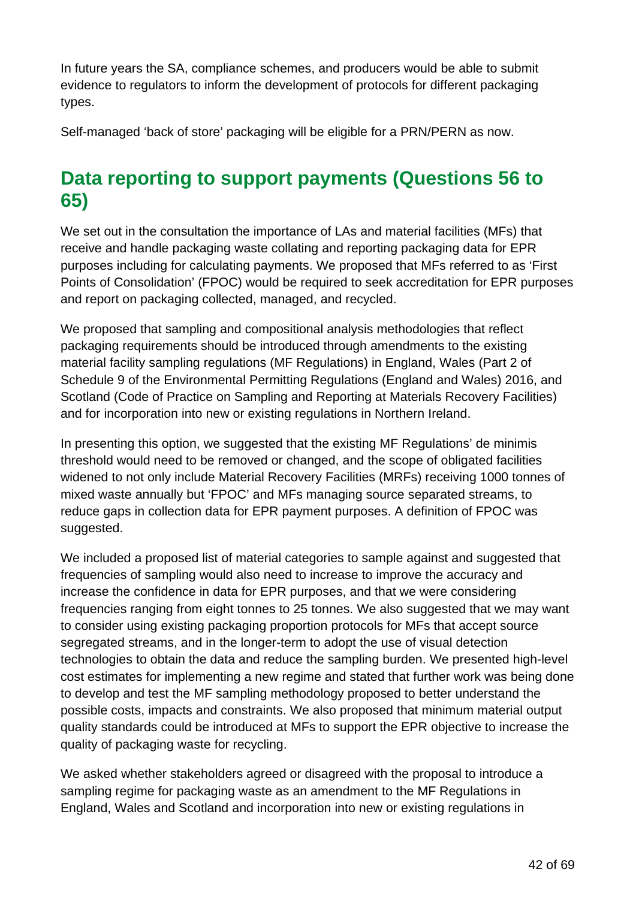In future years the SA, compliance schemes, and producers would be able to submit evidence to regulators to inform the development of protocols for different packaging types.

Self-managed 'back of store' packaging will be eligible for a PRN/PERN as now.

## Data reporting to support payments (Questions 56 to 65)

We set out in the consultation the importance of LAs and material facilities (MFs) that receive and handle packaging waste collating and reporting packaging data for EPR purposes including for calculating payments. We proposed that MFs referred to as 'First Points of Consolidation' (FPOC) would be required to seek accreditation for EPR purposes and report on packaging collected, managed, and recycled.

We proposed that sampling and compositional analysis methodologies that reflect packaging requirements should be introduced through amendments to the existing material facility sampling regulations (MF Regulations) in England, Wales (Part 2 of Schedule 9 of the Environmental Permitting Regulations (England and Wales) 2016, and Scotland (Code of Practice on Sampling and Reporting at Materials Recovery Facilities) and for incorporation into new or existing regulations in Northern Ireland.

In presenting this option, we suggested that the existing MF Regulations' de minimis threshold would need to be removed or changed, and the scope of obligated facilities widened to not only include Material Recovery Facilities (MRFs) receiving 1000 tonnes of mixed waste annually but 'FPOC' and MFs managing source separated streams, to reduce gaps in collection data for EPR payment purposes. A definition of FPOC was suggested.

We included a proposed list of material categories to sample against and suggested that frequencies of sampling would also need to increase to improve the accuracy and increase the confidence in data for EPR purposes, and that we were considering frequencies ranging from eight tonnes to 25 tonnes. We also suggested that we may want to consider using existing packaging proportion protocols for MFs that accept source segregated streams, and in the longer-term to adopt the use of visual detection technologies to obtain the data and reduce the sampling burden. We presented high-level cost estimates for implementing a new regime and stated that further work was being done to develop and test the MF sampling methodology proposed to better understand the possible costs, impacts and constraints. We also proposed that minimum material output quality standards could be introduced at MFs to support the EPR objective to increase the quality of packaging waste for recycling.

We asked whether stakeholders agreed or disagreed with the proposal to introduce a sampling regime for packaging waste as an amendment to the MF Regulations in England, Wales and Scotland and incorporation into new or existing regulations in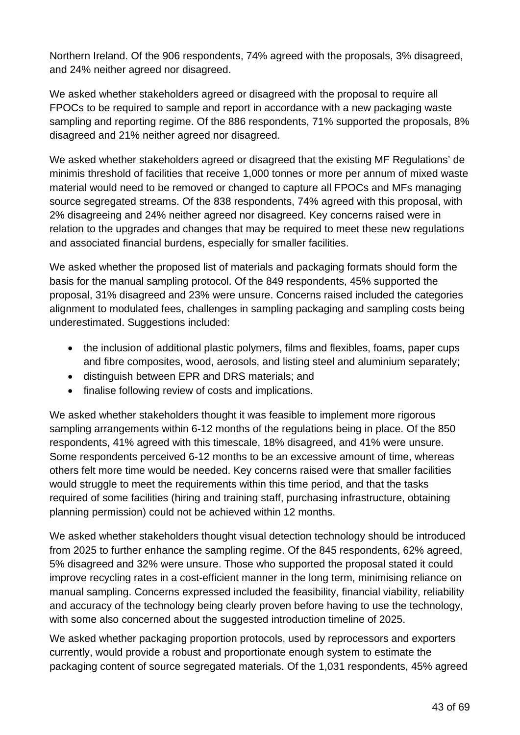Northern Ireland. Of the 906 respondents, 74% agreed with the proposals, 3% disagreed, and 24% neither agreed nor disagreed.

We asked whether stakeholders agreed or disagreed with the proposal to require all FPOCs to be required to sample and report in accordance with a new packaging waste sampling and reporting regime. Of the 886 respondents, 71% supported the proposals, 8% disagreed and 21% neither agreed nor disagreed.

We asked whether stakeholders agreed or disagreed that the existing MF Regulations' de minimis threshold of facilities that receive 1,000 tonnes or more per annum of mixed waste material would need to be removed or changed to capture all FPOCs and MFs managing source segregated streams. Of the 838 respondents, 74% agreed with this proposal, with 2% disagreeing and 24% neither agreed nor disagreed. Key concerns raised were in relation to the upgrades and changes that may be required to meet these new regulations and associated financial burdens, especially for smaller facilities.

We asked whether the proposed list of materials and packaging formats should form the basis for the manual sampling protocol. Of the 849 respondents, 45% supported the proposal, 31% disagreed and 23% were unsure. Concerns raised included the categories alignment to modulated fees, challenges in sampling packaging and sampling costs being underestimated. Suggestions included:

- the inclusion of additional plastic polymers, films and flexibles, foams, paper cups and fibre composites, wood, aerosols, and listing steel and aluminium separately;
- distinguish between EPR and DRS materials; and
- finalise following review of costs and implications.

We asked whether stakeholders thought it was feasible to implement more rigorous sampling arrangements within 6-12 months of the regulations being in place. Of the 850 respondents, 41% agreed with this timescale, 18% disagreed, and 41% were unsure. Some respondents perceived 6-12 months to be an excessive amount of time, whereas others felt more time would be needed. Key concerns raised were that smaller facilities would struggle to meet the requirements within this time period, and that the tasks required of some facilities (hiring and training staff, purchasing infrastructure, obtaining planning permission) could not be achieved within 12 months.

We asked whether stakeholders thought visual detection technology should be introduced from 2025 to further enhance the sampling regime. Of the 845 respondents, 62% agreed, 5% disagreed and 32% were unsure. Those who supported the proposal stated it could improve recycling rates in a cost-efficient manner in the long term, minimising reliance on manual sampling. Concerns expressed included the feasibility, financial viability, reliability and accuracy of the technology being clearly proven before having to use the technology, with some also concerned about the suggested introduction timeline of 2025.

We asked whether packaging proportion protocols, used by reprocessors and exporters currently, would provide a robust and proportionate enough system to estimate the packaging content of source segregated materials. Of the 1,031 respondents, 45% agreed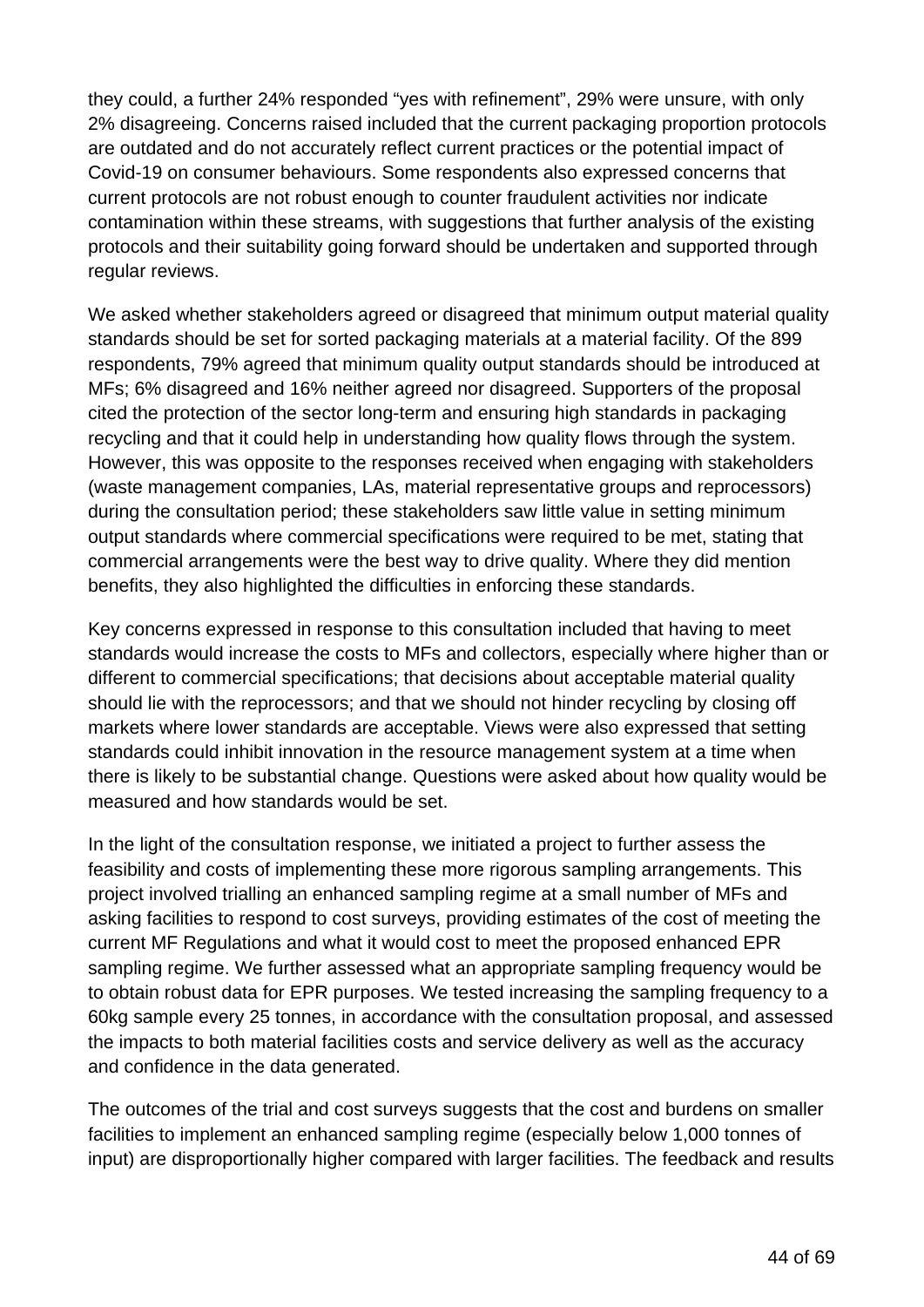they could, a further 24% responded "yes with refinement", 29% were unsure, with only 2% disagreeing. Concerns raised included that the current packaging proportion protocols are outdated and do not accurately reflect current practices or the potential impact of Covid-19 on consumer behaviours. Some respondents also expressed concerns that current protocols are not robust enough to counter fraudulent activities nor indicate contamination within these streams, with suggestions that further analysis of the existing protocols and their suitability going forward should be undertaken and supported through regular reviews.

We asked whether stakeholders agreed or disagreed that minimum output material quality standards should be set for sorted packaging materials at a material facility. Of the 899 respondents, 79% agreed that minimum quality output standards should be introduced at MFs; 6% disagreed and 16% neither agreed nor disagreed. Supporters of the proposal cited the protection of the sector long-term and ensuring high standards in packaging recycling and that it could help in understanding how quality flows through the system. However, this was opposite to the responses received when engaging with stakeholders (waste management companies, LAs, material representative groups and reprocessors) during the consultation period; these stakeholders saw little value in setting minimum output standards where commercial specifications were required to be met, stating that commercial arrangements were the best way to drive quality. Where they did mention benefits, they also highlighted the difficulties in enforcing these standards.

Key concerns expressed in response to this consultation included that having to meet standards would increase the costs to MFs and collectors, especially where higher than or different to commercial specifications; that decisions about acceptable material quality should lie with the reprocessors; and that we should not hinder recycling by closing off markets where lower standards are acceptable. Views were also expressed that setting standards could inhibit innovation in the resource management system at a time when there is likely to be substantial change. Questions were asked about how quality would be measured and how standards would be set.

In the light of the consultation response, we initiated a project to further assess the feasibility and costs of implementing these more rigorous sampling arrangements. This project involved trialling an enhanced sampling regime at a small number of MFs and asking facilities to respond to cost surveys, providing estimates of the cost of meeting the current MF Regulations and what it would cost to meet the proposed enhanced EPR sampling regime. We further assessed what an appropriate sampling frequency would be to obtain robust data for EPR purposes. We tested increasing the sampling frequency to a 60kg sample every 25 tonnes, in accordance with the consultation proposal, and assessed the impacts to both material facilities costs and service delivery as well as the accuracy and confidence in the data generated.

The outcomes of the trial and cost surveys suggests that the cost and burdens on smaller facilities to implement an enhanced sampling regime (especially below 1,000 tonnes of input) are disproportionally higher compared with larger facilities. The feedback and results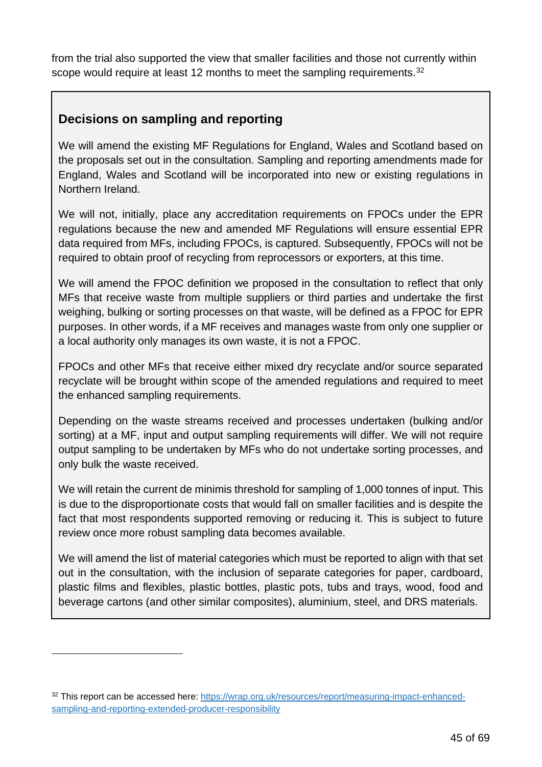from the trial also supported the view that smaller facilities and those not currently within scope would require at least 12 months to meet the sampling requirements.[32]

## Decisions on sampling and reporting

We will amend the existing MF Regulations for England, Wales and Scotland based on the proposals set out in the consultation. Sampling and reporting amendments made for England, Wales and Scotland will be incorporated into new or existing regulations in Northern Ireland.

We will not, initially, place any accreditation requirements on FPOCs under the EPR regulations because the new and amended MF Regulations will ensure essential EPR data required from MFs, including FPOCs, is captured. Subsequently, FPOCs will not be required to obtain proof of recycling from reprocessors or exporters, at this time.

We will amend the FPOC definition we proposed in the consultation to reflect that only MFs that receive waste from multiple suppliers or third parties and undertake the first weighing, bulking or sorting processes on that waste, will be defined as a FPOC for EPR purposes. In other words, if a MF receives and manages waste from only one supplier or a local authority only manages its own waste, it is not a FPOC.

FPOCs and other MFs that receive either mixed dry recyclate and/or source separated recyclate will be brought within scope of the amended regulations and required to meet the enhanced sampling requirements.

Depending on the waste streams received and processes undertaken (bulking and/or sorting) at a MF, input and output sampling requirements will differ. We will not require output sampling to be undertaken by MFs who do not undertake sorting processes, and only bulk the waste received.

We will retain the current de minimis threshold for sampling of 1,000 tonnes of input. This is due to the disproportionate costs that would fall on smaller facilities and is despite the fact that most respondents supported removing or reducing it. This is subject to future review once more robust sampling data becomes available.

We will amend the list of material categories which must be reported to align with that set out in the consultation, with the inclusion of separate categories for paper, cardboard, plastic films and flexibles, plastic bottles, plastic pots, tubs and trays, wood, food and beverage cartons (and other similar composites), aluminium, steel, and DRS materials.

---

[32] This report can be accessed here: https://wrap.org.uk/resources/report/measuring-impact-enhanced-sampling-and-reporting-extended-producer-responsibility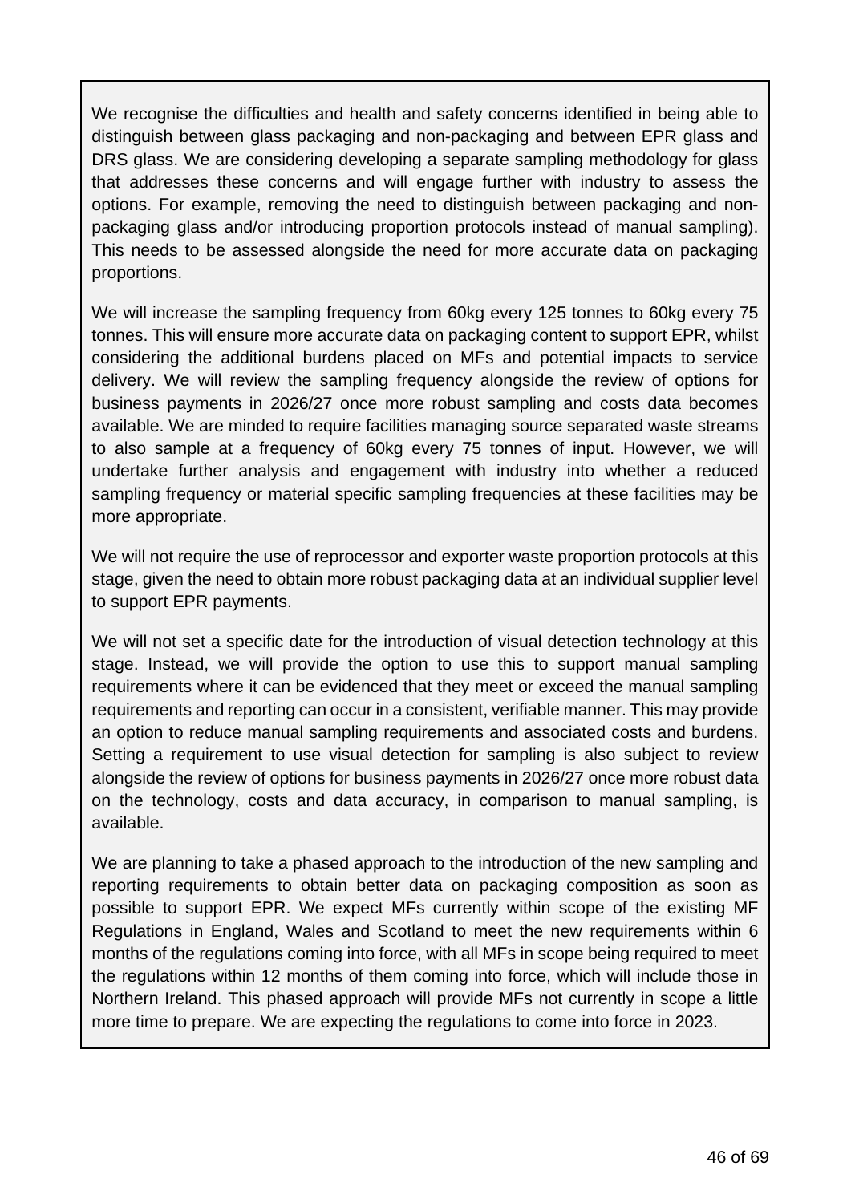We recognise the difficulties and health and safety concerns identified in being able to distinguish between glass packaging and non-packaging and between EPR glass and DRS glass. We are considering developing a separate sampling methodology for glass that addresses these concerns and will engage further with industry to assess the options. For example, removing the need to distinguish between packaging and non-packaging glass and/or introducing proportion protocols instead of manual sampling). This needs to be assessed alongside the need for more accurate data on packaging proportions.

We will increase the sampling frequency from 60kg every 125 tonnes to 60kg every 75 tonnes. This will ensure more accurate data on packaging content to support EPR, whilst considering the additional burdens placed on MFs and potential impacts to service delivery. We will review the sampling frequency alongside the review of options for business payments in 2026/27 once more robust sampling and costs data becomes available. We are minded to require facilities managing source separated waste streams to also sample at a frequency of 60kg every 75 tonnes of input. However, we will undertake further analysis and engagement with industry into whether a reduced sampling frequency or material specific sampling frequencies at these facilities may be more appropriate.

We will not require the use of reprocessor and exporter waste proportion protocols at this stage, given the need to obtain more robust packaging data at an individual supplier level to support EPR payments.

We will not set a specific date for the introduction of visual detection technology at this stage. Instead, we will provide the option to use this to support manual sampling requirements where it can be evidenced that they meet or exceed the manual sampling requirements and reporting can occur in a consistent, verifiable manner. This may provide an option to reduce manual sampling requirements and associated costs and burdens. Setting a requirement to use visual detection for sampling is also subject to review alongside the review of options for business payments in 2026/27 once more robust data on the technology, costs and data accuracy, in comparison to manual sampling, is available.

We are planning to take a phased approach to the introduction of the new sampling and reporting requirements to obtain better data on packaging composition as soon as possible to support EPR. We expect MFs currently within scope of the existing MF Regulations in England, Wales and Scotland to meet the new requirements within 6 months of the regulations coming into force, with all MFs in scope being required to meet the regulations within 12 months of them coming into force, which will include those in Northern Ireland. This phased approach will provide MFs not currently in scope a little more time to prepare. We are expecting the regulations to come into force in 2023.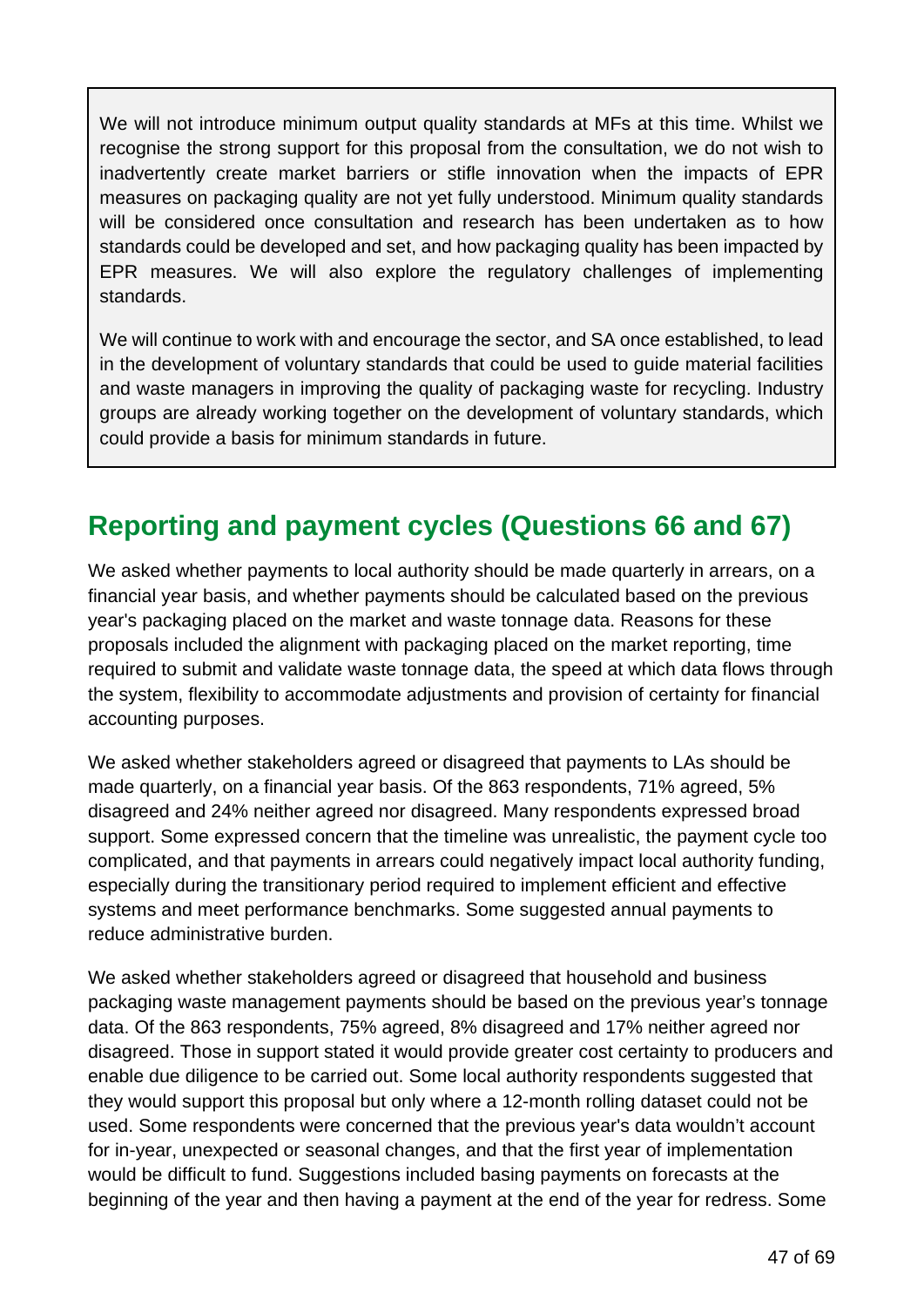We will not introduce minimum output quality standards at MFs at this time. Whilst we recognise the strong support for this proposal from the consultation, we do not wish to inadvertently create market barriers or stifle innovation when the impacts of EPR measures on packaging quality are not yet fully understood. Minimum quality standards will be considered once consultation and research has been undertaken as to how standards could be developed and set, and how packaging quality has been impacted by EPR measures. We will also explore the regulatory challenges of implementing standards.

We will continue to work with and encourage the sector, and SA once established, to lead in the development of voluntary standards that could be used to guide material facilities and waste managers in improving the quality of packaging waste for recycling. Industry groups are already working together on the development of voluntary standards, which could provide a basis for minimum standards in future.

## Reporting and payment cycles (Questions 66 and 67)

We asked whether payments to local authority should be made quarterly in arrears, on a financial year basis, and whether payments should be calculated based on the previous year's packaging placed on the market and waste tonnage data. Reasons for these proposals included the alignment with packaging placed on the market reporting, time required to submit and validate waste tonnage data, the speed at which data flows through the system, flexibility to accommodate adjustments and provision of certainty for financial accounting purposes.

We asked whether stakeholders agreed or disagreed that payments to LAs should be made quarterly, on a financial year basis. Of the 863 respondents, 71% agreed, 5% disagreed and 24% neither agreed nor disagreed. Many respondents expressed broad support. Some expressed concern that the timeline was unrealistic, the payment cycle too complicated, and that payments in arrears could negatively impact local authority funding, especially during the transitionary period required to implement efficient and effective systems and meet performance benchmarks. Some suggested annual payments to reduce administrative burden.

We asked whether stakeholders agreed or disagreed that household and business packaging waste management payments should be based on the previous year's tonnage data. Of the 863 respondents, 75% agreed, 8% disagreed and 17% neither agreed nor disagreed. Those in support stated it would provide greater cost certainty to producers and enable due diligence to be carried out. Some local authority respondents suggested that they would support this proposal but only where a 12-month rolling dataset could not be used. Some respondents were concerned that the previous year's data wouldn't account for in-year, unexpected or seasonal changes, and that the first year of implementation would be difficult to fund. Suggestions included basing payments on forecasts at the beginning of the year and then having a payment at the end of the year for redress. Some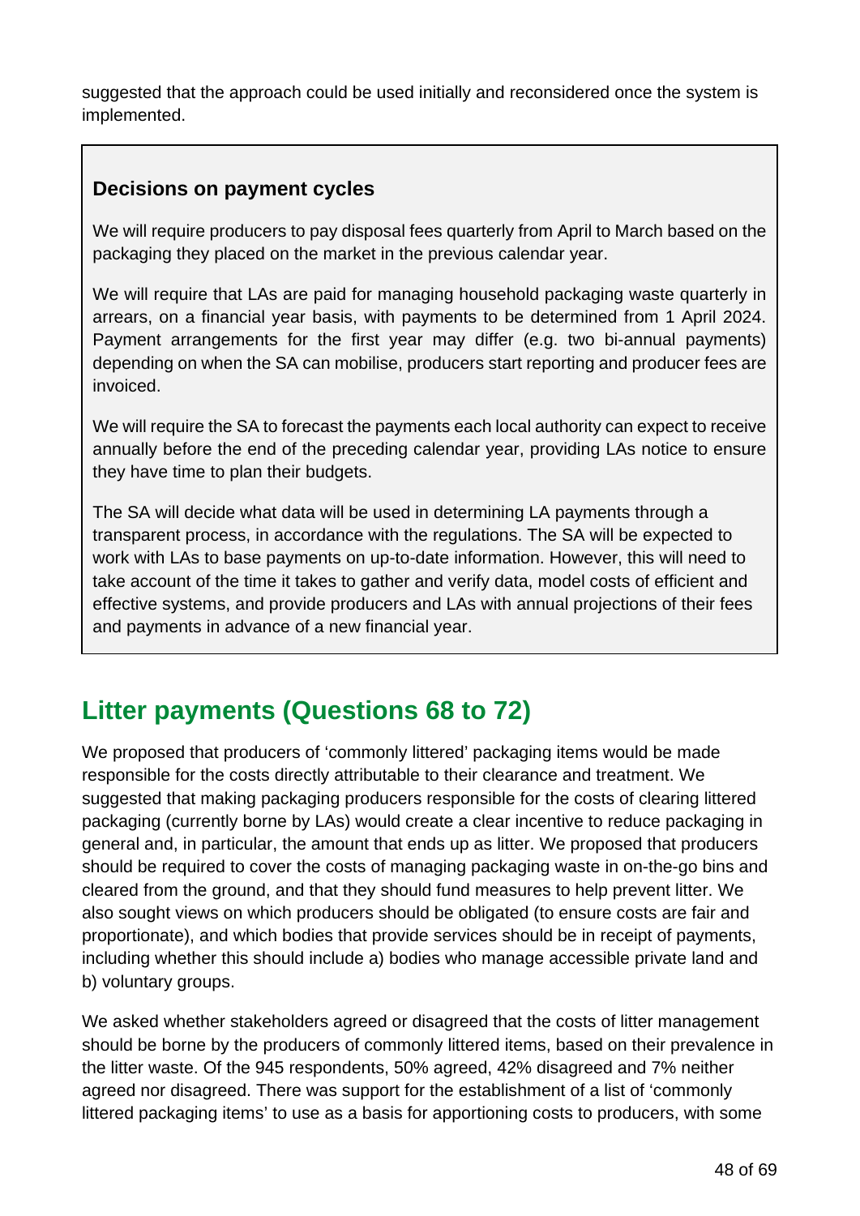suggested that the approach could be used initially and reconsidered once the system is implemented.

> **Decisions on payment cycles**
>
> We will require producers to pay disposal fees quarterly from April to March based on the packaging they placed on the market in the previous calendar year.
>
> We will require that LAs are paid for managing household packaging waste quarterly in arrears, on a financial year basis, with payments to be determined from 1 April 2024. Payment arrangements for the first year may differ (e.g. two bi-annual payments) depending on when the SA can mobilise, producers start reporting and producer fees are invoiced.
>
> We will require the SA to forecast the payments each local authority can expect to receive annually before the end of the preceding calendar year, providing LAs notice to ensure they have time to plan their budgets.
>
> The SA will decide what data will be used in determining LA payments through a transparent process, in accordance with the regulations. The SA will be expected to work with LAs to base payments on up-to-date information. However, this will need to take account of the time it takes to gather and verify data, model costs of efficient and effective systems, and provide producers and LAs with annual projections of their fees and payments in advance of a new financial year.

## Litter payments (Questions 68 to 72)

We proposed that producers of 'commonly littered' packaging items would be made responsible for the costs directly attributable to their clearance and treatment. We suggested that making packaging producers responsible for the costs of clearing littered packaging (currently borne by LAs) would create a clear incentive to reduce packaging in general and, in particular, the amount that ends up as litter. We proposed that producers should be required to cover the costs of managing packaging waste in on-the-go bins and cleared from the ground, and that they should fund measures to help prevent litter. We also sought views on which producers should be obligated (to ensure costs are fair and proportionate), and which bodies that provide services should be in receipt of payments, including whether this should include a) bodies who manage accessible private land and b) voluntary groups.

We asked whether stakeholders agreed or disagreed that the costs of litter management should be borne by the producers of commonly littered items, based on their prevalence in the litter waste. Of the 945 respondents, 50% agreed, 42% disagreed and 7% neither agreed nor disagreed. There was support for the establishment of a list of 'commonly littered packaging items' to use as a basis for apportioning costs to producers, with some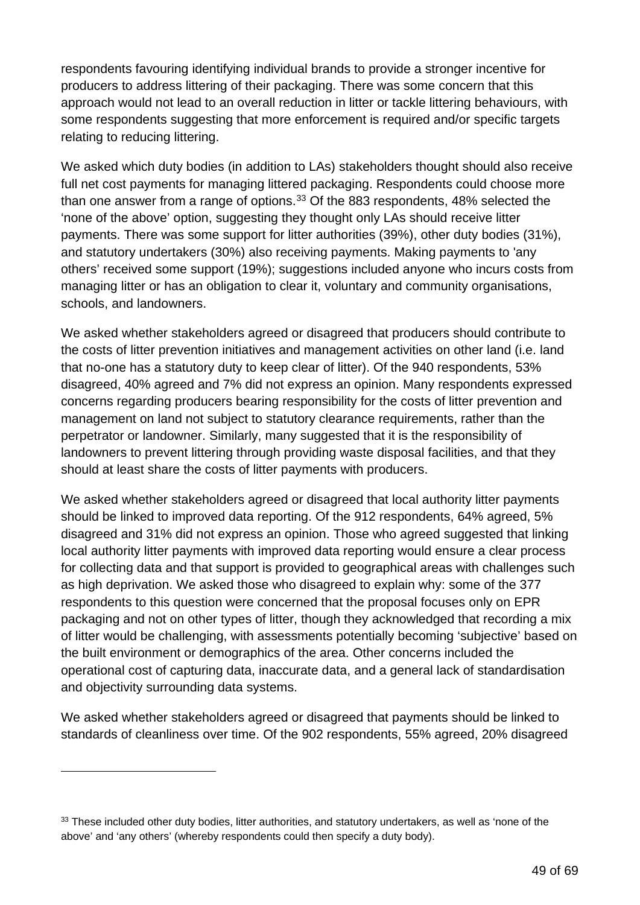respondents favouring identifying individual brands to provide a stronger incentive for producers to address littering of their packaging. There was some concern that this approach would not lead to an overall reduction in litter or tackle littering behaviours, with some respondents suggesting that more enforcement is required and/or specific targets relating to reducing littering.

We asked which duty bodies (in addition to LAs) stakeholders thought should also receive full net cost payments for managing littered packaging. Respondents could choose more than one answer from a range of options.[33] Of the 883 respondents, 48% selected the 'none of the above' option, suggesting they thought only LAs should receive litter payments. There was some support for litter authorities (39%), other duty bodies (31%), and statutory undertakers (30%) also receiving payments. Making payments to 'any others' received some support (19%); suggestions included anyone who incurs costs from managing litter or has an obligation to clear it, voluntary and community organisations, schools, and landowners.

We asked whether stakeholders agreed or disagreed that producers should contribute to the costs of litter prevention initiatives and management activities on other land (i.e. land that no-one has a statutory duty to keep clear of litter). Of the 940 respondents, 53% disagreed, 40% agreed and 7% did not express an opinion. Many respondents expressed concerns regarding producers bearing responsibility for the costs of litter prevention and management on land not subject to statutory clearance requirements, rather than the perpetrator or landowner. Similarly, many suggested that it is the responsibility of landowners to prevent littering through providing waste disposal facilities, and that they should at least share the costs of litter payments with producers.

We asked whether stakeholders agreed or disagreed that local authority litter payments should be linked to improved data reporting. Of the 912 respondents, 64% agreed, 5% disagreed and 31% did not express an opinion. Those who agreed suggested that linking local authority litter payments with improved data reporting would ensure a clear process for collecting data and that support is provided to geographical areas with challenges such as high deprivation. We asked those who disagreed to explain why: some of the 377 respondents to this question were concerned that the proposal focuses only on EPR packaging and not on other types of litter, though they acknowledged that recording a mix of litter would be challenging, with assessments potentially becoming 'subjective' based on the built environment or demographics of the area. Other concerns included the operational cost of capturing data, inaccurate data, and a general lack of standardisation and objectivity surrounding data systems.

We asked whether stakeholders agreed or disagreed that payments should be linked to standards of cleanliness over time. Of the 902 respondents, 55% agreed, 20% disagreed

---

[33] These included other duty bodies, litter authorities, and statutory undertakers, as well as 'none of the above' and 'any others' (whereby respondents could then specify a duty body).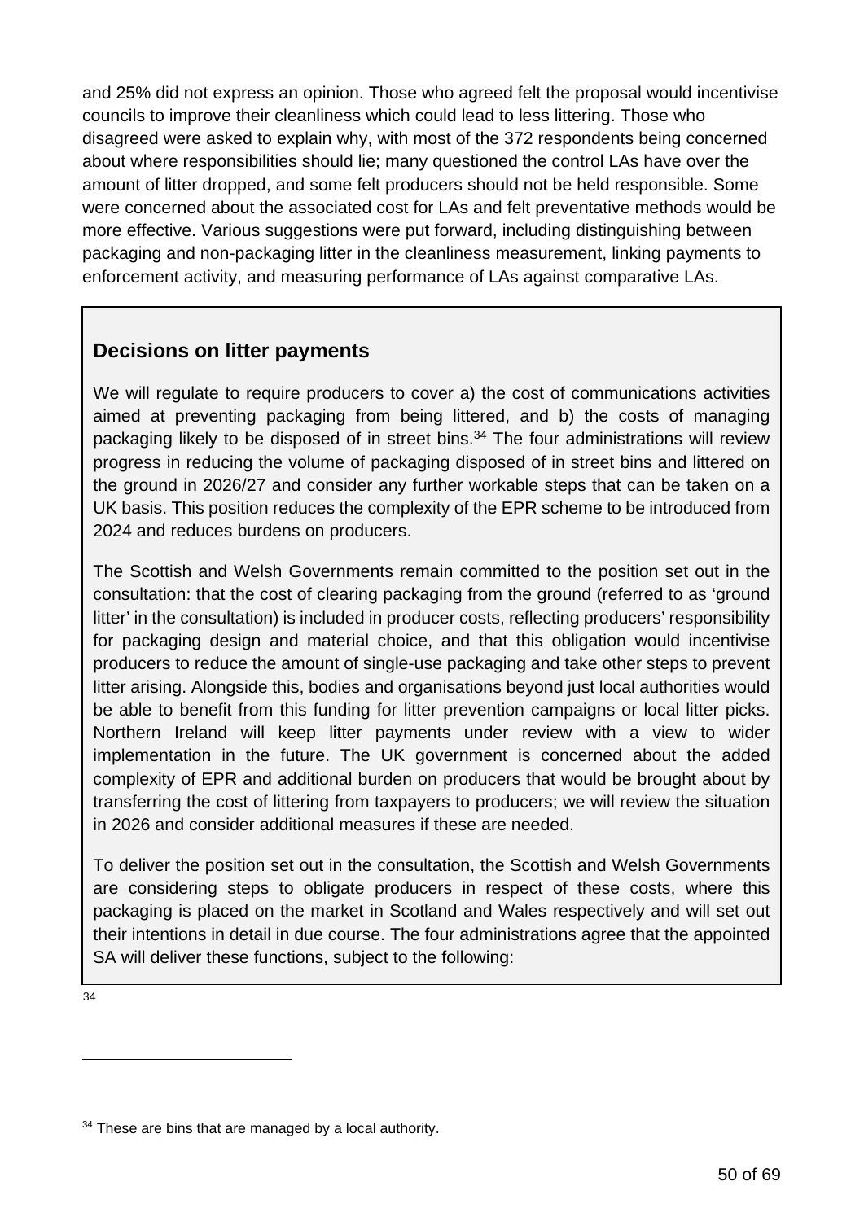and 25% did not express an opinion. Those who agreed felt the proposal would incentivise councils to improve their cleanliness which could lead to less littering. Those who disagreed were asked to explain why, with most of the 372 respondents being concerned about where responsibilities should lie; many questioned the control LAs have over the amount of litter dropped, and some felt producers should not be held responsible. Some were concerned about the associated cost for LAs and felt preventative methods would be more effective. Various suggestions were put forward, including distinguishing between packaging and non-packaging litter in the cleanliness measurement, linking payments to enforcement activity, and measuring performance of LAs against comparative LAs.

### Decisions on litter payments

We will regulate to require producers to cover a) the cost of communications activities aimed at preventing packaging from being littered, and b) the costs of managing packaging likely to be disposed of in street bins.[34] The four administrations will review progress in reducing the volume of packaging disposed of in street bins and littered on the ground in 2026/27 and consider any further workable steps that can be taken on a UK basis. This position reduces the complexity of the EPR scheme to be introduced from 2024 and reduces burdens on producers.

The Scottish and Welsh Governments remain committed to the position set out in the consultation: that the cost of clearing packaging from the ground (referred to as 'ground litter' in the consultation) is included in producer costs, reflecting producers' responsibility for packaging design and material choice, and that this obligation would incentivise producers to reduce the amount of single-use packaging and take other steps to prevent litter arising. Alongside this, bodies and organisations beyond just local authorities would be able to benefit from this funding for litter prevention campaigns or local litter picks. Northern Ireland will keep litter payments under review with a view to wider implementation in the future. The UK government is concerned about the added complexity of EPR and additional burden on producers that would be brought about by transferring the cost of littering from taxpayers to producers; we will review the situation in 2026 and consider additional measures if these are needed.

To deliver the position set out in the consultation, the Scottish and Welsh Governments are considering steps to obligate producers in respect of these costs, where this packaging is placed on the market in Scotland and Wales respectively and will set out their intentions in detail in due course. The four administrations agree that the appointed SA will deliver these functions, subject to the following:

[34] These are bins that are managed by a local authority.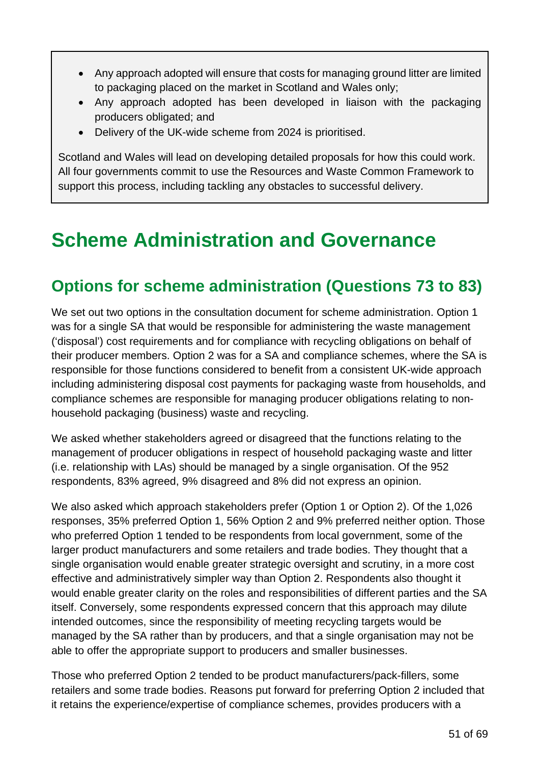- Any approach adopted will ensure that costs for managing ground litter are limited to packaging placed on the market in Scotland and Wales only;
- Any approach adopted has been developed in liaison with the packaging producers obligated; and
- Delivery of the UK-wide scheme from 2024 is prioritised.

Scotland and Wales will lead on developing detailed proposals for how this could work. All four governments commit to use the Resources and Waste Common Framework to support this process, including tackling any obstacles to successful delivery.

# Scheme Administration and Governance

## Options for scheme administration (Questions 73 to 83)

We set out two options in the consultation document for scheme administration. Option 1 was for a single SA that would be responsible for administering the waste management ('disposal') cost requirements and for compliance with recycling obligations on behalf of their producer members. Option 2 was for a SA and compliance schemes, where the SA is responsible for those functions considered to benefit from a consistent UK-wide approach including administering disposal cost payments for packaging waste from households, and compliance schemes are responsible for managing producer obligations relating to non-household packaging (business) waste and recycling.

We asked whether stakeholders agreed or disagreed that the functions relating to the management of producer obligations in respect of household packaging waste and litter (i.e. relationship with LAs) should be managed by a single organisation. Of the 952 respondents, 83% agreed, 9% disagreed and 8% did not express an opinion.

We also asked which approach stakeholders prefer (Option 1 or Option 2). Of the 1,026 responses, 35% preferred Option 1, 56% Option 2 and 9% preferred neither option. Those who preferred Option 1 tended to be respondents from local government, some of the larger product manufacturers and some retailers and trade bodies. They thought that a single organisation would enable greater strategic oversight and scrutiny, in a more cost effective and administratively simpler way than Option 2. Respondents also thought it would enable greater clarity on the roles and responsibilities of different parties and the SA itself. Conversely, some respondents expressed concern that this approach may dilute intended outcomes, since the responsibility of meeting recycling targets would be managed by the SA rather than by producers, and that a single organisation may not be able to offer the appropriate support to producers and smaller businesses.

Those who preferred Option 2 tended to be product manufacturers/pack-fillers, some retailers and some trade bodies. Reasons put forward for preferring Option 2 included that it retains the experience/expertise of compliance schemes, provides producers with a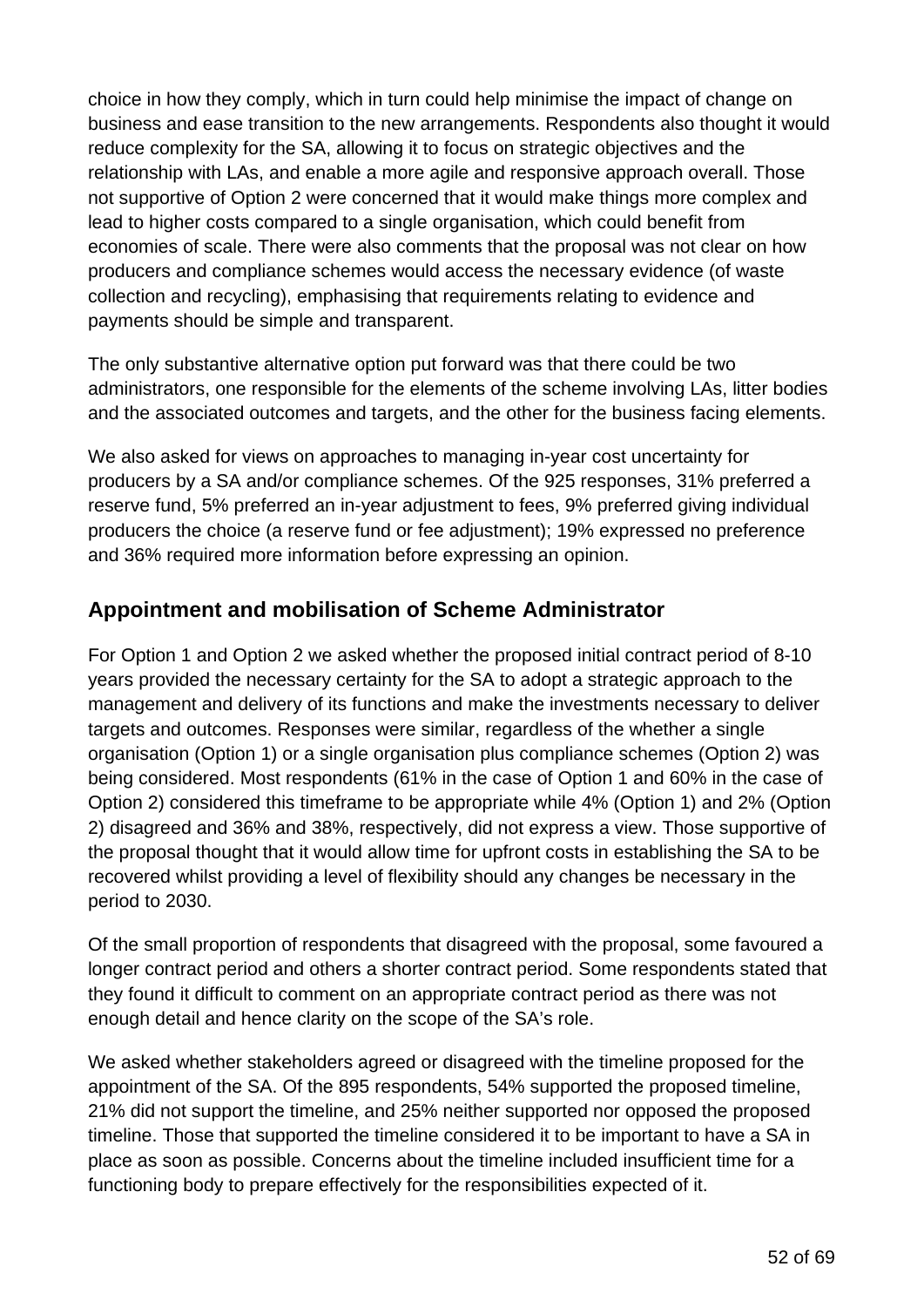choice in how they comply, which in turn could help minimise the impact of change on business and ease transition to the new arrangements. Respondents also thought it would reduce complexity for the SA, allowing it to focus on strategic objectives and the relationship with LAs, and enable a more agile and responsive approach overall. Those not supportive of Option 2 were concerned that it would make things more complex and lead to higher costs compared to a single organisation, which could benefit from economies of scale. There were also comments that the proposal was not clear on how producers and compliance schemes would access the necessary evidence (of waste collection and recycling), emphasising that requirements relating to evidence and payments should be simple and transparent.

The only substantive alternative option put forward was that there could be two administrators, one responsible for the elements of the scheme involving LAs, litter bodies and the associated outcomes and targets, and the other for the business facing elements.

We also asked for views on approaches to managing in-year cost uncertainty for producers by a SA and/or compliance schemes. Of the 925 responses, 31% preferred a reserve fund, 5% preferred an in-year adjustment to fees, 9% preferred giving individual producers the choice (a reserve fund or fee adjustment); 19% expressed no preference and 36% required more information before expressing an opinion.

## Appointment and mobilisation of Scheme Administrator

For Option 1 and Option 2 we asked whether the proposed initial contract period of 8-10 years provided the necessary certainty for the SA to adopt a strategic approach to the management and delivery of its functions and make the investments necessary to deliver targets and outcomes. Responses were similar, regardless of the whether a single organisation (Option 1) or a single organisation plus compliance schemes (Option 2) was being considered. Most respondents (61% in the case of Option 1 and 60% in the case of Option 2) considered this timeframe to be appropriate while 4% (Option 1) and 2% (Option 2) disagreed and 36% and 38%, respectively, did not express a view. Those supportive of the proposal thought that it would allow time for upfront costs in establishing the SA to be recovered whilst providing a level of flexibility should any changes be necessary in the period to 2030.

Of the small proportion of respondents that disagreed with the proposal, some favoured a longer contract period and others a shorter contract period. Some respondents stated that they found it difficult to comment on an appropriate contract period as there was not enough detail and hence clarity on the scope of the SA's role.

We asked whether stakeholders agreed or disagreed with the timeline proposed for the appointment of the SA. Of the 895 respondents, 54% supported the proposed timeline, 21% did not support the timeline, and 25% neither supported nor opposed the proposed timeline. Those that supported the timeline considered it to be important to have a SA in place as soon as possible. Concerns about the timeline included insufficient time for a functioning body to prepare effectively for the responsibilities expected of it.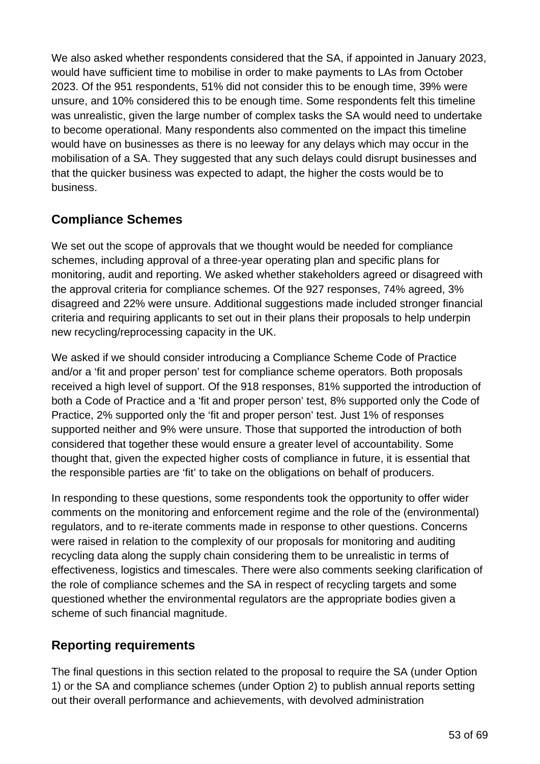We also asked whether respondents considered that the SA, if appointed in January 2023, would have sufficient time to mobilise in order to make payments to LAs from October 2023. Of the 951 respondents, 51% did not consider this to be enough time, 39% were unsure, and 10% considered this to be enough time. Some respondents felt this timeline was unrealistic, given the large number of complex tasks the SA would need to undertake to become operational. Many respondents also commented on the impact this timeline would have on businesses as there is no leeway for any delays which may occur in the mobilisation of a SA. They suggested that any such delays could disrupt businesses and that the quicker business was expected to adapt, the higher the costs would be to business.

## Compliance Schemes

We set out the scope of approvals that we thought would be needed for compliance schemes, including approval of a three-year operating plan and specific plans for monitoring, audit and reporting. We asked whether stakeholders agreed or disagreed with the approval criteria for compliance schemes. Of the 927 responses, 74% agreed, 3% disagreed and 22% were unsure. Additional suggestions made included stronger financial criteria and requiring applicants to set out in their plans their proposals to help underpin new recycling/reprocessing capacity in the UK.

We asked if we should consider introducing a Compliance Scheme Code of Practice and/or a 'fit and proper person' test for compliance scheme operators. Both proposals received a high level of support. Of the 918 responses, 81% supported the introduction of both a Code of Practice and a 'fit and proper person' test, 8% supported only the Code of Practice, 2% supported only the 'fit and proper person' test. Just 1% of responses supported neither and 9% were unsure. Those that supported the introduction of both considered that together these would ensure a greater level of accountability. Some thought that, given the expected higher costs of compliance in future, it is essential that the responsible parties are 'fit' to take on the obligations on behalf of producers.

In responding to these questions, some respondents took the opportunity to offer wider comments on the monitoring and enforcement regime and the role of the (environmental) regulators, and to re-iterate comments made in response to other questions. Concerns were raised in relation to the complexity of our proposals for monitoring and auditing recycling data along the supply chain considering them to be unrealistic in terms of effectiveness, logistics and timescales. There were also comments seeking clarification of the role of compliance schemes and the SA in respect of recycling targets and some questioned whether the environmental regulators are the appropriate bodies given a scheme of such financial magnitude.

## Reporting requirements

The final questions in this section related to the proposal to require the SA (under Option 1) or the SA and compliance schemes (under Option 2) to publish annual reports setting out their overall performance and achievements, with devolved administration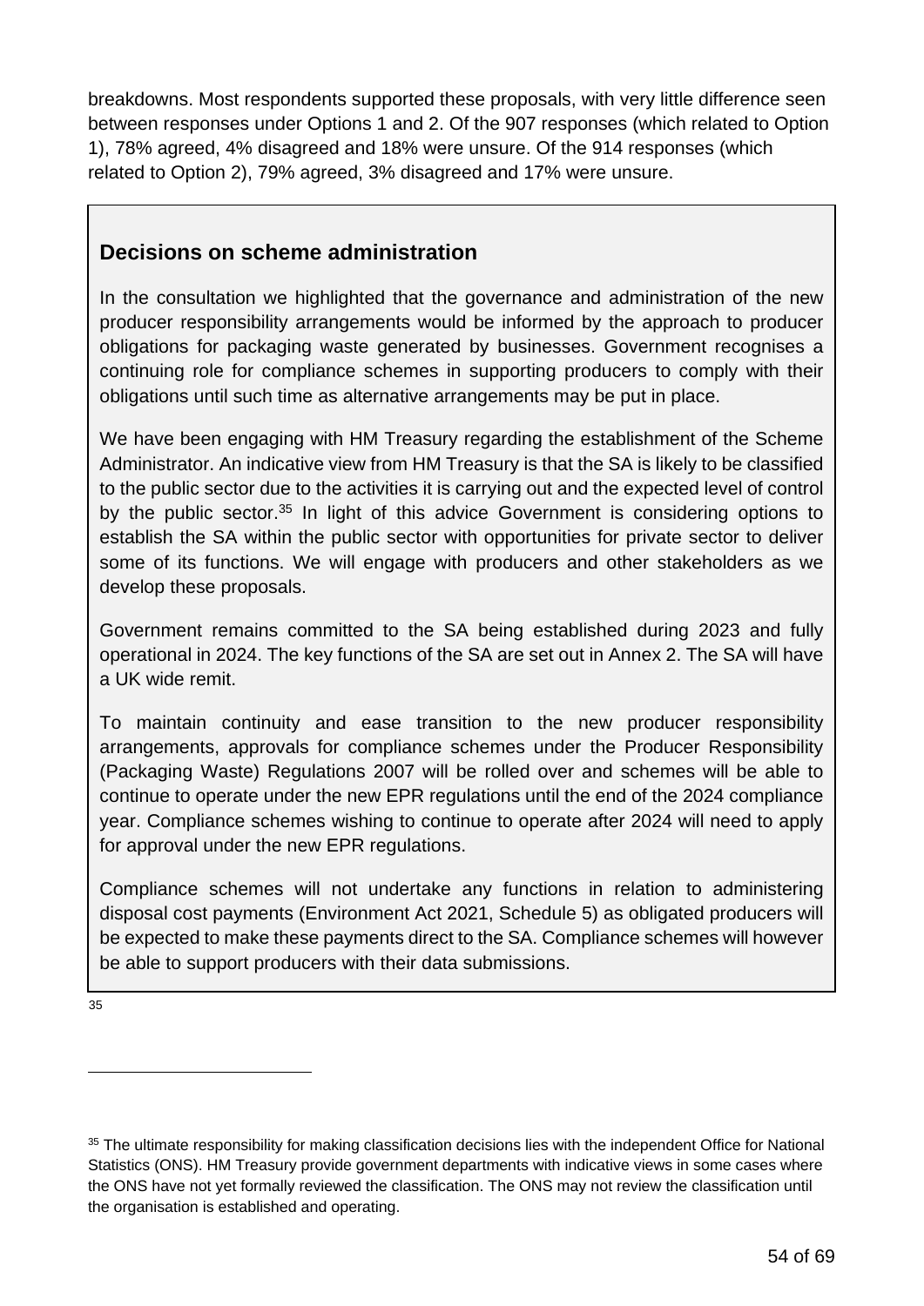breakdowns. Most respondents supported these proposals, with very little difference seen between responses under Options 1 and 2. Of the 907 responses (which related to Option 1), 78% agreed, 4% disagreed and 18% were unsure. Of the 914 responses (which related to Option 2), 79% agreed, 3% disagreed and 17% were unsure.

### Decisions on scheme administration

In the consultation we highlighted that the governance and administration of the new producer responsibility arrangements would be informed by the approach to producer obligations for packaging waste generated by businesses. Government recognises a continuing role for compliance schemes in supporting producers to comply with their obligations until such time as alternative arrangements may be put in place.

We have been engaging with HM Treasury regarding the establishment of the Scheme Administrator. An indicative view from HM Treasury is that the SA is likely to be classified to the public sector due to the activities it is carrying out and the expected level of control by the public sector.[35] In light of this advice Government is considering options to establish the SA within the public sector with opportunities for private sector to deliver some of its functions. We will engage with producers and other stakeholders as we develop these proposals.

Government remains committed to the SA being established during 2023 and fully operational in 2024. The key functions of the SA are set out in Annex 2. The SA will have a UK wide remit.

To maintain continuity and ease transition to the new producer responsibility arrangements, approvals for compliance schemes under the Producer Responsibility (Packaging Waste) Regulations 2007 will be rolled over and schemes will be able to continue to operate under the new EPR regulations until the end of the 2024 compliance year. Compliance schemes wishing to continue to operate after 2024 will need to apply for approval under the new EPR regulations.

Compliance schemes will not undertake any functions in relation to administering disposal cost payments (Environment Act 2021, Schedule 5) as obligated producers will be expected to make these payments direct to the SA. Compliance schemes will however be able to support producers with their data submissions.

35

---

[35] The ultimate responsibility for making classification decisions lies with the independent Office for National Statistics (ONS). HM Treasury provide government departments with indicative views in some cases where the ONS have not yet formally reviewed the classification. The ONS may not review the classification until the organisation is established and operating.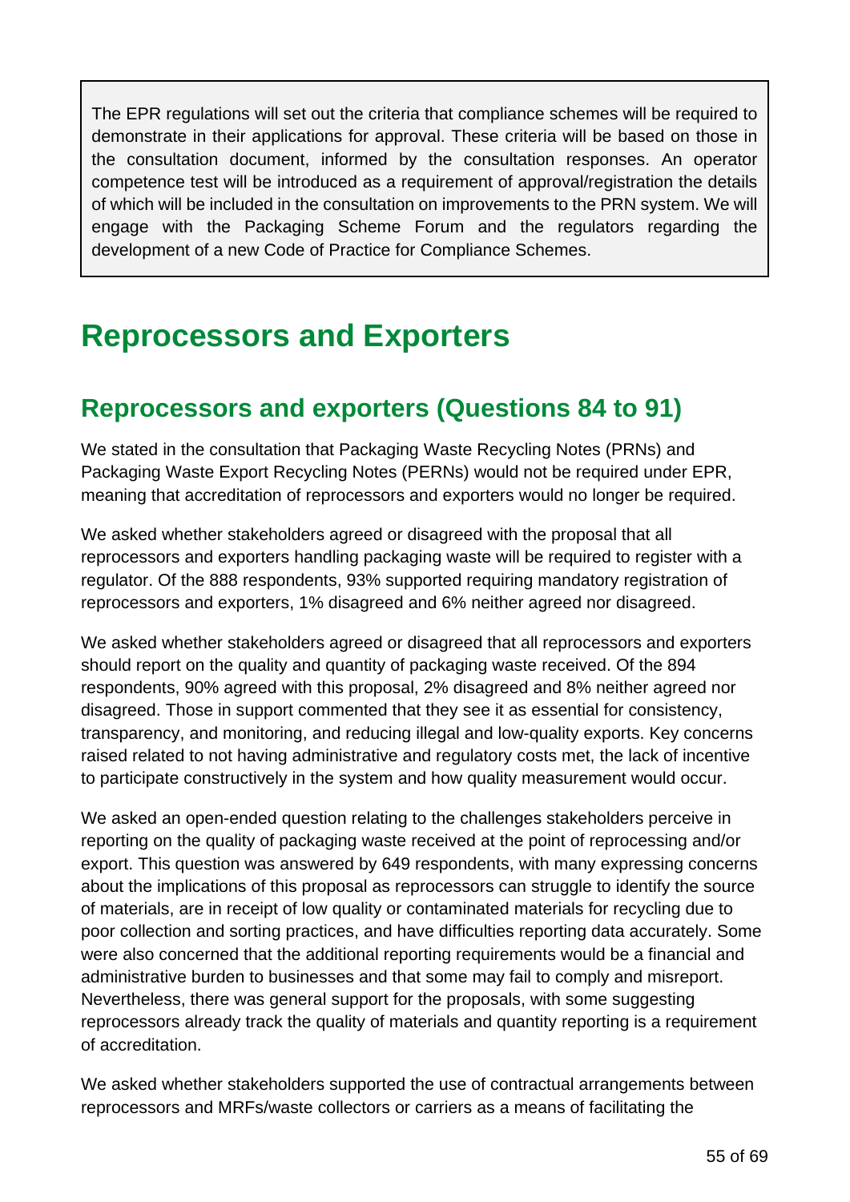> The EPR regulations will set out the criteria that compliance schemes will be required to demonstrate in their applications for approval. These criteria will be based on those in the consultation document, informed by the consultation responses. An operator competence test will be introduced as a requirement of approval/registration the details of which will be included in the consultation on improvements to the PRN system. We will engage with the Packaging Scheme Forum and the regulators regarding the development of a new Code of Practice for Compliance Schemes.

# Reprocessors and Exporters

## Reprocessors and exporters (Questions 84 to 91)

We stated in the consultation that Packaging Waste Recycling Notes (PRNs) and Packaging Waste Export Recycling Notes (PERNs) would not be required under EPR, meaning that accreditation of reprocessors and exporters would no longer be required.

We asked whether stakeholders agreed or disagreed with the proposal that all reprocessors and exporters handling packaging waste will be required to register with a regulator. Of the 888 respondents, 93% supported requiring mandatory registration of reprocessors and exporters, 1% disagreed and 6% neither agreed nor disagreed.

We asked whether stakeholders agreed or disagreed that all reprocessors and exporters should report on the quality and quantity of packaging waste received. Of the 894 respondents, 90% agreed with this proposal, 2% disagreed and 8% neither agreed nor disagreed. Those in support commented that they see it as essential for consistency, transparency, and monitoring, and reducing illegal and low-quality exports. Key concerns raised related to not having administrative and regulatory costs met, the lack of incentive to participate constructively in the system and how quality measurement would occur.

We asked an open-ended question relating to the challenges stakeholders perceive in reporting on the quality of packaging waste received at the point of reprocessing and/or export. This question was answered by 649 respondents, with many expressing concerns about the implications of this proposal as reprocessors can struggle to identify the source of materials, are in receipt of low quality or contaminated materials for recycling due to poor collection and sorting practices, and have difficulties reporting data accurately. Some were also concerned that the additional reporting requirements would be a financial and administrative burden to businesses and that some may fail to comply and misreport. Nevertheless, there was general support for the proposals, with some suggesting reprocessors already track the quality of materials and quantity reporting is a requirement of accreditation.

We asked whether stakeholders supported the use of contractual arrangements between reprocessors and MRFs/waste collectors or carriers as a means of facilitating the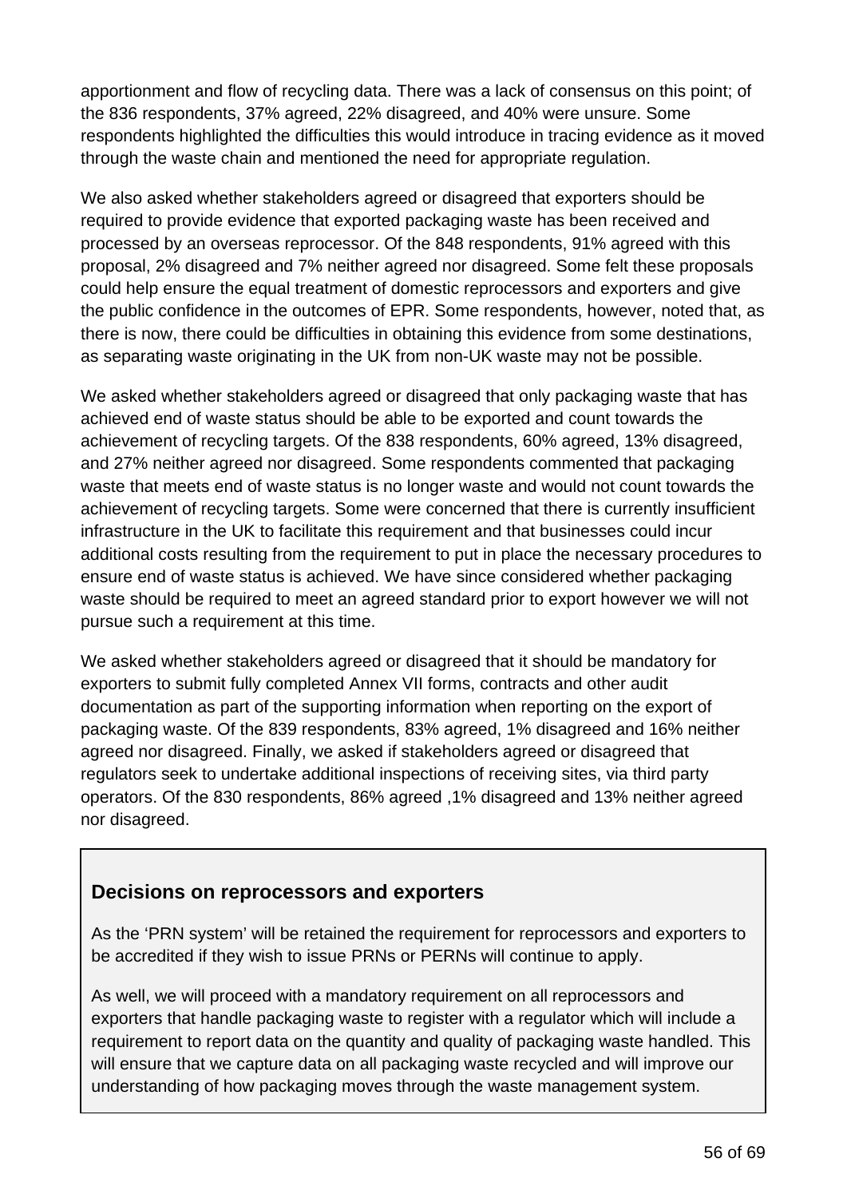apportionment and flow of recycling data. There was a lack of consensus on this point; of the 836 respondents, 37% agreed, 22% disagreed, and 40% were unsure. Some respondents highlighted the difficulties this would introduce in tracing evidence as it moved through the waste chain and mentioned the need for appropriate regulation.

We also asked whether stakeholders agreed or disagreed that exporters should be required to provide evidence that exported packaging waste has been received and processed by an overseas reprocessor. Of the 848 respondents, 91% agreed with this proposal, 2% disagreed and 7% neither agreed nor disagreed. Some felt these proposals could help ensure the equal treatment of domestic reprocessors and exporters and give the public confidence in the outcomes of EPR. Some respondents, however, noted that, as there is now, there could be difficulties in obtaining this evidence from some destinations, as separating waste originating in the UK from non-UK waste may not be possible.

We asked whether stakeholders agreed or disagreed that only packaging waste that has achieved end of waste status should be able to be exported and count towards the achievement of recycling targets. Of the 838 respondents, 60% agreed, 13% disagreed, and 27% neither agreed nor disagreed. Some respondents commented that packaging waste that meets end of waste status is no longer waste and would not count towards the achievement of recycling targets. Some were concerned that there is currently insufficient infrastructure in the UK to facilitate this requirement and that businesses could incur additional costs resulting from the requirement to put in place the necessary procedures to ensure end of waste status is achieved. We have since considered whether packaging waste should be required to meet an agreed standard prior to export however we will not pursue such a requirement at this time.

We asked whether stakeholders agreed or disagreed that it should be mandatory for exporters to submit fully completed Annex VII forms, contracts and other audit documentation as part of the supporting information when reporting on the export of packaging waste. Of the 839 respondents, 83% agreed, 1% disagreed and 16% neither agreed nor disagreed. Finally, we asked if stakeholders agreed or disagreed that regulators seek to undertake additional inspections of receiving sites, via third party operators. Of the 830 respondents, 86% agreed ,1% disagreed and 13% neither agreed nor disagreed.

### Decisions on reprocessors and exporters

As the 'PRN system' will be retained the requirement for reprocessors and exporters to be accredited if they wish to issue PRNs or PERNs will continue to apply.

As well, we will proceed with a mandatory requirement on all reprocessors and exporters that handle packaging waste to register with a regulator which will include a requirement to report data on the quantity and quality of packaging waste handled. This will ensure that we capture data on all packaging waste recycled and will improve our understanding of how packaging moves through the waste management system.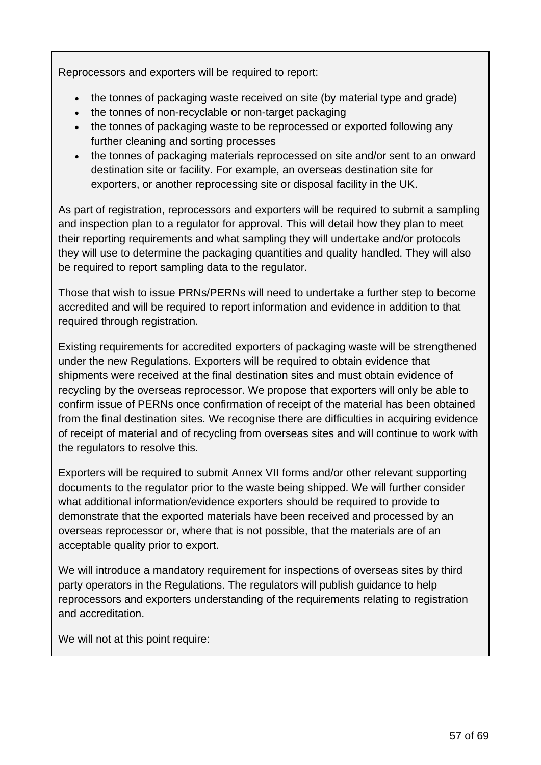Reprocessors and exporters will be required to report:

- the tonnes of packaging waste received on site (by material type and grade)
- the tonnes of non-recyclable or non-target packaging
- the tonnes of packaging waste to be reprocessed or exported following any further cleaning and sorting processes
- the tonnes of packaging materials reprocessed on site and/or sent to an onward destination site or facility. For example, an overseas destination site for exporters, or another reprocessing site or disposal facility in the UK.

As part of registration, reprocessors and exporters will be required to submit a sampling and inspection plan to a regulator for approval. This will detail how they plan to meet their reporting requirements and what sampling they will undertake and/or protocols they will use to determine the packaging quantities and quality handled. They will also be required to report sampling data to the regulator.

Those that wish to issue PRNs/PERNs will need to undertake a further step to become accredited and will be required to report information and evidence in addition to that required through registration.

Existing requirements for accredited exporters of packaging waste will be strengthened under the new Regulations. Exporters will be required to obtain evidence that shipments were received at the final destination sites and must obtain evidence of recycling by the overseas reprocessor. We propose that exporters will only be able to confirm issue of PERNs once confirmation of receipt of the material has been obtained from the final destination sites. We recognise there are difficulties in acquiring evidence of receipt of material and of recycling from overseas sites and will continue to work with the regulators to resolve this.

Exporters will be required to submit Annex VII forms and/or other relevant supporting documents to the regulator prior to the waste being shipped. We will further consider what additional information/evidence exporters should be required to provide to demonstrate that the exported materials have been received and processed by an overseas reprocessor or, where that is not possible, that the materials are of an acceptable quality prior to export.

We will introduce a mandatory requirement for inspections of overseas sites by third party operators in the Regulations. The regulators will publish guidance to help reprocessors and exporters understanding of the requirements relating to registration and accreditation.

We will not at this point require: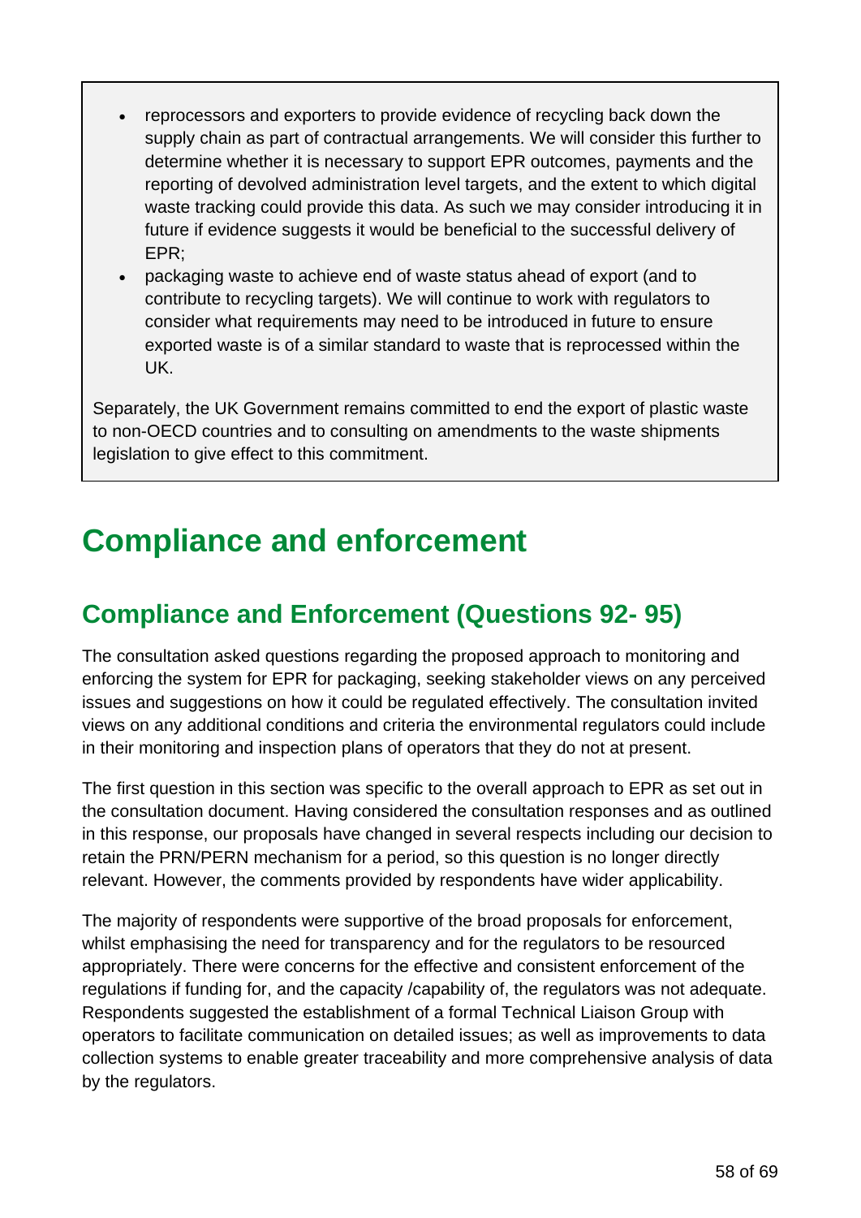- reprocessors and exporters to provide evidence of recycling back down the supply chain as part of contractual arrangements. We will consider this further to determine whether it is necessary to support EPR outcomes, payments and the reporting of devolved administration level targets, and the extent to which digital waste tracking could provide this data. As such we may consider introducing it in future if evidence suggests it would be beneficial to the successful delivery of EPR;
- packaging waste to achieve end of waste status ahead of export (and to contribute to recycling targets). We will continue to work with regulators to consider what requirements may need to be introduced in future to ensure exported waste is of a similar standard to waste that is reprocessed within the UK.

Separately, the UK Government remains committed to end the export of plastic waste to non-OECD countries and to consulting on amendments to the waste shipments legislation to give effect to this commitment.

# Compliance and enforcement

## Compliance and Enforcement (Questions 92- 95)

The consultation asked questions regarding the proposed approach to monitoring and enforcing the system for EPR for packaging, seeking stakeholder views on any perceived issues and suggestions on how it could be regulated effectively. The consultation invited views on any additional conditions and criteria the environmental regulators could include in their monitoring and inspection plans of operators that they do not at present.

The first question in this section was specific to the overall approach to EPR as set out in the consultation document. Having considered the consultation responses and as outlined in this response, our proposals have changed in several respects including our decision to retain the PRN/PERN mechanism for a period, so this question is no longer directly relevant. However, the comments provided by respondents have wider applicability.

The majority of respondents were supportive of the broad proposals for enforcement, whilst emphasising the need for transparency and for the regulators to be resourced appropriately. There were concerns for the effective and consistent enforcement of the regulations if funding for, and the capacity /capability of, the regulators was not adequate. Respondents suggested the establishment of a formal Technical Liaison Group with operators to facilitate communication on detailed issues; as well as improvements to data collection systems to enable greater traceability and more comprehensive analysis of data by the regulators.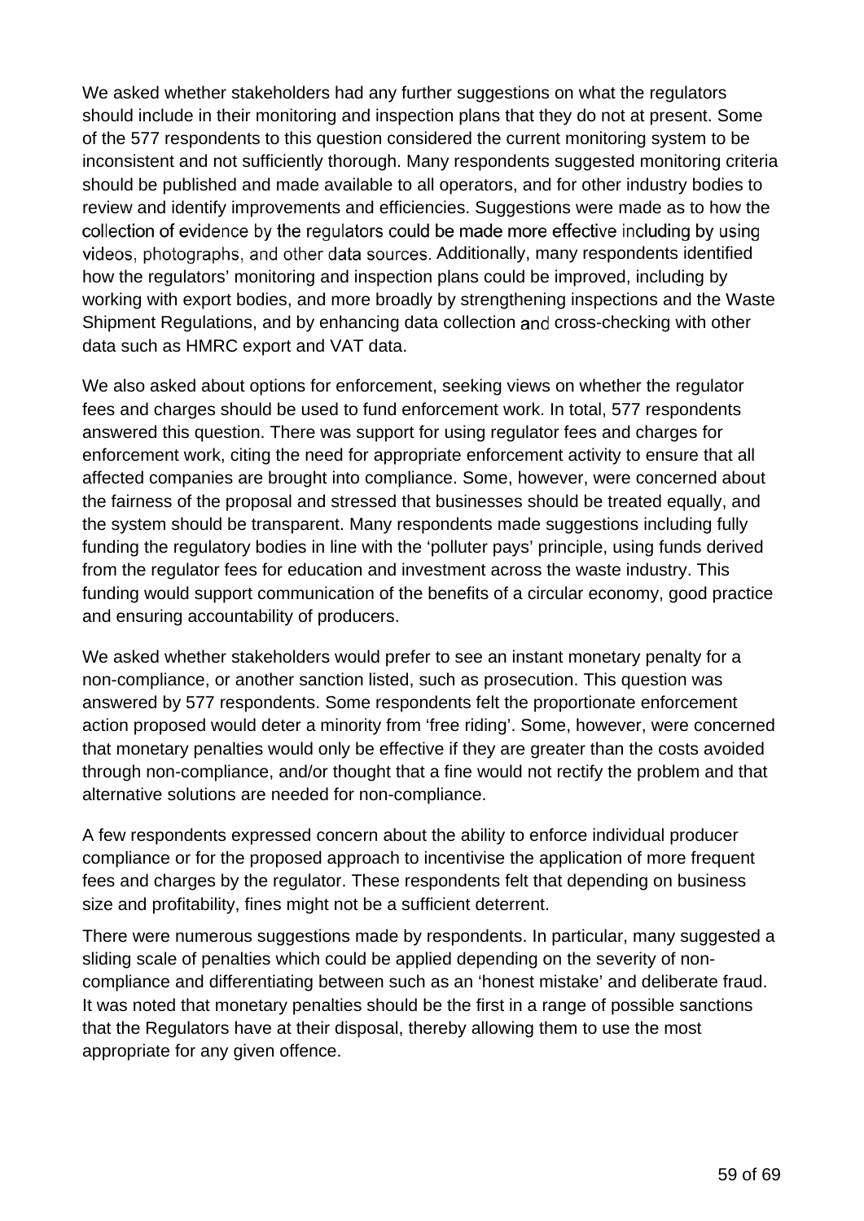We asked whether stakeholders had any further suggestions on what the regulators should include in their monitoring and inspection plans that they do not at present. Some of the 577 respondents to this question considered the current monitoring system to be inconsistent and not sufficiently thorough. Many respondents suggested monitoring criteria should be published and made available to all operators, and for other industry bodies to review and identify improvements and efficiencies. Suggestions were made as to how the collection of evidence by the regulators could be made more effective including by using videos, photographs, and other data sources. Additionally, many respondents identified how the regulators' monitoring and inspection plans could be improved, including by working with export bodies, and more broadly by strengthening inspections and the Waste Shipment Regulations, and by enhancing data collection and cross-checking with other data such as HMRC export and VAT data.

We also asked about options for enforcement, seeking views on whether the regulator fees and charges should be used to fund enforcement work. In total, 577 respondents answered this question. There was support for using regulator fees and charges for enforcement work, citing the need for appropriate enforcement activity to ensure that all affected companies are brought into compliance. Some, however, were concerned about the fairness of the proposal and stressed that businesses should be treated equally, and the system should be transparent. Many respondents made suggestions including fully funding the regulatory bodies in line with the 'polluter pays' principle, using funds derived from the regulator fees for education and investment across the waste industry. This funding would support communication of the benefits of a circular economy, good practice and ensuring accountability of producers.

We asked whether stakeholders would prefer to see an instant monetary penalty for a non-compliance, or another sanction listed, such as prosecution. This question was answered by 577 respondents. Some respondents felt the proportionate enforcement action proposed would deter a minority from 'free riding'. Some, however, were concerned that monetary penalties would only be effective if they are greater than the costs avoided through non-compliance, and/or thought that a fine would not rectify the problem and that alternative solutions are needed for non-compliance.

A few respondents expressed concern about the ability to enforce individual producer compliance or for the proposed approach to incentivise the application of more frequent fees and charges by the regulator. These respondents felt that depending on business size and profitability, fines might not be a sufficient deterrent.

There were numerous suggestions made by respondents. In particular, many suggested a sliding scale of penalties which could be applied depending on the severity of non-compliance and differentiating between such as an 'honest mistake' and deliberate fraud. It was noted that monetary penalties should be the first in a range of possible sanctions that the Regulators have at their disposal, thereby allowing them to use the most appropriate for any given offence.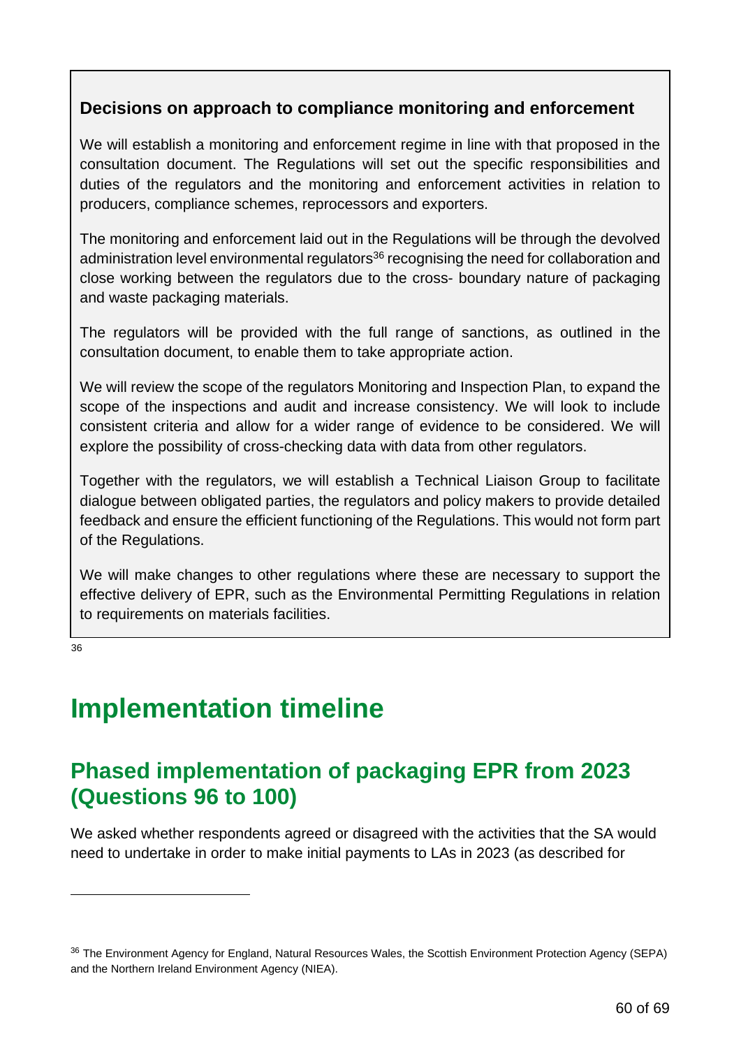### Decisions on approach to compliance monitoring and enforcement

We will establish a monitoring and enforcement regime in line with that proposed in the consultation document. The Regulations will set out the specific responsibilities and duties of the regulators and the monitoring and enforcement activities in relation to producers, compliance schemes, reprocessors and exporters.

The monitoring and enforcement laid out in the Regulations will be through the devolved administration level environmental regulators[36] recognising the need for collaboration and close working between the regulators due to the cross- boundary nature of packaging and waste packaging materials.

The regulators will be provided with the full range of sanctions, as outlined in the consultation document, to enable them to take appropriate action.

We will review the scope of the regulators Monitoring and Inspection Plan, to expand the scope of the inspections and audit and increase consistency. We will look to include consistent criteria and allow for a wider range of evidence to be considered. We will explore the possibility of cross-checking data with data from other regulators.

Together with the regulators, we will establish a Technical Liaison Group to facilitate dialogue between obligated parties, the regulators and policy makers to provide detailed feedback and ensure the efficient functioning of the Regulations. This would not form part of the Regulations.

We will make changes to other regulations where these are necessary to support the effective delivery of EPR, such as the Environmental Permitting Regulations in relation to requirements on materials facilities.

# Implementation timeline

## Phased implementation of packaging EPR from 2023 (Questions 96 to 100)

We asked whether respondents agreed or disagreed with the activities that the SA would need to undertake in order to make initial payments to LAs in 2023 (as described for

---

[36] The Environment Agency for England, Natural Resources Wales, the Scottish Environment Protection Agency (SEPA) and the Northern Ireland Environment Agency (NIEA).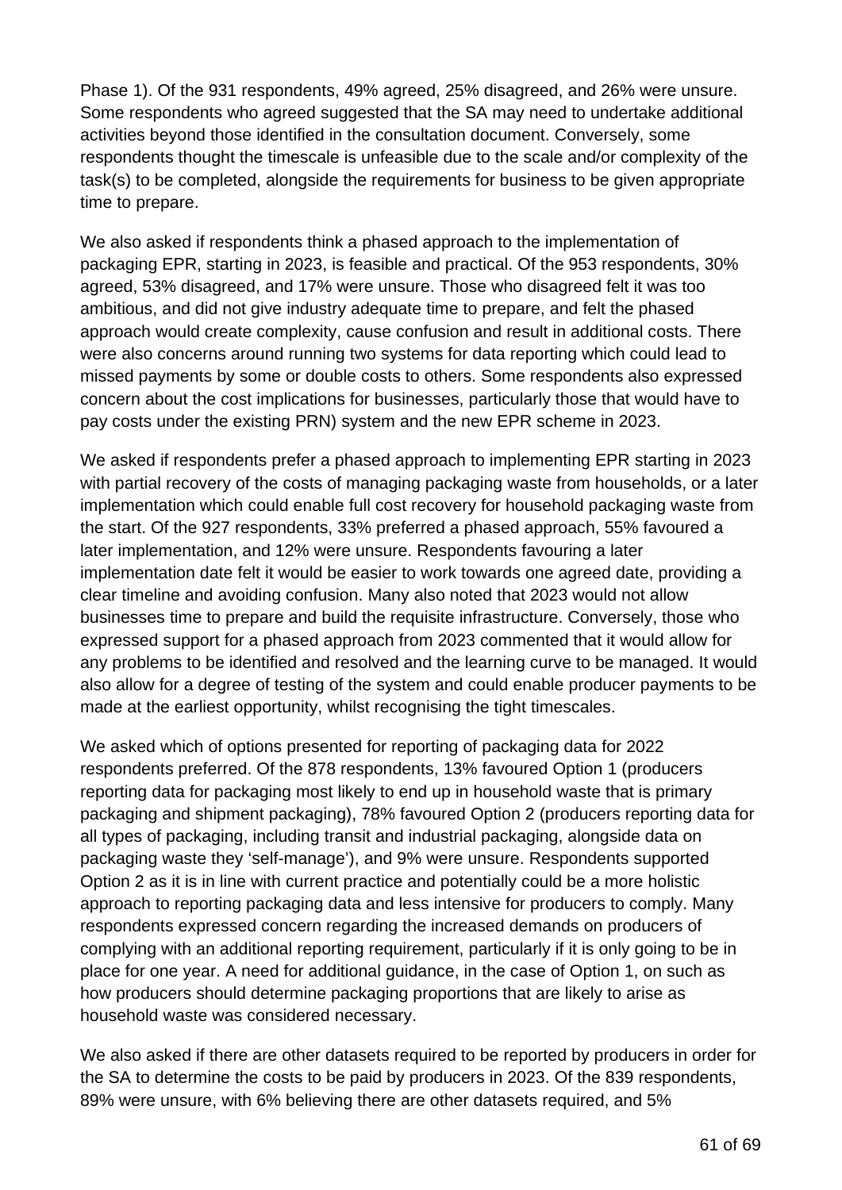Phase 1). Of the 931 respondents, 49% agreed, 25% disagreed, and 26% were unsure. Some respondents who agreed suggested that the SA may need to undertake additional activities beyond those identified in the consultation document. Conversely, some respondents thought the timescale is unfeasible due to the scale and/or complexity of the task(s) to be completed, alongside the requirements for business to be given appropriate time to prepare.

We also asked if respondents think a phased approach to the implementation of packaging EPR, starting in 2023, is feasible and practical. Of the 953 respondents, 30% agreed, 53% disagreed, and 17% were unsure. Those who disagreed felt it was too ambitious, and did not give industry adequate time to prepare, and felt the phased approach would create complexity, cause confusion and result in additional costs. There were also concerns around running two systems for data reporting which could lead to missed payments by some or double costs to others. Some respondents also expressed concern about the cost implications for businesses, particularly those that would have to pay costs under the existing PRN) system and the new EPR scheme in 2023.

We asked if respondents prefer a phased approach to implementing EPR starting in 2023 with partial recovery of the costs of managing packaging waste from households, or a later implementation which could enable full cost recovery for household packaging waste from the start. Of the 927 respondents, 33% preferred a phased approach, 55% favoured a later implementation, and 12% were unsure. Respondents favouring a later implementation date felt it would be easier to work towards one agreed date, providing a clear timeline and avoiding confusion. Many also noted that 2023 would not allow businesses time to prepare and build the requisite infrastructure. Conversely, those who expressed support for a phased approach from 2023 commented that it would allow for any problems to be identified and resolved and the learning curve to be managed. It would also allow for a degree of testing of the system and could enable producer payments to be made at the earliest opportunity, whilst recognising the tight timescales.

We asked which of options presented for reporting of packaging data for 2022 respondents preferred. Of the 878 respondents, 13% favoured Option 1 (producers reporting data for packaging most likely to end up in household waste that is primary packaging and shipment packaging), 78% favoured Option 2 (producers reporting data for all types of packaging, including transit and industrial packaging, alongside data on packaging waste they 'self-manage'), and 9% were unsure. Respondents supported Option 2 as it is in line with current practice and potentially could be a more holistic approach to reporting packaging data and less intensive for producers to comply. Many respondents expressed concern regarding the increased demands on producers of complying with an additional reporting requirement, particularly if it is only going to be in place for one year. A need for additional guidance, in the case of Option 1, on such as how producers should determine packaging proportions that are likely to arise as household waste was considered necessary.

We also asked if there are other datasets required to be reported by producers in order for the SA to determine the costs to be paid by producers in 2023. Of the 839 respondents, 89% were unsure, with 6% believing there are other datasets required, and 5%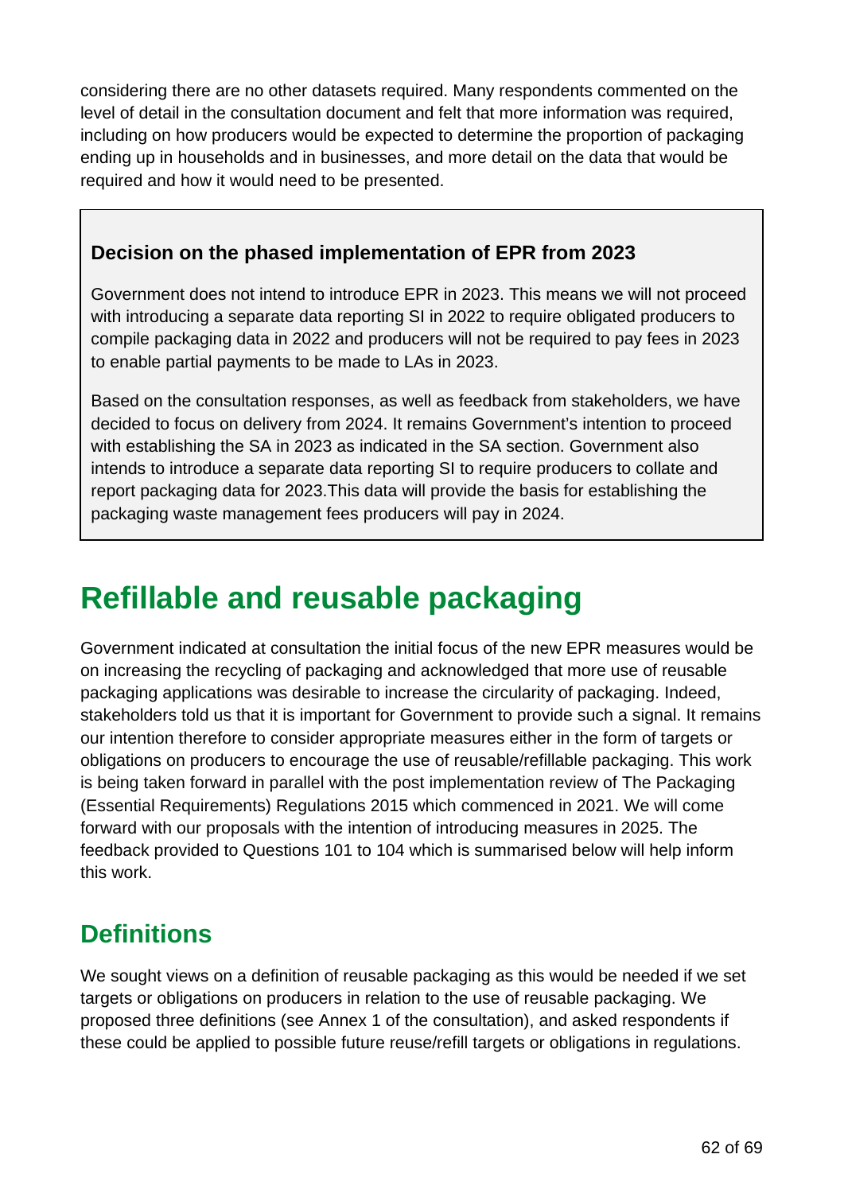considering there are no other datasets required. Many respondents commented on the level of detail in the consultation document and felt that more information was required, including on how producers would be expected to determine the proportion of packaging ending up in households and in businesses, and more detail on the data that would be required and how it would need to be presented.

> **Decision on the phased implementation of EPR from 2023**
>
> Government does not intend to introduce EPR in 2023. This means we will not proceed with introducing a separate data reporting SI in 2022 to require obligated producers to compile packaging data in 2022 and producers will not be required to pay fees in 2023 to enable partial payments to be made to LAs in 2023.
>
> Based on the consultation responses, as well as feedback from stakeholders, we have decided to focus on delivery from 2024. It remains Government's intention to proceed with establishing the SA in 2023 as indicated in the SA section. Government also intends to introduce a separate data reporting SI to require producers to collate and report packaging data for 2023.This data will provide the basis for establishing the packaging waste management fees producers will pay in 2024.

# Refillable and reusable packaging

Government indicated at consultation the initial focus of the new EPR measures would be on increasing the recycling of packaging and acknowledged that more use of reusable packaging applications was desirable to increase the circularity of packaging. Indeed, stakeholders told us that it is important for Government to provide such a signal. It remains our intention therefore to consider appropriate measures either in the form of targets or obligations on producers to encourage the use of reusable/refillable packaging. This work is being taken forward in parallel with the post implementation review of The Packaging (Essential Requirements) Regulations 2015 which commenced in 2021. We will come forward with our proposals with the intention of introducing measures in 2025. The feedback provided to Questions 101 to 104 which is summarised below will help inform this work.

## Definitions

We sought views on a definition of reusable packaging as this would be needed if we set targets or obligations on producers in relation to the use of reusable packaging. We proposed three definitions (see Annex 1 of the consultation), and asked respondents if these could be applied to possible future reuse/refill targets or obligations in regulations.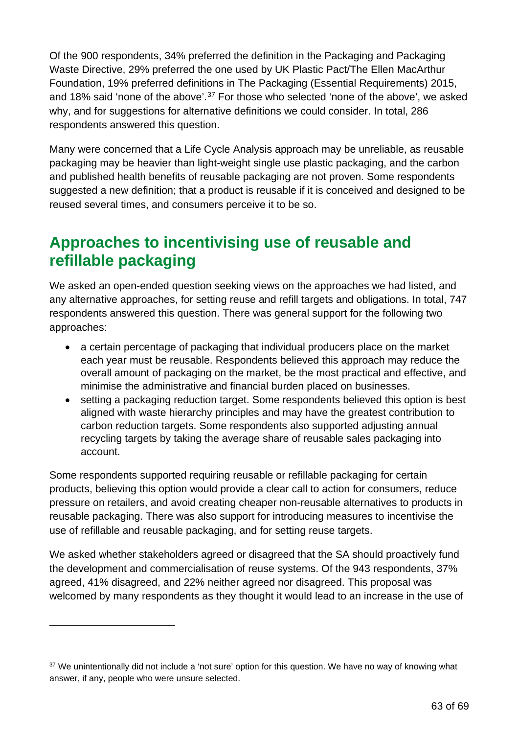Of the 900 respondents, 34% preferred the definition in the Packaging and Packaging Waste Directive, 29% preferred the one used by UK Plastic Pact/The Ellen MacArthur Foundation, 19% preferred definitions in The Packaging (Essential Requirements) 2015, and 18% said 'none of the above'.[37] For those who selected 'none of the above', we asked why, and for suggestions for alternative definitions we could consider. In total, 286 respondents answered this question.

Many were concerned that a Life Cycle Analysis approach may be unreliable, as reusable packaging may be heavier than light-weight single use plastic packaging, and the carbon and published health benefits of reusable packaging are not proven. Some respondents suggested a new definition; that a product is reusable if it is conceived and designed to be reused several times, and consumers perceive it to be so.

## Approaches to incentivising use of reusable and refillable packaging

We asked an open-ended question seeking views on the approaches we had listed, and any alternative approaches, for setting reuse and refill targets and obligations. In total, 747 respondents answered this question. There was general support for the following two approaches:

- a certain percentage of packaging that individual producers place on the market each year must be reusable. Respondents believed this approach may reduce the overall amount of packaging on the market, be the most practical and effective, and minimise the administrative and financial burden placed on businesses.
- setting a packaging reduction target. Some respondents believed this option is best aligned with waste hierarchy principles and may have the greatest contribution to carbon reduction targets. Some respondents also supported adjusting annual recycling targets by taking the average share of reusable sales packaging into account.

Some respondents supported requiring reusable or refillable packaging for certain products, believing this option would provide a clear call to action for consumers, reduce pressure on retailers, and avoid creating cheaper non-reusable alternatives to products in reusable packaging. There was also support for introducing measures to incentivise the use of refillable and reusable packaging, and for setting reuse targets.

We asked whether stakeholders agreed or disagreed that the SA should proactively fund the development and commercialisation of reuse systems. Of the 943 respondents, 37% agreed, 41% disagreed, and 22% neither agreed nor disagreed. This proposal was welcomed by many respondents as they thought it would lead to an increase in the use of

[37] We unintentionally did not include a 'not sure' option for this question. We have no way of knowing what answer, if any, people who were unsure selected.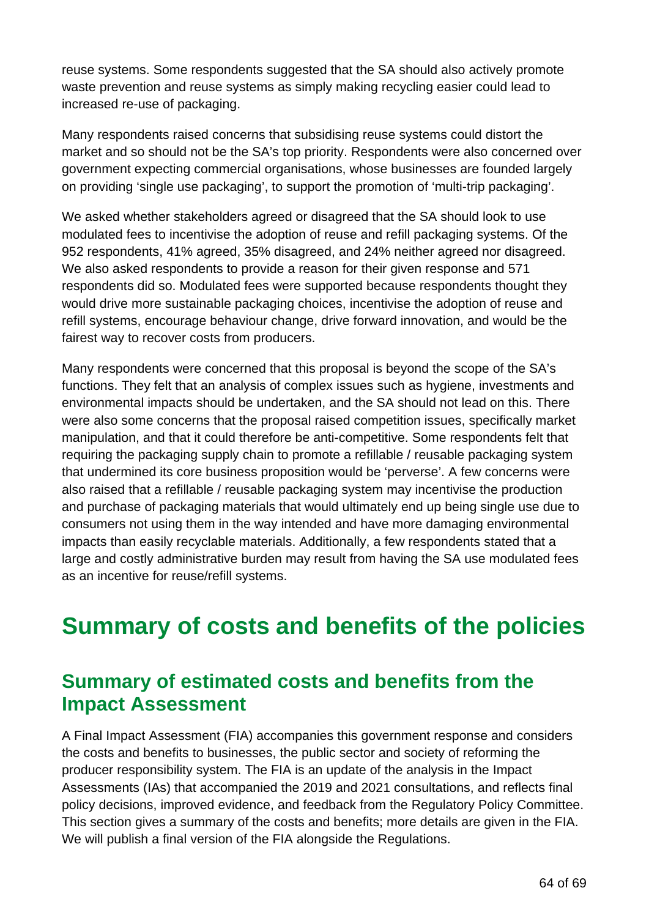reuse systems. Some respondents suggested that the SA should also actively promote waste prevention and reuse systems as simply making recycling easier could lead to increased re-use of packaging.

Many respondents raised concerns that subsidising reuse systems could distort the market and so should not be the SA's top priority. Respondents were also concerned over government expecting commercial organisations, whose businesses are founded largely on providing 'single use packaging', to support the promotion of 'multi-trip packaging'.

We asked whether stakeholders agreed or disagreed that the SA should look to use modulated fees to incentivise the adoption of reuse and refill packaging systems. Of the 952 respondents, 41% agreed, 35% disagreed, and 24% neither agreed nor disagreed. We also asked respondents to provide a reason for their given response and 571 respondents did so. Modulated fees were supported because respondents thought they would drive more sustainable packaging choices, incentivise the adoption of reuse and refill systems, encourage behaviour change, drive forward innovation, and would be the fairest way to recover costs from producers.

Many respondents were concerned that this proposal is beyond the scope of the SA's functions. They felt that an analysis of complex issues such as hygiene, investments and environmental impacts should be undertaken, and the SA should not lead on this. There were also some concerns that the proposal raised competition issues, specifically market manipulation, and that it could therefore be anti-competitive. Some respondents felt that requiring the packaging supply chain to promote a refillable / reusable packaging system that undermined its core business proposition would be 'perverse'. A few concerns were also raised that a refillable / reusable packaging system may incentivise the production and purchase of packaging materials that would ultimately end up being single use due to consumers not using them in the way intended and have more damaging environmental impacts than easily recyclable materials. Additionally, a few respondents stated that a large and costly administrative burden may result from having the SA use modulated fees as an incentive for reuse/refill systems.

# Summary of costs and benefits of the policies

## Summary of estimated costs and benefits from the Impact Assessment

A Final Impact Assessment (FIA) accompanies this government response and considers the costs and benefits to businesses, the public sector and society of reforming the producer responsibility system. The FIA is an update of the analysis in the Impact Assessments (IAs) that accompanied the 2019 and 2021 consultations, and reflects final policy decisions, improved evidence, and feedback from the Regulatory Policy Committee. This section gives a summary of the costs and benefits; more details are given in the FIA. We will publish a final version of the FIA alongside the Regulations.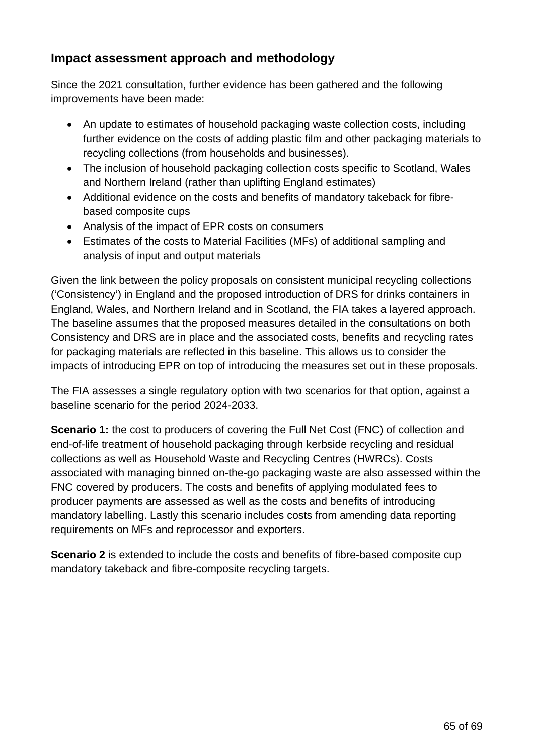## Impact assessment approach and methodology

Since the 2021 consultation, further evidence has been gathered and the following improvements have been made:

- An update to estimates of household packaging waste collection costs, including further evidence on the costs of adding plastic film and other packaging materials to recycling collections (from households and businesses).
- The inclusion of household packaging collection costs specific to Scotland, Wales and Northern Ireland (rather than uplifting England estimates)
- Additional evidence on the costs and benefits of mandatory takeback for fibre-based composite cups
- Analysis of the impact of EPR costs on consumers
- Estimates of the costs to Material Facilities (MFs) of additional sampling and analysis of input and output materials

Given the link between the policy proposals on consistent municipal recycling collections ('Consistency') in England and the proposed introduction of DRS for drinks containers in England, Wales, and Northern Ireland and in Scotland, the FIA takes a layered approach. The baseline assumes that the proposed measures detailed in the consultations on both Consistency and DRS are in place and the associated costs, benefits and recycling rates for packaging materials are reflected in this baseline. This allows us to consider the impacts of introducing EPR on top of introducing the measures set out in these proposals.

The FIA assesses a single regulatory option with two scenarios for that option, against a baseline scenario for the period 2024-2033.

**Scenario 1:** the cost to producers of covering the Full Net Cost (FNC) of collection and end-of-life treatment of household packaging through kerbside recycling and residual collections as well as Household Waste and Recycling Centres (HWRCs). Costs associated with managing binned on-the-go packaging waste are also assessed within the FNC covered by producers. The costs and benefits of applying modulated fees to producer payments are assessed as well as the costs and benefits of introducing mandatory labelling. Lastly this scenario includes costs from amending data reporting requirements on MFs and reprocessor and exporters.

**Scenario 2** is extended to include the costs and benefits of fibre-based composite cup mandatory takeback and fibre-composite recycling targets.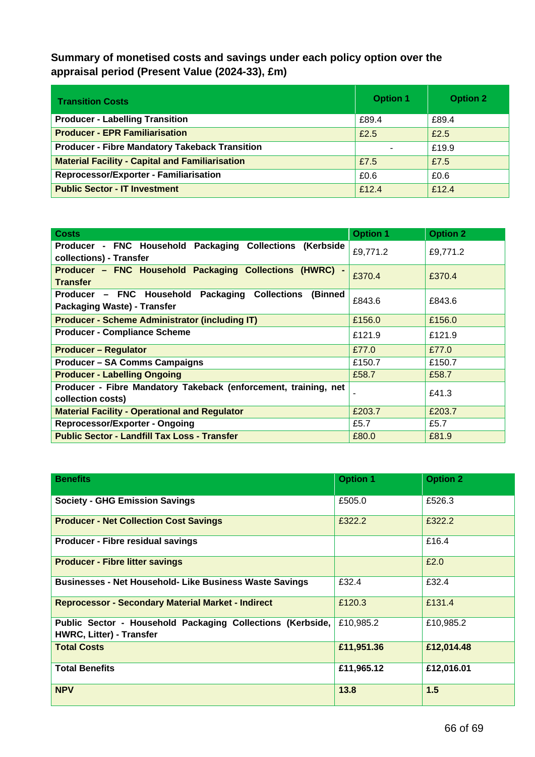**Summary of monetised costs and savings under each policy option over the appraisal period (Present Value (2024-33), £m)**

| Transition Costs | Option 1 | Option 2 |
|---|---|---|
| **Producer - Labelling Transition** | £89.4 | £89.4 |
| **Producer - EPR Familiarisation** | £2.5 | £2.5 |
| **Producer - Fibre Mandatory Takeback Transition** | - | £19.9 |
| **Material Facility - Capital and Familiarisation** | £7.5 | £7.5 |
| **Reprocessor/Exporter - Familiarisation** | £0.6 | £0.6 |
| **Public Sector - IT Investment** | £12.4 | £12.4 |

| Costs | Option 1 | Option 2 |
|---|---|---|
| **Producer - FNC Household Packaging Collections (Kerbside collections) - Transfer** | £9,771.2 | £9,771.2 |
| **Producer – FNC Household Packaging Collections (HWRC) - Transfer** | £370.4 | £370.4 |
| **Producer – FNC Household Packaging Collections (Binned Packaging Waste) - Transfer** | £843.6 | £843.6 |
| **Producer - Scheme Administrator (including IT)** | £156.0 | £156.0 |
| **Producer - Compliance Scheme** | £121.9 | £121.9 |
| **Producer – Regulator** | £77.0 | £77.0 |
| **Producer – SA Comms Campaigns** | £150.7 | £150.7 |
| **Producer - Labelling Ongoing** | £58.7 | £58.7 |
| **Producer - Fibre Mandatory Takeback (enforcement, training, net collection costs)** | - | £41.3 |
| **Material Facility - Operational and Regulator** | £203.7 | £203.7 |
| **Reprocessor/Exporter - Ongoing** | £5.7 | £5.7 |
| **Public Sector - Landfill Tax Loss - Transfer** | £80.0 | £81.9 |

| Benefits | Option 1 | Option 2 |
|---|---|---|
| **Society - GHG Emission Savings** | £505.0 | £526.3 |
| **Producer - Net Collection Cost Savings** | £322.2 | £322.2 |
| **Producer - Fibre residual savings** | | £16.4 |
| **Producer - Fibre litter savings** | | £2.0 |
| **Businesses - Net Household- Like Business Waste Savings** | £32.4 | £32.4 |
| **Reprocessor - Secondary Material Market - Indirect** | £120.3 | £131.4 |
| **Public Sector - Household Packaging Collections (Kerbside, HWRC, Litter) - Transfer** | £10,985.2 | £10,985.2 |
| **Total Costs** | **£11,951.36** | **£12,014.48** |
| **Total Benefits** | **£11,965.12** | **£12,016.01** |
| **NPV** | **13.8** | **1.5** |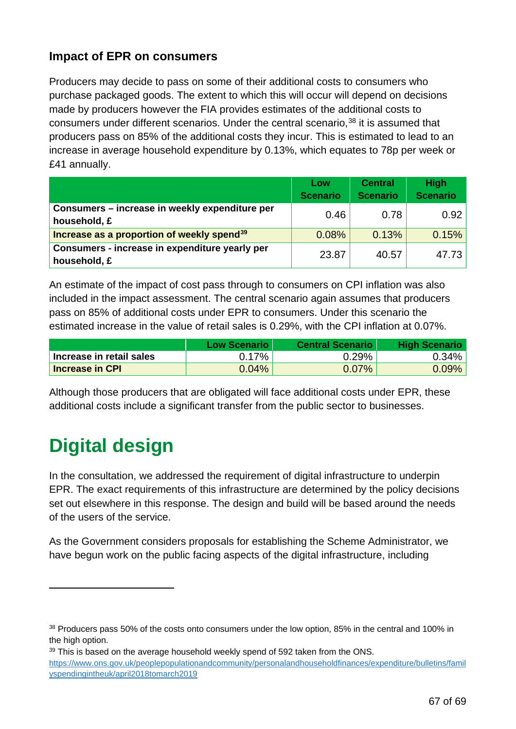### Impact of EPR on consumers

Producers may decide to pass on some of their additional costs to consumers who purchase packaged goods. The extent to which this will occur will depend on decisions made by producers however the FIA provides estimates of the additional costs to consumers under different scenarios. Under the central scenario,[38] it is assumed that producers pass on 85% of the additional costs they incur. This is estimated to lead to an increase in average household expenditure by 0.13%, which equates to 78p per week or £41 annually.

| | Low Scenario | Central Scenario | High Scenario |
|---|---|---|---|
| **Consumers – increase in weekly expenditure per household, £** | 0.46 | 0.78 | 0.92 |
| **Increase as a proportion of weekly spend[39]** | 0.08% | 0.13% | 0.15% |
| **Consumers - increase in expenditure yearly per household, £** | 23.87 | 40.57 | 47.73 |

An estimate of the impact of cost pass through to consumers on CPI inflation was also included in the impact assessment. The central scenario again assumes that producers pass on 85% of additional costs under EPR to consumers. Under this scenario the estimated increase in the value of retail sales is 0.29%, with the CPI inflation at 0.07%.

| | Low Scenario | Central Scenario | High Scenario |
|---|---|---|---|
| **Increase in retail sales** | 0.17% | 0.29% | 0.34% |
| **Increase in CPI** | 0.04% | 0.07% | 0.09% |

Although those producers that are obligated will face additional costs under EPR, these additional costs include a significant transfer from the public sector to businesses.

# Digital design

In the consultation, we addressed the requirement of digital infrastructure to underpin EPR. The exact requirements of this infrastructure are determined by the policy decisions set out elsewhere in this response. The design and build will be based around the needs of the users of the service.

As the Government considers proposals for establishing the Scheme Administrator, we have begun work on the public facing aspects of the digital infrastructure, including

[38] Producers pass 50% of the costs onto consumers under the low option, 85% in the central and 100% in the high option.

[39] This is based on the average household weekly spend of 592 taken from the ONS. https://www.ons.gov.uk/peoplepopulationandcommunity/personalandhouseholdfinances/expenditure/bulletins/familyspendingintheuk/april2018tomarch2019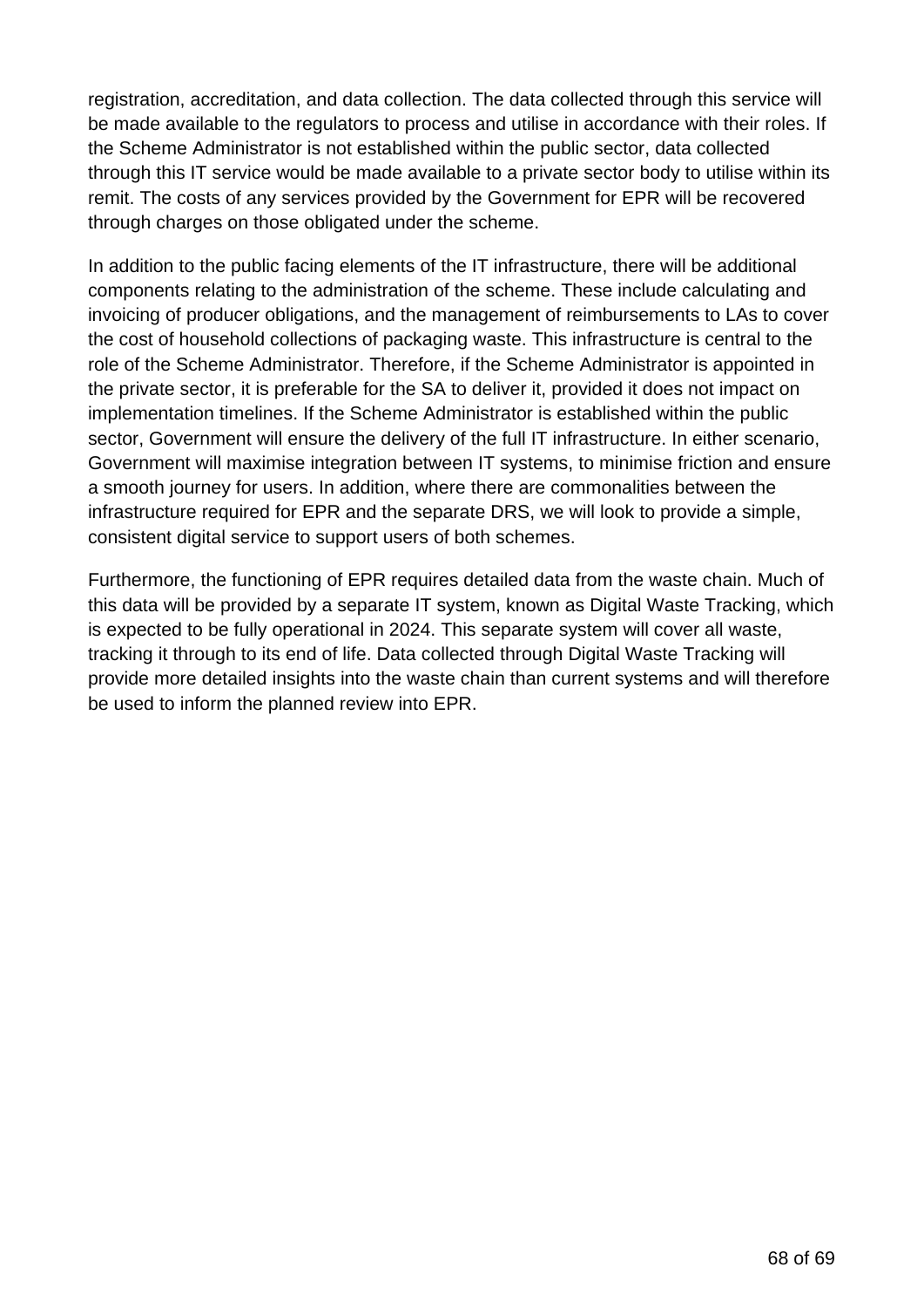registration, accreditation, and data collection. The data collected through this service will be made available to the regulators to process and utilise in accordance with their roles. If the Scheme Administrator is not established within the public sector, data collected through this IT service would be made available to a private sector body to utilise within its remit. The costs of any services provided by the Government for EPR will be recovered through charges on those obligated under the scheme.

In addition to the public facing elements of the IT infrastructure, there will be additional components relating to the administration of the scheme. These include calculating and invoicing of producer obligations, and the management of reimbursements to LAs to cover the cost of household collections of packaging waste. This infrastructure is central to the role of the Scheme Administrator. Therefore, if the Scheme Administrator is appointed in the private sector, it is preferable for the SA to deliver it, provided it does not impact on implementation timelines. If the Scheme Administrator is established within the public sector, Government will ensure the delivery of the full IT infrastructure. In either scenario, Government will maximise integration between IT systems, to minimise friction and ensure a smooth journey for users. In addition, where there are commonalities between the infrastructure required for EPR and the separate DRS, we will look to provide a simple, consistent digital service to support users of both schemes.

Furthermore, the functioning of EPR requires detailed data from the waste chain. Much of this data will be provided by a separate IT system, known as Digital Waste Tracking, which is expected to be fully operational in 2024. This separate system will cover all waste, tracking it through to its end of life. Data collected through Digital Waste Tracking will provide more detailed insights into the waste chain than current systems and will therefore be used to inform the planned review into EPR.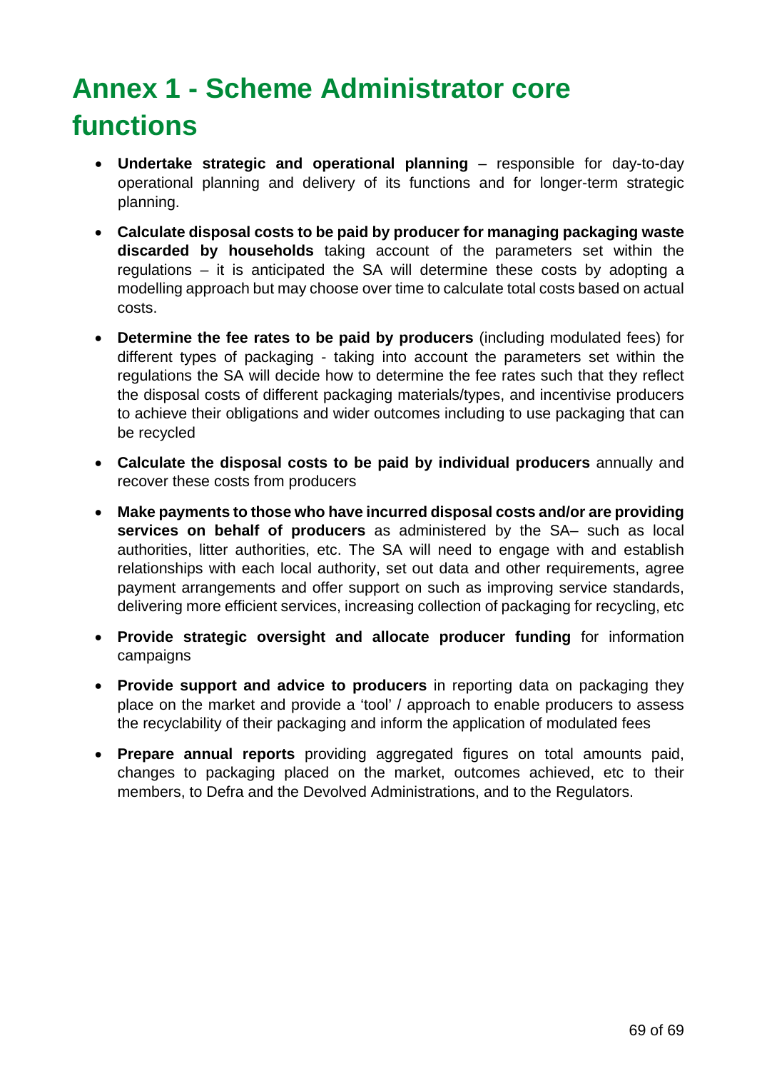# Annex 1 - Scheme Administrator core functions

- **Undertake strategic and operational planning** – responsible for day-to-day operational planning and delivery of its functions and for longer-term strategic planning.
- **Calculate disposal costs to be paid by producer for managing packaging waste discarded by households** taking account of the parameters set within the regulations – it is anticipated the SA will determine these costs by adopting a modelling approach but may choose over time to calculate total costs based on actual costs.
- **Determine the fee rates to be paid by producers** (including modulated fees) for different types of packaging - taking into account the parameters set within the regulations the SA will decide how to determine the fee rates such that they reflect the disposal costs of different packaging materials/types, and incentivise producers to achieve their obligations and wider outcomes including to use packaging that can be recycled
- **Calculate the disposal costs to be paid by individual producers** annually and recover these costs from producers
- **Make payments to those who have incurred disposal costs and/or are providing services on behalf of producers** as administered by the SA– such as local authorities, litter authorities, etc. The SA will need to engage with and establish relationships with each local authority, set out data and other requirements, agree payment arrangements and offer support on such as improving service standards, delivering more efficient services, increasing collection of packaging for recycling, etc
- **Provide strategic oversight and allocate producer funding** for information campaigns
- **Provide support and advice to producers** in reporting data on packaging they place on the market and provide a 'tool' / approach to enable producers to assess the recyclability of their packaging and inform the application of modulated fees
- **Prepare annual reports** providing aggregated figures on total amounts paid, changes to packaging placed on the market, outcomes achieved, etc to their members, to Defra and the Devolved Administrations, and to the Regulators.